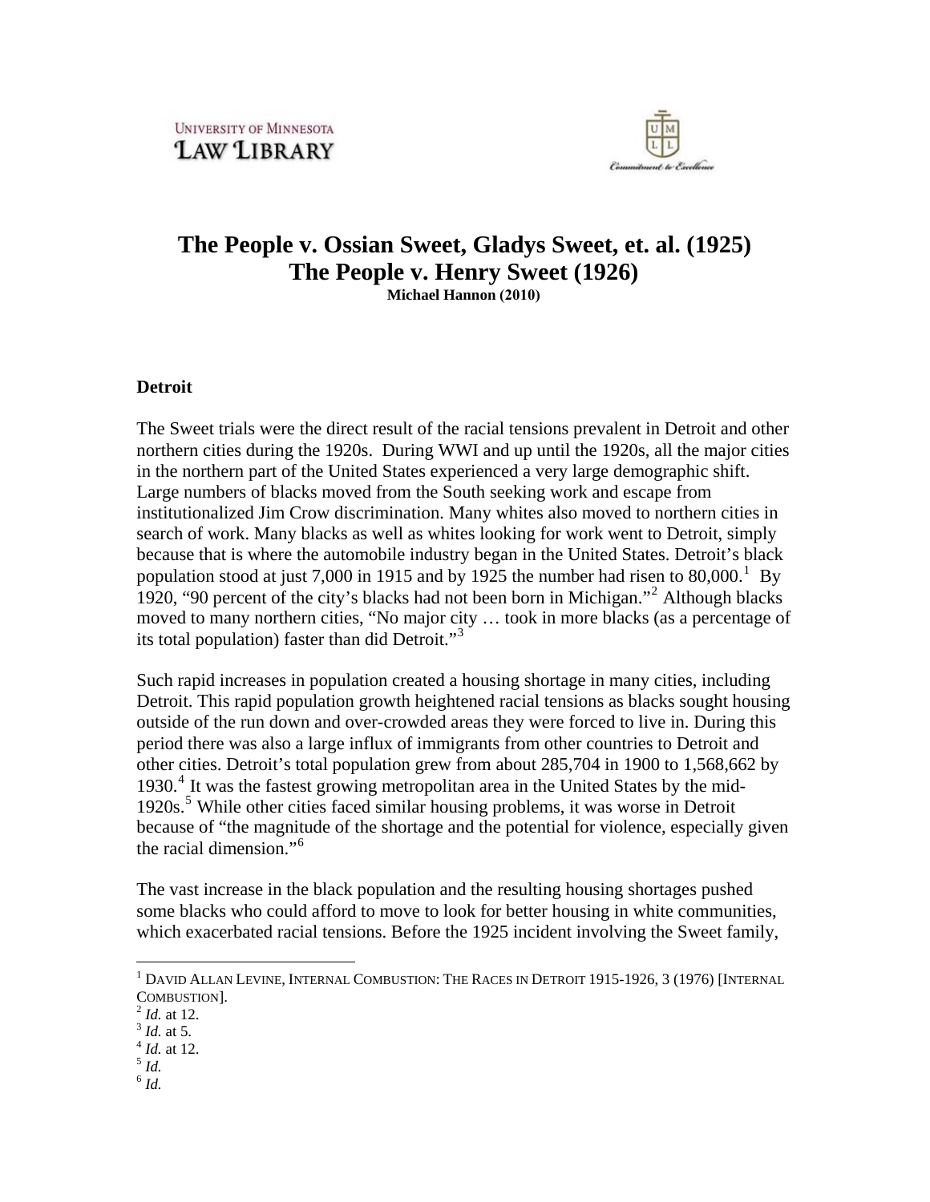UNIVERSITY OF MINNESOTA
LAW LIBRARY

# The People v. Ossian Sweet, Gladys Sweet, et. al. (1925)
# The People v. Henry Sweet (1926)

**Michael Hannon (2010)**

### Detroit

The Sweet trials were the direct result of the racial tensions prevalent in Detroit and other northern cities during the 1920s. During WWI and up until the 1920s, all the major cities in the northern part of the United States experienced a very large demographic shift. Large numbers of blacks moved from the South seeking work and escape from institutionalized Jim Crow discrimination. Many whites also moved to northern cities in search of work. Many blacks as well as whites looking for work went to Detroit, simply because that is where the automobile industry began in the United States. Detroit's black population stood at just 7,000 in 1915 and by 1925 the number had risen to 80,000.[1] By 1920, "90 percent of the city's blacks had not been born in Michigan."[2] Although blacks moved to many northern cities, "No major city … took in more blacks (as a percentage of its total population) faster than did Detroit."[3]

Such rapid increases in population created a housing shortage in many cities, including Detroit. This rapid population growth heightened racial tensions as blacks sought housing outside of the run down and over-crowded areas they were forced to live in. During this period there was also a large influx of immigrants from other countries to Detroit and other cities. Detroit's total population grew from about 285,704 in 1900 to 1,568,662 by 1930.[4] It was the fastest growing metropolitan area in the United States by the mid-1920s.[5] While other cities faced similar housing problems, it was worse in Detroit because of "the magnitude of the shortage and the potential for violence, especially given the racial dimension."[6]

The vast increase in the black population and the resulting housing shortages pushed some blacks who could afford to move to look for better housing in white communities, which exacerbated racial tensions. Before the 1925 incident involving the Sweet family,

---

[1] DAVID ALLAN LEVINE, INTERNAL COMBUSTION: THE RACES IN DETROIT 1915-1926, 3 (1976) [INTERNAL COMBUSTION].
[2] *Id.* at 12.
[3] *Id.* at 5.
[4] *Id.* at 12.
[5] *Id.*
[6] *Id.*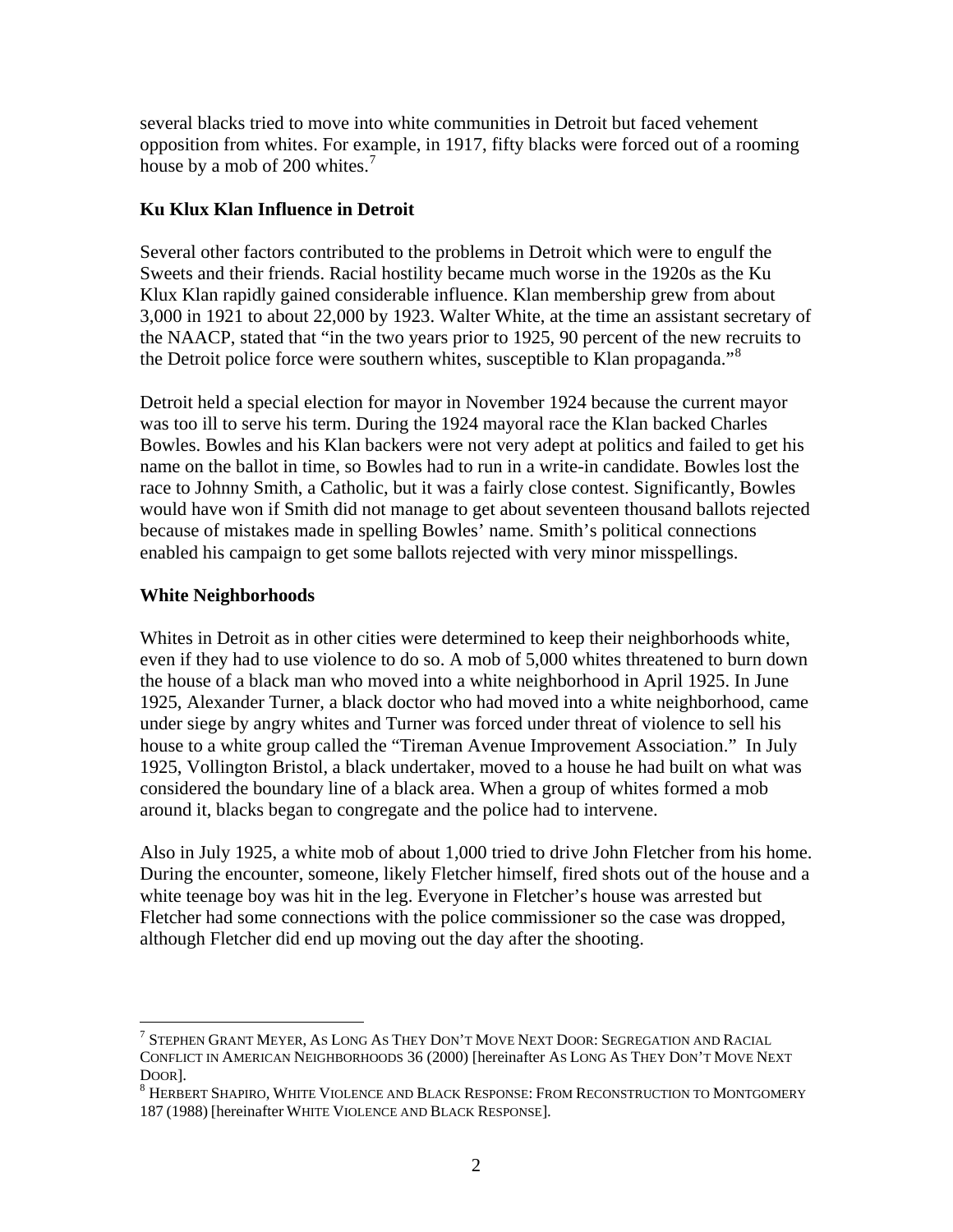several blacks tried to move into white communities in Detroit but faced vehement opposition from whites. For example, in 1917, fifty blacks were forced out of a rooming house by a mob of 200 whites.[7]

**Ku Klux Klan Influence in Detroit**

Several other factors contributed to the problems in Detroit which were to engulf the Sweets and their friends. Racial hostility became much worse in the 1920s as the Ku Klux Klan rapidly gained considerable influence. Klan membership grew from about 3,000 in 1921 to about 22,000 by 1923. Walter White, at the time an assistant secretary of the NAACP, stated that "in the two years prior to 1925, 90 percent of the new recruits to the Detroit police force were southern whites, susceptible to Klan propaganda."[8]

Detroit held a special election for mayor in November 1924 because the current mayor was too ill to serve his term. During the 1924 mayoral race the Klan backed Charles Bowles. Bowles and his Klan backers were not very adept at politics and failed to get his name on the ballot in time, so Bowles had to run in a write-in candidate. Bowles lost the race to Johnny Smith, a Catholic, but it was a fairly close contest. Significantly, Bowles would have won if Smith did not manage to get about seventeen thousand ballots rejected because of mistakes made in spelling Bowles' name. Smith's political connections enabled his campaign to get some ballots rejected with very minor misspellings.

**White Neighborhoods**

Whites in Detroit as in other cities were determined to keep their neighborhoods white, even if they had to use violence to do so. A mob of 5,000 whites threatened to burn down the house of a black man who moved into a white neighborhood in April 1925. In June 1925, Alexander Turner, a black doctor who had moved into a white neighborhood, came under siege by angry whites and Turner was forced under threat of violence to sell his house to a white group called the "Tireman Avenue Improvement Association." In July 1925, Vollington Bristol, a black undertaker, moved to a house he had built on what was considered the boundary line of a black area. When a group of whites formed a mob around it, blacks began to congregate and the police had to intervene.

Also in July 1925, a white mob of about 1,000 tried to drive John Fletcher from his home. During the encounter, someone, likely Fletcher himself, fired shots out of the house and a white teenage boy was hit in the leg. Everyone in Fletcher's house was arrested but Fletcher had some connections with the police commissioner so the case was dropped, although Fletcher did end up moving out the day after the shooting.

---

[7] STEPHEN GRANT MEYER, AS LONG AS THEY DON'T MOVE NEXT DOOR: SEGREGATION AND RACIAL CONFLICT IN AMERICAN NEIGHBORHOODS 36 (2000) [hereinafter AS LONG AS THEY DON'T MOVE NEXT DOOR].

[8] HERBERT SHAPIRO, WHITE VIOLENCE AND BLACK RESPONSE: FROM RECONSTRUCTION TO MONTGOMERY 187 (1988) [hereinafter WHITE VIOLENCE AND BLACK RESPONSE].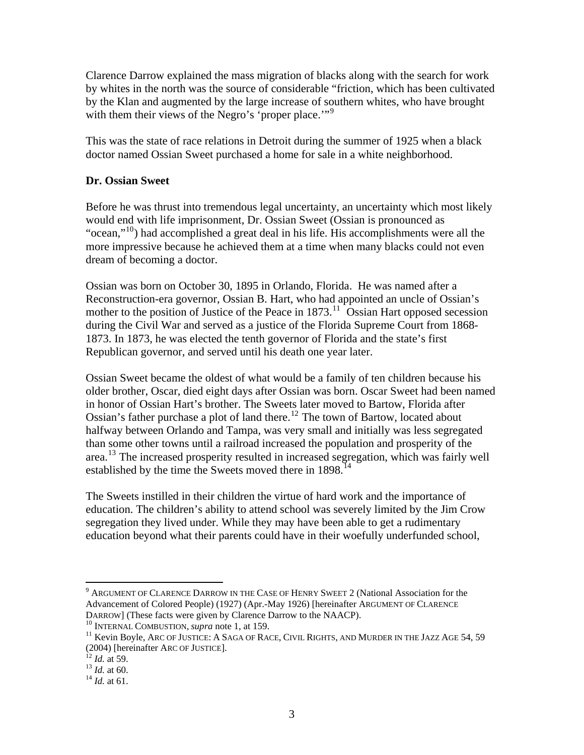Clarence Darrow explained the mass migration of blacks along with the search for work by whites in the north was the source of considerable "friction, which has been cultivated by the Klan and augmented by the large increase of southern whites, who have brought with them their views of the Negro's 'proper place.'"[9]

This was the state of race relations in Detroit during the summer of 1925 when a black doctor named Ossian Sweet purchased a home for sale in a white neighborhood.

**Dr. Ossian Sweet**

Before he was thrust into tremendous legal uncertainty, an uncertainty which most likely would end with life imprisonment, Dr. Ossian Sweet (Ossian is pronounced as "ocean,"[10]) had accomplished a great deal in his life. His accomplishments were all the more impressive because he achieved them at a time when many blacks could not even dream of becoming a doctor.

Ossian was born on October 30, 1895 in Orlando, Florida. He was named after a Reconstruction-era governor, Ossian B. Hart, who had appointed an uncle of Ossian's mother to the position of Justice of the Peace in 1873.[11] Ossian Hart opposed secession during the Civil War and served as a justice of the Florida Supreme Court from 1868-1873. In 1873, he was elected the tenth governor of Florida and the state's first Republican governor, and served until his death one year later.

Ossian Sweet became the oldest of what would be a family of ten children because his older brother, Oscar, died eight days after Ossian was born. Oscar Sweet had been named in honor of Ossian Hart's brother. The Sweets later moved to Bartow, Florida after Ossian's father purchase a plot of land there.[12] The town of Bartow, located about halfway between Orlando and Tampa, was very small and initially was less segregated than some other towns until a railroad increased the population and prosperity of the area.[13] The increased prosperity resulted in increased segregation, which was fairly well established by the time the Sweets moved there in 1898.[14]

The Sweets instilled in their children the virtue of hard work and the importance of education. The children's ability to attend school was severely limited by the Jim Crow segregation they lived under. While they may have been able to get a rudimentary education beyond what their parents could have in their woefully underfunded school,

---

[9] ARGUMENT OF CLARENCE DARROW IN THE CASE OF HENRY SWEET 2 (National Association for the Advancement of Colored People) (1927) (Apr.-May 1926) [hereinafter ARGUMENT OF CLARENCE DARROW] (These facts were given by Clarence Darrow to the NAACP).

[10] INTERNAL COMBUSTION, *supra* note 1, at 159.

[11] Kevin Boyle, ARC OF JUSTICE: A SAGA OF RACE, CIVIL RIGHTS, AND MURDER IN THE JAZZ AGE 54, 59 (2004) [hereinafter ARC OF JUSTICE].

[12] *Id.* at 59.

[13] *Id.* at 60.

[14] *Id.* at 61.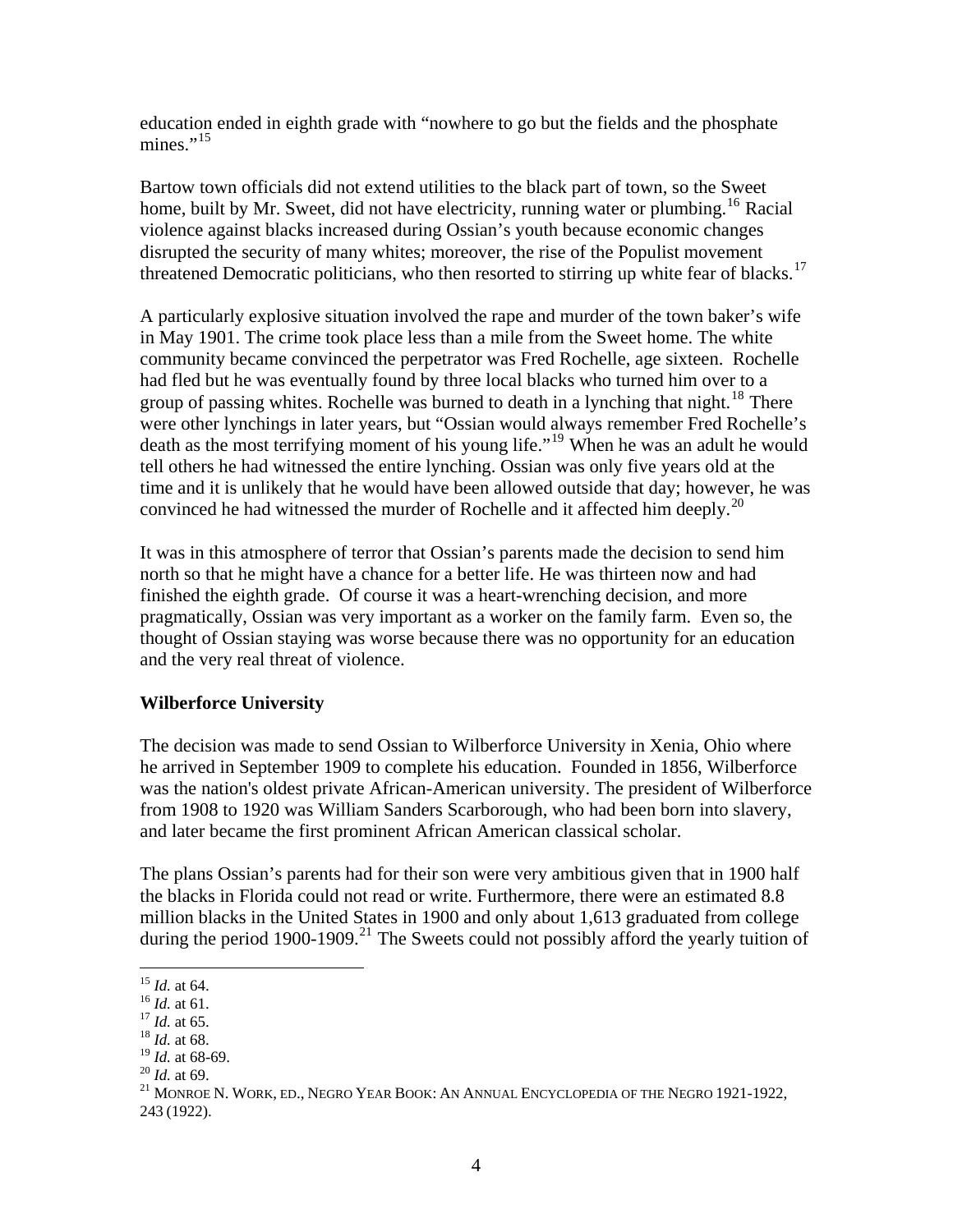education ended in eighth grade with "nowhere to go but the fields and the phosphate mines."[15]

Bartow town officials did not extend utilities to the black part of town, so the Sweet home, built by Mr. Sweet, did not have electricity, running water or plumbing.[16] Racial violence against blacks increased during Ossian's youth because economic changes disrupted the security of many whites; moreover, the rise of the Populist movement threatened Democratic politicians, who then resorted to stirring up white fear of blacks.[17]

A particularly explosive situation involved the rape and murder of the town baker's wife in May 1901. The crime took place less than a mile from the Sweet home. The white community became convinced the perpetrator was Fred Rochelle, age sixteen. Rochelle had fled but he was eventually found by three local blacks who turned him over to a group of passing whites. Rochelle was burned to death in a lynching that night.[18] There were other lynchings in later years, but "Ossian would always remember Fred Rochelle's death as the most terrifying moment of his young life."[19] When he was an adult he would tell others he had witnessed the entire lynching. Ossian was only five years old at the time and it is unlikely that he would have been allowed outside that day; however, he was convinced he had witnessed the murder of Rochelle and it affected him deeply.[20]

It was in this atmosphere of terror that Ossian's parents made the decision to send him north so that he might have a chance for a better life. He was thirteen now and had finished the eighth grade. Of course it was a heart-wrenching decision, and more pragmatically, Ossian was very important as a worker on the family farm. Even so, the thought of Ossian staying was worse because there was no opportunity for an education and the very real threat of violence.

**Wilberforce University**

The decision was made to send Ossian to Wilberforce University in Xenia, Ohio where he arrived in September 1909 to complete his education. Founded in 1856, Wilberforce was the nation's oldest private African-American university. The president of Wilberforce from 1908 to 1920 was William Sanders Scarborough, who had been born into slavery, and later became the first prominent African American classical scholar.

The plans Ossian's parents had for their son were very ambitious given that in 1900 half the blacks in Florida could not read or write. Furthermore, there were an estimated 8.8 million blacks in the United States in 1900 and only about 1,613 graduated from college during the period 1900-1909.[21] The Sweets could not possibly afford the yearly tuition of

---

[15] *Id.* at 64.

[16] *Id.* at 61.

[17] *Id.* at 65.

[18] *Id.* at 68.

[19] *Id.* at 68-69.

[20] *Id.* at 69.

[21] MONROE N. WORK, ED., NEGRO YEAR BOOK: AN ANNUAL ENCYCLOPEDIA OF THE NEGRO 1921-1922, 243 (1922).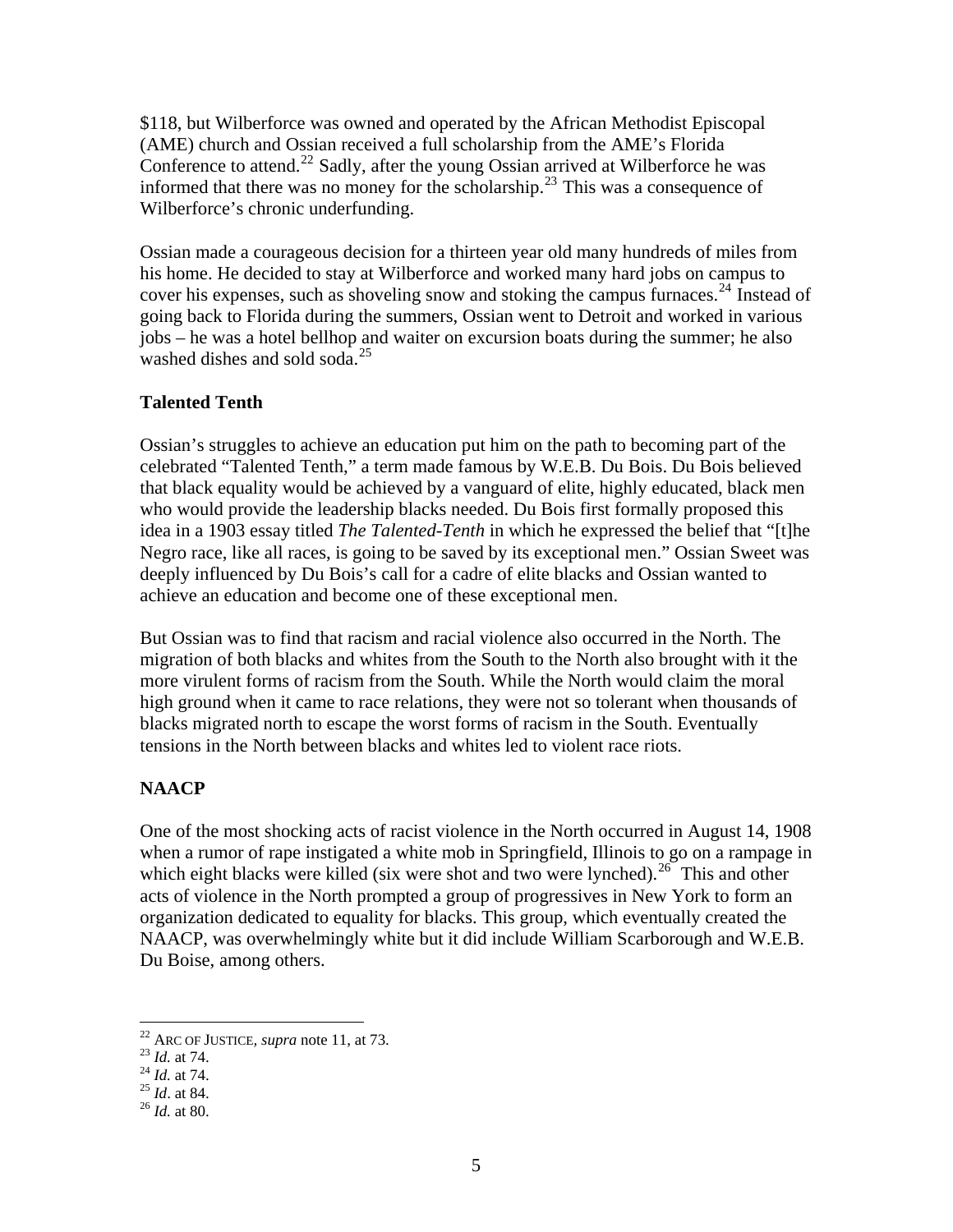$118, but Wilberforce was owned and operated by the African Methodist Episcopal (AME) church and Ossian received a full scholarship from the AME's Florida Conference to attend.[22] Sadly, after the young Ossian arrived at Wilberforce he was informed that there was no money for the scholarship.[23] This was a consequence of Wilberforce's chronic underfunding.

Ossian made a courageous decision for a thirteen year old many hundreds of miles from his home. He decided to stay at Wilberforce and worked many hard jobs on campus to cover his expenses, such as shoveling snow and stoking the campus furnaces.[24] Instead of going back to Florida during the summers, Ossian went to Detroit and worked in various jobs – he was a hotel bellhop and waiter on excursion boats during the summer; he also washed dishes and sold soda.[25]

### Talented Tenth

Ossian's struggles to achieve an education put him on the path to becoming part of the celebrated "Talented Tenth," a term made famous by W.E.B. Du Bois. Du Bois believed that black equality would be achieved by a vanguard of elite, highly educated, black men who would provide the leadership blacks needed. Du Bois first formally proposed this idea in a 1903 essay titled *The Talented-Tenth* in which he expressed the belief that "[t]he Negro race, like all races, is going to be saved by its exceptional men." Ossian Sweet was deeply influenced by Du Bois's call for a cadre of elite blacks and Ossian wanted to achieve an education and become one of these exceptional men.

But Ossian was to find that racism and racial violence also occurred in the North. The migration of both blacks and whites from the South to the North also brought with it the more virulent forms of racism from the South. While the North would claim the moral high ground when it came to race relations, they were not so tolerant when thousands of blacks migrated north to escape the worst forms of racism in the South. Eventually tensions in the North between blacks and whites led to violent race riots.

### NAACP

One of the most shocking acts of racist violence in the North occurred in August 14, 1908 when a rumor of rape instigated a white mob in Springfield, Illinois to go on a rampage in which eight blacks were killed (six were shot and two were lynched).[26] This and other acts of violence in the North prompted a group of progressives in New York to form an organization dedicated to equality for blacks. This group, which eventually created the NAACP, was overwhelmingly white but it did include William Scarborough and W.E.B. Du Boise, among others.

---

[22] ARC OF JUSTICE, *supra* note 11, at 73.
[23] *Id.* at 74.
[24] *Id.* at 74.
[25] *Id*. at 84.
[26] *Id.* at 80.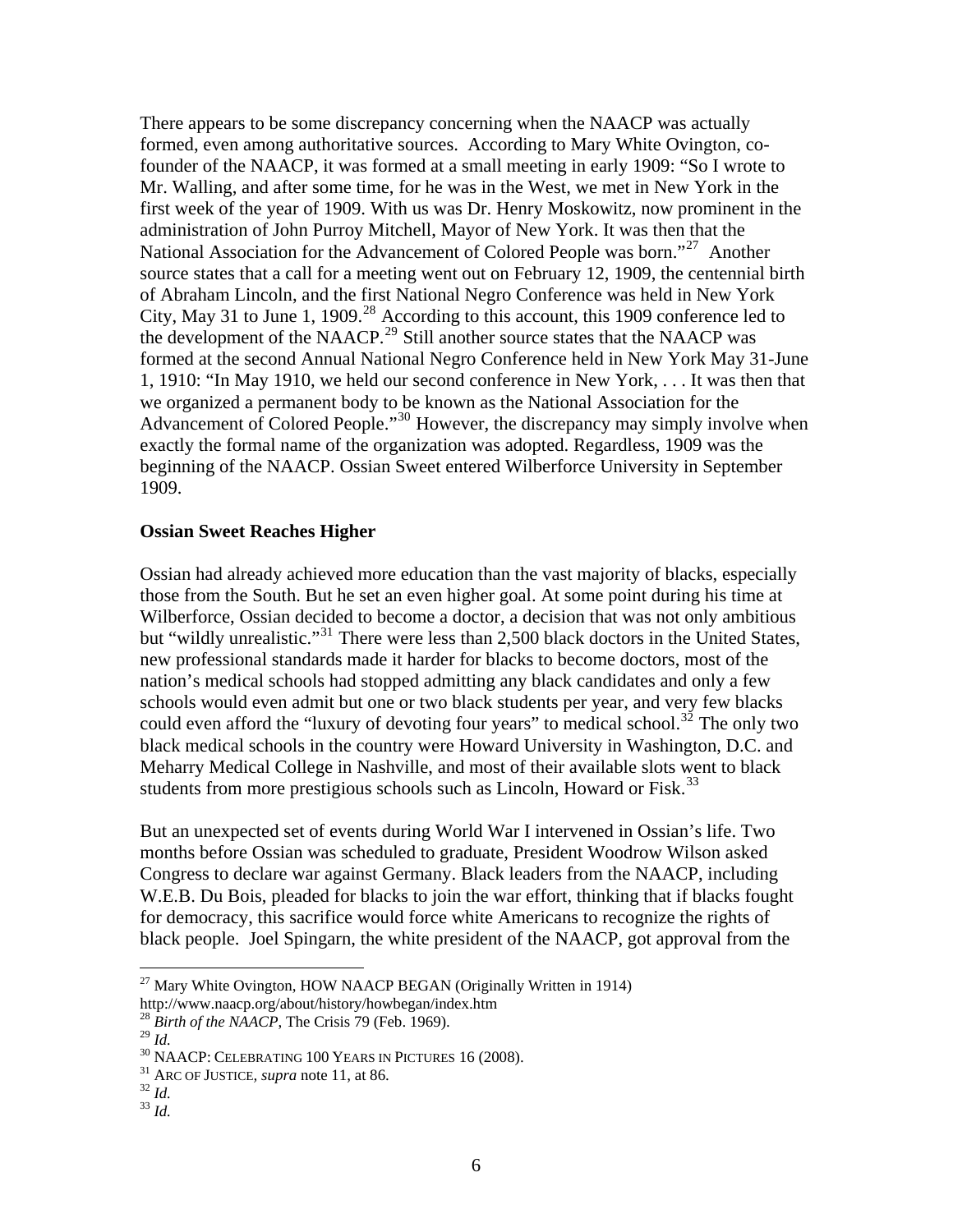There appears to be some discrepancy concerning when the NAACP was actually formed, even among authoritative sources. According to Mary White Ovington, co-founder of the NAACP, it was formed at a small meeting in early 1909: "So I wrote to Mr. Walling, and after some time, for he was in the West, we met in New York in the first week of the year of 1909. With us was Dr. Henry Moskowitz, now prominent in the administration of John Purroy Mitchell, Mayor of New York. It was then that the National Association for the Advancement of Colored People was born."[27] Another source states that a call for a meeting went out on February 12, 1909, the centennial birth of Abraham Lincoln, and the first National Negro Conference was held in New York City, May 31 to June 1, 1909.[28] According to this account, this 1909 conference led to the development of the NAACP.[29] Still another source states that the NAACP was formed at the second Annual National Negro Conference held in New York May 31-June 1, 1910: "In May 1910, we held our second conference in New York, . . . It was then that we organized a permanent body to be known as the National Association for the Advancement of Colored People."[30] However, the discrepancy may simply involve when exactly the formal name of the organization was adopted. Regardless, 1909 was the beginning of the NAACP. Ossian Sweet entered Wilberforce University in September 1909.

**Ossian Sweet Reaches Higher**

Ossian had already achieved more education than the vast majority of blacks, especially those from the South. But he set an even higher goal. At some point during his time at Wilberforce, Ossian decided to become a doctor, a decision that was not only ambitious but "wildly unrealistic."[31] There were less than 2,500 black doctors in the United States, new professional standards made it harder for blacks to become doctors, most of the nation's medical schools had stopped admitting any black candidates and only a few schools would even admit but one or two black students per year, and very few blacks could even afford the "luxury of devoting four years" to medical school.[32] The only two black medical schools in the country were Howard University in Washington, D.C. and Meharry Medical College in Nashville, and most of their available slots went to black students from more prestigious schools such as Lincoln, Howard or Fisk.[33]

But an unexpected set of events during World War I intervened in Ossian's life. Two months before Ossian was scheduled to graduate, President Woodrow Wilson asked Congress to declare war against Germany. Black leaders from the NAACP, including W.E.B. Du Bois, pleaded for blacks to join the war effort, thinking that if blacks fought for democracy, this sacrifice would force white Americans to recognize the rights of black people. Joel Spingarn, the white president of the NAACP, got approval from the

---

[27] Mary White Ovington, HOW NAACP BEGAN (Originally Written in 1914) http://www.naacp.org/about/history/howbegan/index.htm

[28] *Birth of the NAACP*, The Crisis 79 (Feb. 1969).

[29] *Id.*

[30] NAACP: CELEBRATING 100 YEARS IN PICTURES 16 (2008).

[31] ARC OF JUSTICE, *supra* note 11, at 86.

[32] *Id.*

[33] *Id.*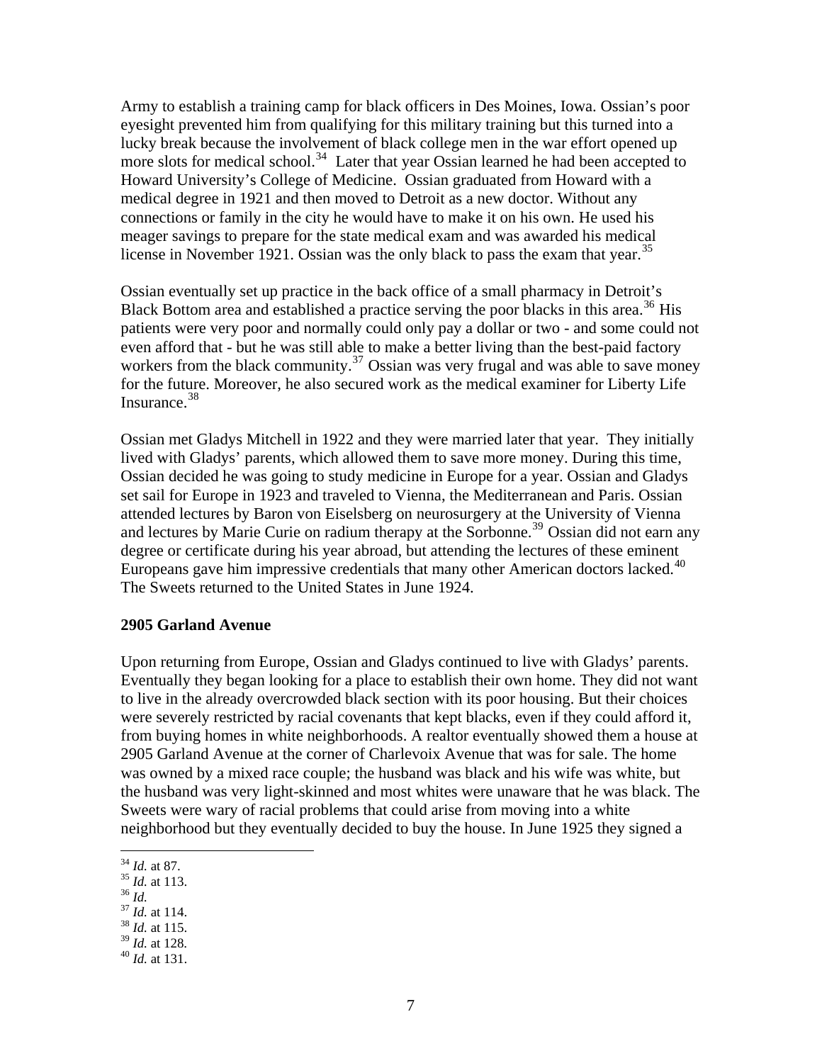Army to establish a training camp for black officers in Des Moines, Iowa. Ossian's poor eyesight prevented him from qualifying for this military training but this turned into a lucky break because the involvement of black college men in the war effort opened up more slots for medical school.[34] Later that year Ossian learned he had been accepted to Howard University's College of Medicine. Ossian graduated from Howard with a medical degree in 1921 and then moved to Detroit as a new doctor. Without any connections or family in the city he would have to make it on his own. He used his meager savings to prepare for the state medical exam and was awarded his medical license in November 1921. Ossian was the only black to pass the exam that year.[35]

Ossian eventually set up practice in the back office of a small pharmacy in Detroit's Black Bottom area and established a practice serving the poor blacks in this area.[36] His patients were very poor and normally could only pay a dollar or two - and some could not even afford that - but he was still able to make a better living than the best-paid factory workers from the black community.[37] Ossian was very frugal and was able to save money for the future. Moreover, he also secured work as the medical examiner for Liberty Life Insurance.[38]

Ossian met Gladys Mitchell in 1922 and they were married later that year. They initially lived with Gladys' parents, which allowed them to save more money. During this time, Ossian decided he was going to study medicine in Europe for a year. Ossian and Gladys set sail for Europe in 1923 and traveled to Vienna, the Mediterranean and Paris. Ossian attended lectures by Baron von Eiselsberg on neurosurgery at the University of Vienna and lectures by Marie Curie on radium therapy at the Sorbonne.[39] Ossian did not earn any degree or certificate during his year abroad, but attending the lectures of these eminent Europeans gave him impressive credentials that many other American doctors lacked.[40] The Sweets returned to the United States in June 1924.

**2905 Garland Avenue**

Upon returning from Europe, Ossian and Gladys continued to live with Gladys' parents. Eventually they began looking for a place to establish their own home. They did not want to live in the already overcrowded black section with its poor housing. But their choices were severely restricted by racial covenants that kept blacks, even if they could afford it, from buying homes in white neighborhoods. A realtor eventually showed them a house at 2905 Garland Avenue at the corner of Charlevoix Avenue that was for sale. The home was owned by a mixed race couple; the husband was black and his wife was white, but the husband was very light-skinned and most whites were unaware that he was black. The Sweets were wary of racial problems that could arise from moving into a white neighborhood but they eventually decided to buy the house. In June 1925 they signed a

---

[34] *Id.* at 87.
[35] *Id.* at 113.
[36] *Id.*
[37] *Id.* at 114.
[38] *Id.* at 115.
[39] *Id.* at 128.
[40] *Id.* at 131.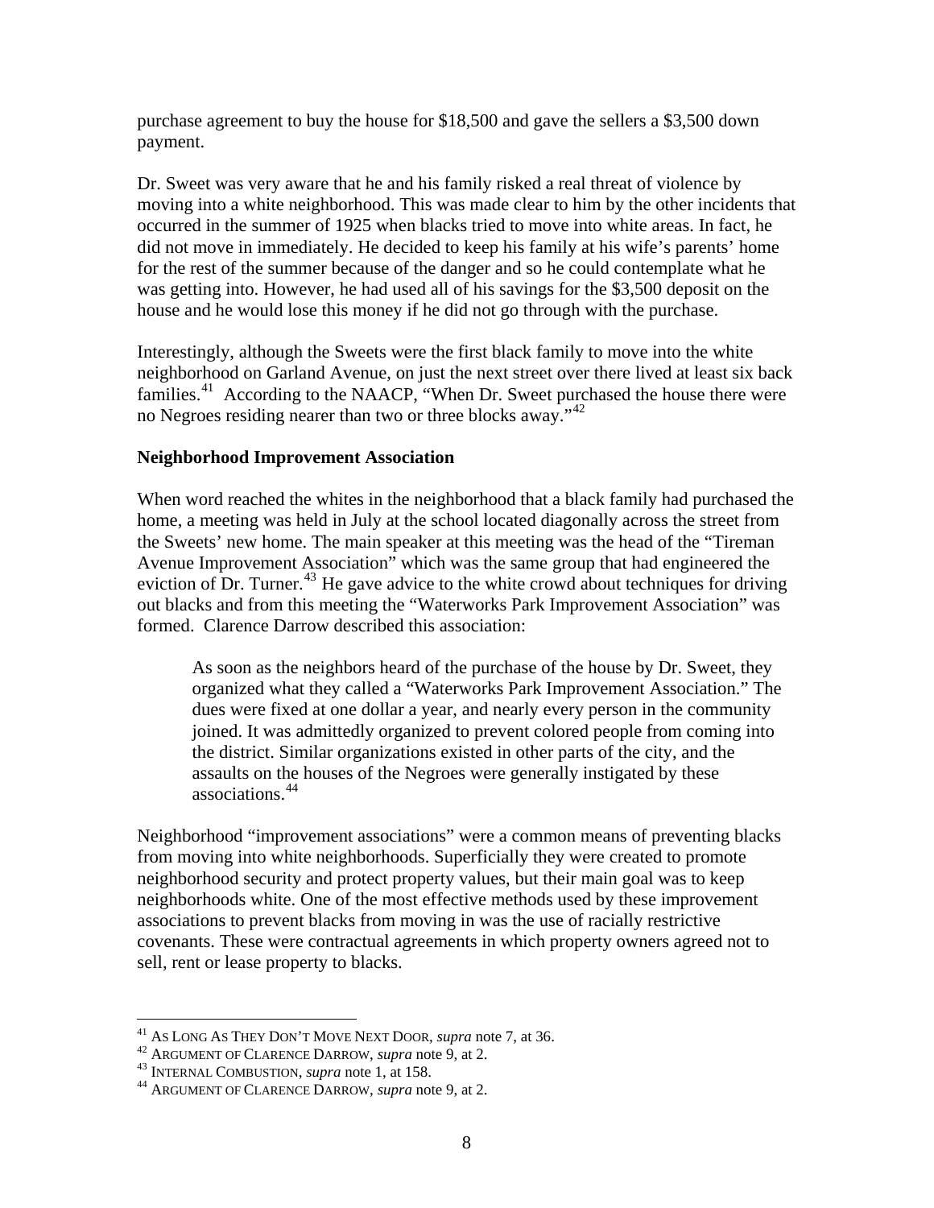purchase agreement to buy the house for $18,500 and gave the sellers a $3,500 down payment.

Dr. Sweet was very aware that he and his family risked a real threat of violence by moving into a white neighborhood. This was made clear to him by the other incidents that occurred in the summer of 1925 when blacks tried to move into white areas. In fact, he did not move in immediately. He decided to keep his family at his wife's parents' home for the rest of the summer because of the danger and so he could contemplate what he was getting into. However, he had used all of his savings for the $3,500 deposit on the house and he would lose this money if he did not go through with the purchase.

Interestingly, although the Sweets were the first black family to move into the white neighborhood on Garland Avenue, on just the next street over there lived at least six back families.[41] According to the NAACP, "When Dr. Sweet purchased the house there were no Negroes residing nearer than two or three blocks away."[42]

**Neighborhood Improvement Association**

When word reached the whites in the neighborhood that a black family had purchased the home, a meeting was held in July at the school located diagonally across the street from the Sweets' new home. The main speaker at this meeting was the head of the "Tireman Avenue Improvement Association" which was the same group that had engineered the eviction of Dr. Turner.[43] He gave advice to the white crowd about techniques for driving out blacks and from this meeting the "Waterworks Park Improvement Association" was formed. Clarence Darrow described this association:

> As soon as the neighbors heard of the purchase of the house by Dr. Sweet, they organized what they called a "Waterworks Park Improvement Association." The dues were fixed at one dollar a year, and nearly every person in the community joined. It was admittedly organized to prevent colored people from coming into the district. Similar organizations existed in other parts of the city, and the assaults on the houses of the Negroes were generally instigated by these associations.[44]

Neighborhood "improvement associations" were a common means of preventing blacks from moving into white neighborhoods. Superficially they were created to promote neighborhood security and protect property values, but their main goal was to keep neighborhoods white. One of the most effective methods used by these improvement associations to prevent blacks from moving in was the use of racially restrictive covenants. These were contractual agreements in which property owners agreed not to sell, rent or lease property to blacks.

---

[41] AS LONG AS THEY DON'T MOVE NEXT DOOR, *supra* note 7, at 36.
[42] ARGUMENT OF CLARENCE DARROW, *supra* note 9, at 2.
[43] INTERNAL COMBUSTION, *supra* note 1, at 158.
[44] ARGUMENT OF CLARENCE DARROW, *supra* note 9, at 2.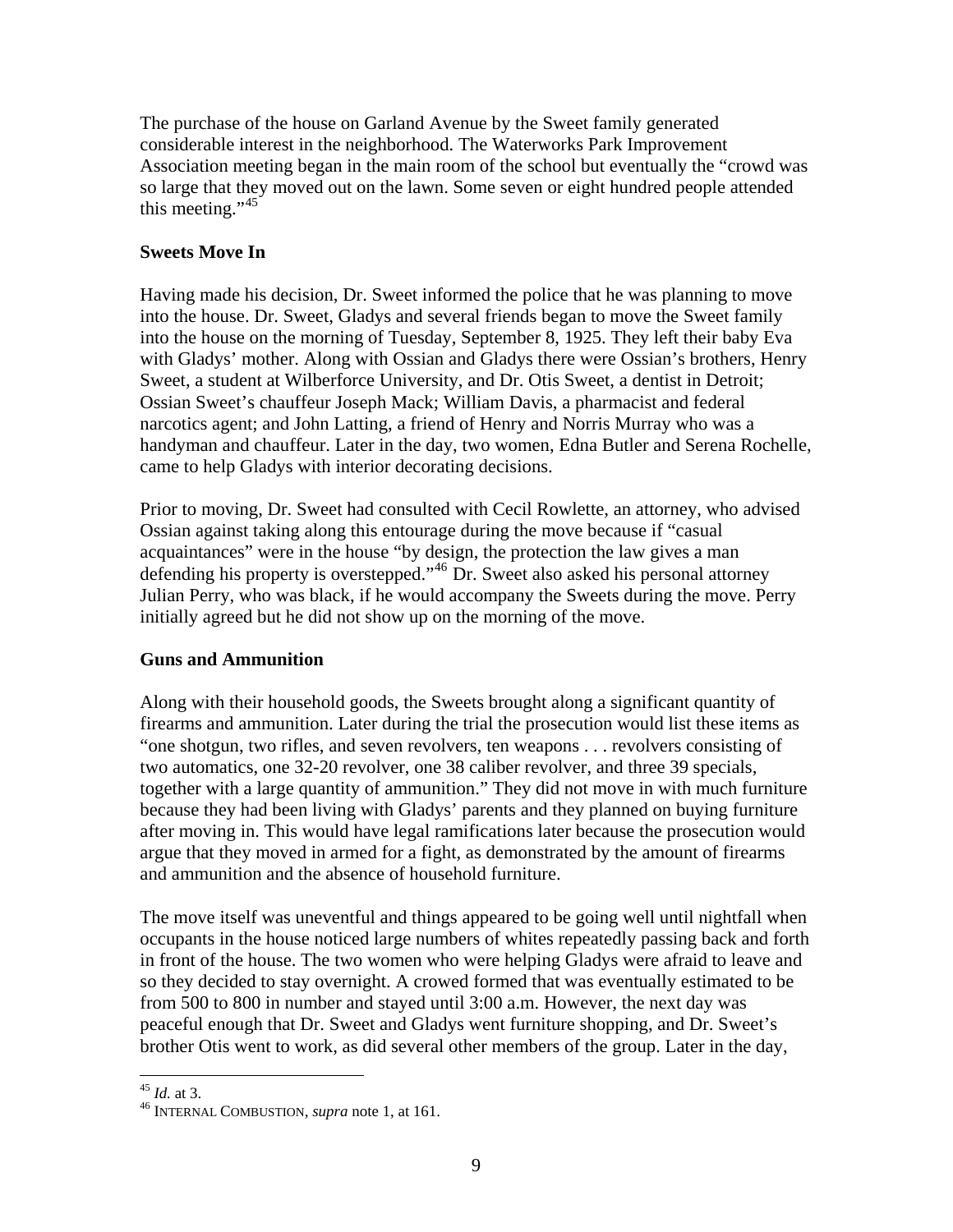The purchase of the house on Garland Avenue by the Sweet family generated considerable interest in the neighborhood. The Waterworks Park Improvement Association meeting began in the main room of the school but eventually the "crowd was so large that they moved out on the lawn. Some seven or eight hundred people attended this meeting."[45]

### Sweets Move In

Having made his decision, Dr. Sweet informed the police that he was planning to move into the house. Dr. Sweet, Gladys and several friends began to move the Sweet family into the house on the morning of Tuesday, September 8, 1925. They left their baby Eva with Gladys' mother. Along with Ossian and Gladys there were Ossian's brothers, Henry Sweet, a student at Wilberforce University, and Dr. Otis Sweet, a dentist in Detroit; Ossian Sweet's chauffeur Joseph Mack; William Davis, a pharmacist and federal narcotics agent; and John Latting, a friend of Henry and Norris Murray who was a handyman and chauffeur. Later in the day, two women, Edna Butler and Serena Rochelle, came to help Gladys with interior decorating decisions.

Prior to moving, Dr. Sweet had consulted with Cecil Rowlette, an attorney, who advised Ossian against taking along this entourage during the move because if "casual acquaintances" were in the house "by design, the protection the law gives a man defending his property is overstepped."[46] Dr. Sweet also asked his personal attorney Julian Perry, who was black, if he would accompany the Sweets during the move. Perry initially agreed but he did not show up on the morning of the move.

### Guns and Ammunition

Along with their household goods, the Sweets brought along a significant quantity of firearms and ammunition. Later during the trial the prosecution would list these items as "one shotgun, two rifles, and seven revolvers, ten weapons . . . revolvers consisting of two automatics, one 32-20 revolver, one 38 caliber revolver, and three 39 specials, together with a large quantity of ammunition." They did not move in with much furniture because they had been living with Gladys' parents and they planned on buying furniture after moving in. This would have legal ramifications later because the prosecution would argue that they moved in armed for a fight, as demonstrated by the amount of firearms and ammunition and the absence of household furniture.

The move itself was uneventful and things appeared to be going well until nightfall when occupants in the house noticed large numbers of whites repeatedly passing back and forth in front of the house. The two women who were helping Gladys were afraid to leave and so they decided to stay overnight. A crowed formed that was eventually estimated to be from 500 to 800 in number and stayed until 3:00 a.m. However, the next day was peaceful enough that Dr. Sweet and Gladys went furniture shopping, and Dr. Sweet's brother Otis went to work, as did several other members of the group. Later in the day,

---

[45] *Id.* at 3.

[46] INTERNAL COMBUSTION, *supra* note 1, at 161.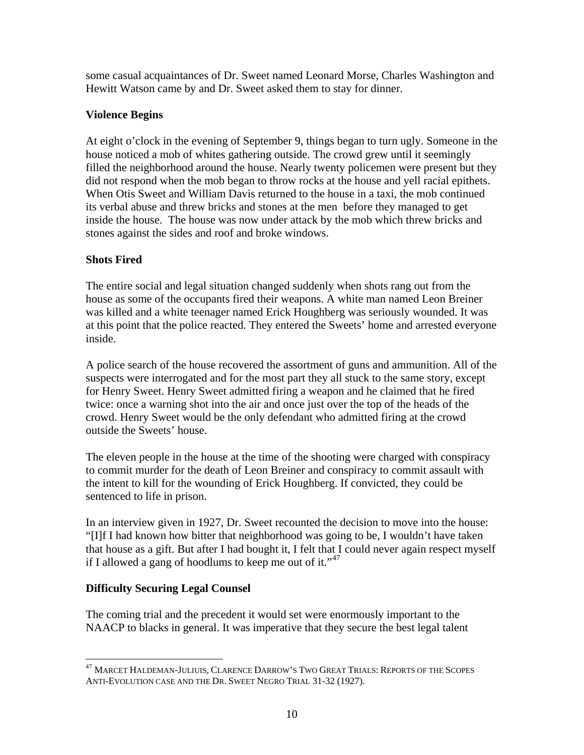some casual acquaintances of Dr. Sweet named Leonard Morse, Charles Washington and Hewitt Watson came by and Dr. Sweet asked them to stay for dinner.

**Violence Begins**

At eight o'clock in the evening of September 9, things began to turn ugly. Someone in the house noticed a mob of whites gathering outside. The crowd grew until it seemingly filled the neighborhood around the house. Nearly twenty policemen were present but they did not respond when the mob began to throw rocks at the house and yell racial epithets. When Otis Sweet and William Davis returned to the house in a taxi, the mob continued its verbal abuse and threw bricks and stones at the men before they managed to get inside the house. The house was now under attack by the mob which threw bricks and stones against the sides and roof and broke windows.

**Shots Fired**

The entire social and legal situation changed suddenly when shots rang out from the house as some of the occupants fired their weapons. A white man named Leon Breiner was killed and a white teenager named Erick Houghberg was seriously wounded. It was at this point that the police reacted. They entered the Sweets' home and arrested everyone inside.

A police search of the house recovered the assortment of guns and ammunition. All of the suspects were interrogated and for the most part they all stuck to the same story, except for Henry Sweet. Henry Sweet admitted firing a weapon and he claimed that he fired twice: once a warning shot into the air and once just over the top of the heads of the crowd. Henry Sweet would be the only defendant who admitted firing at the crowd outside the Sweets' house.

The eleven people in the house at the time of the shooting were charged with conspiracy to commit murder for the death of Leon Breiner and conspiracy to commit assault with the intent to kill for the wounding of Erick Houghberg. If convicted, they could be sentenced to life in prison.

In an interview given in 1927, Dr. Sweet recounted the decision to move into the house: "[I]f I had known how bitter that neighborhood was going to be, I wouldn't have taken that house as a gift. But after I had bought it, I felt that I could never again respect myself if I allowed a gang of hoodlums to keep me out of it."[47]

**Difficulty Securing Legal Counsel**

The coming trial and the precedent it would set were enormously important to the NAACP to blacks in general. It was imperative that they secure the best legal talent

---

[47] MARCET HALDEMAN-JULIUIS, CLARENCE DARROW'S TWO GREAT TRIALS: REPORTS OF THE SCOPES ANTI-EVOLUTION CASE AND THE DR. SWEET NEGRO TRIAL 31-32 (1927).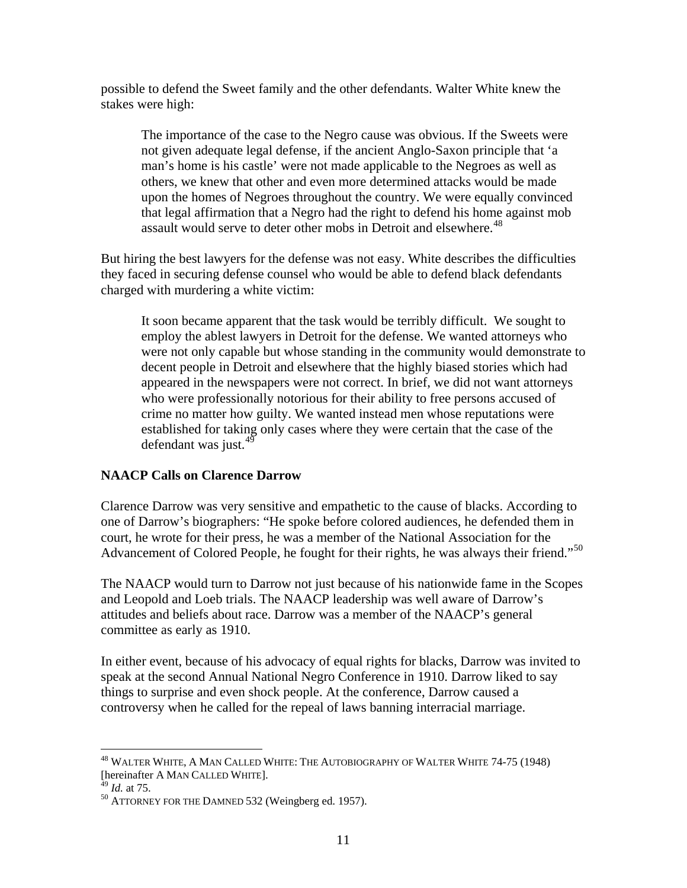possible to defend the Sweet family and the other defendants. Walter White knew the stakes were high:

> The importance of the case to the Negro cause was obvious. If the Sweets were not given adequate legal defense, if the ancient Anglo-Saxon principle that 'a man's home is his castle' were not made applicable to the Negroes as well as others, we knew that other and even more determined attacks would be made upon the homes of Negroes throughout the country. We were equally convinced that legal affirmation that a Negro had the right to defend his home against mob assault would serve to deter other mobs in Detroit and elsewhere.[48]

But hiring the best lawyers for the defense was not easy. White describes the difficulties they faced in securing defense counsel who would be able to defend black defendants charged with murdering a white victim:

> It soon became apparent that the task would be terribly difficult. We sought to employ the ablest lawyers in Detroit for the defense. We wanted attorneys who were not only capable but whose standing in the community would demonstrate to decent people in Detroit and elsewhere that the highly biased stories which had appeared in the newspapers were not correct. In brief, we did not want attorneys who were professionally notorious for their ability to free persons accused of crime no matter how guilty. We wanted instead men whose reputations were established for taking only cases where they were certain that the case of the defendant was just.[49]

**NAACP Calls on Clarence Darrow**

Clarence Darrow was very sensitive and empathetic to the cause of blacks. According to one of Darrow's biographers: "He spoke before colored audiences, he defended them in court, he wrote for their press, he was a member of the National Association for the Advancement of Colored People, he fought for their rights, he was always their friend."[50]

The NAACP would turn to Darrow not just because of his nationwide fame in the Scopes and Leopold and Loeb trials. The NAACP leadership was well aware of Darrow's attitudes and beliefs about race. Darrow was a member of the NAACP's general committee as early as 1910.

In either event, because of his advocacy of equal rights for blacks, Darrow was invited to speak at the second Annual National Negro Conference in 1910. Darrow liked to say things to surprise and even shock people. At the conference, Darrow caused a controversy when he called for the repeal of laws banning interracial marriage.

---

[48] WALTER WHITE, A MAN CALLED WHITE: THE AUTOBIOGRAPHY OF WALTER WHITE 74-75 (1948) [hereinafter A MAN CALLED WHITE].

[49] *Id.* at 75.

[50] ATTORNEY FOR THE DAMNED 532 (Weingberg ed. 1957).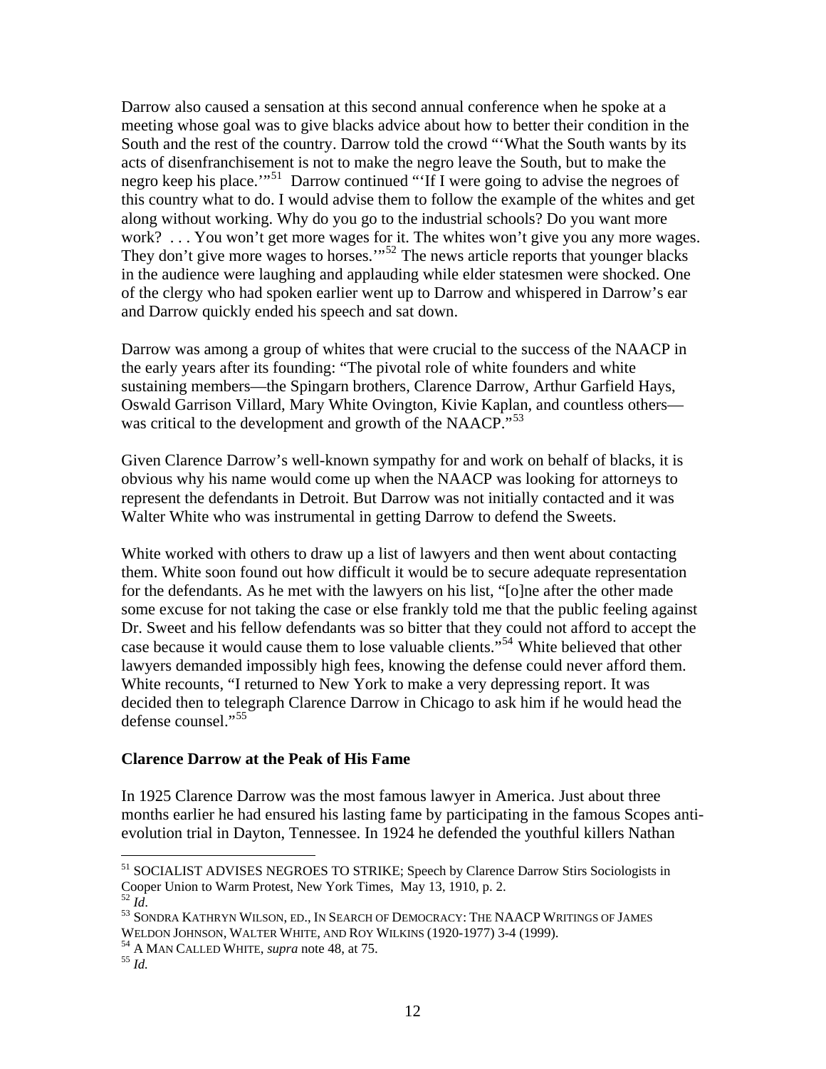Darrow also caused a sensation at this second annual conference when he spoke at a meeting whose goal was to give blacks advice about how to better their condition in the South and the rest of the country. Darrow told the crowd "'What the South wants by its acts of disenfranchisement is not to make the negro leave the South, but to make the negro keep his place.'"[51] Darrow continued "'If I were going to advise the negroes of this country what to do. I would advise them to follow the example of the whites and get along without working. Why do you go to the industrial schools? Do you want more work? . . . You won't get more wages for it. The whites won't give you any more wages. They don't give more wages to horses.'"[52] The news article reports that younger blacks in the audience were laughing and applauding while elder statesmen were shocked. One of the clergy who had spoken earlier went up to Darrow and whispered in Darrow's ear and Darrow quickly ended his speech and sat down.

Darrow was among a group of whites that were crucial to the success of the NAACP in the early years after its founding: "The pivotal role of white founders and white sustaining members—the Spingarn brothers, Clarence Darrow, Arthur Garfield Hays, Oswald Garrison Villard, Mary White Ovington, Kivie Kaplan, and countless others—was critical to the development and growth of the NAACP."[53]

Given Clarence Darrow's well-known sympathy for and work on behalf of blacks, it is obvious why his name would come up when the NAACP was looking for attorneys to represent the defendants in Detroit. But Darrow was not initially contacted and it was Walter White who was instrumental in getting Darrow to defend the Sweets.

White worked with others to draw up a list of lawyers and then went about contacting them. White soon found out how difficult it would be to secure adequate representation for the defendants. As he met with the lawyers on his list, "[o]ne after the other made some excuse for not taking the case or else frankly told me that the public feeling against Dr. Sweet and his fellow defendants was so bitter that they could not afford to accept the case because it would cause them to lose valuable clients."[54] White believed that other lawyers demanded impossibly high fees, knowing the defense could never afford them. White recounts, "I returned to New York to make a very depressing report. It was decided then to telegraph Clarence Darrow in Chicago to ask him if he would head the defense counsel."[55]

**Clarence Darrow at the Peak of His Fame**

In 1925 Clarence Darrow was the most famous lawyer in America. Just about three months earlier he had ensured his lasting fame by participating in the famous Scopes anti-evolution trial in Dayton, Tennessee. In 1924 he defended the youthful killers Nathan

---

[51] SOCIALIST ADVISES NEGROES TO STRIKE; Speech by Clarence Darrow Stirs Sociologists in Cooper Union to Warm Protest, New York Times, May 13, 1910, p. 2.

[52] *Id*.

[53] SONDRA KATHRYN WILSON, ED., IN SEARCH OF DEMOCRACY: THE NAACP WRITINGS OF JAMES WELDON JOHNSON, WALTER WHITE, AND ROY WILKINS (1920-1977) 3-4 (1999).

[54] A MAN CALLED WHITE, *supra* note 48, at 75.

[55] *Id.*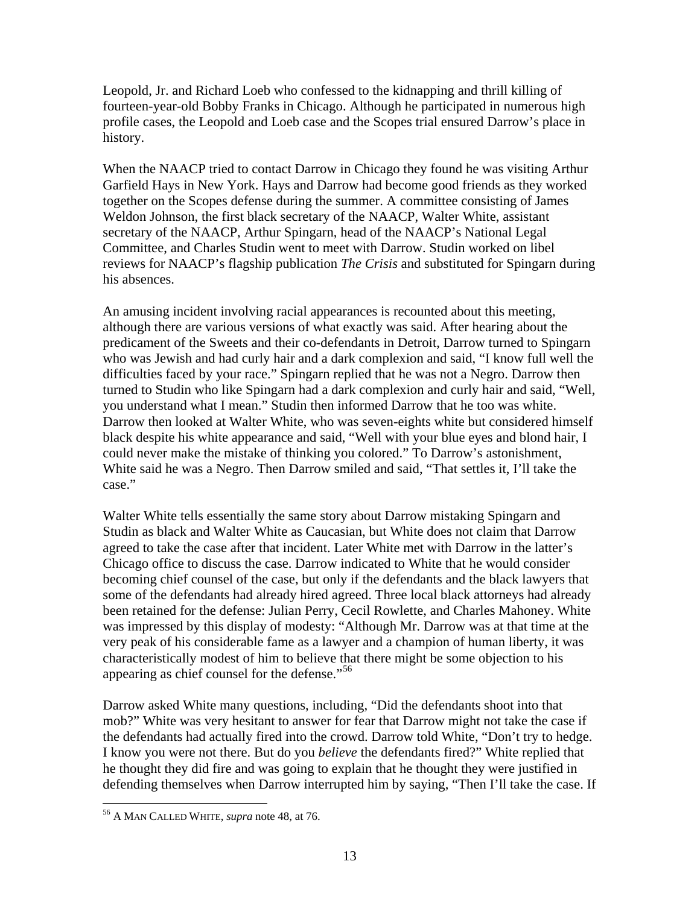Leopold, Jr. and Richard Loeb who confessed to the kidnapping and thrill killing of fourteen-year-old Bobby Franks in Chicago. Although he participated in numerous high profile cases, the Leopold and Loeb case and the Scopes trial ensured Darrow's place in history.

When the NAACP tried to contact Darrow in Chicago they found he was visiting Arthur Garfield Hays in New York. Hays and Darrow had become good friends as they worked together on the Scopes defense during the summer. A committee consisting of James Weldon Johnson, the first black secretary of the NAACP, Walter White, assistant secretary of the NAACP, Arthur Spingarn, head of the NAACP's National Legal Committee, and Charles Studin went to meet with Darrow. Studin worked on libel reviews for NAACP's flagship publication *The Crisis* and substituted for Spingarn during his absences.

An amusing incident involving racial appearances is recounted about this meeting, although there are various versions of what exactly was said. After hearing about the predicament of the Sweets and their co-defendants in Detroit, Darrow turned to Spingarn who was Jewish and had curly hair and a dark complexion and said, "I know full well the difficulties faced by your race." Spingarn replied that he was not a Negro. Darrow then turned to Studin who like Spingarn had a dark complexion and curly hair and said, "Well, you understand what I mean." Studin then informed Darrow that he too was white. Darrow then looked at Walter White, who was seven-eights white but considered himself black despite his white appearance and said, "Well with your blue eyes and blond hair, I could never make the mistake of thinking you colored." To Darrow's astonishment, White said he was a Negro. Then Darrow smiled and said, "That settles it, I'll take the case."

Walter White tells essentially the same story about Darrow mistaking Spingarn and Studin as black and Walter White as Caucasian, but White does not claim that Darrow agreed to take the case after that incident. Later White met with Darrow in the latter's Chicago office to discuss the case. Darrow indicated to White that he would consider becoming chief counsel of the case, but only if the defendants and the black lawyers that some of the defendants had already hired agreed. Three local black attorneys had already been retained for the defense: Julian Perry, Cecil Rowlette, and Charles Mahoney. White was impressed by this display of modesty: "Although Mr. Darrow was at that time at the very peak of his considerable fame as a lawyer and a champion of human liberty, it was characteristically modest of him to believe that there might be some objection to his appearing as chief counsel for the defense."[56]

Darrow asked White many questions, including, "Did the defendants shoot into that mob?" White was very hesitant to answer for fear that Darrow might not take the case if the defendants had actually fired into the crowd. Darrow told White, "Don't try to hedge. I know you were not there. But do you *believe* the defendants fired?" White replied that he thought they did fire and was going to explain that he thought they were justified in defending themselves when Darrow interrupted him by saying, "Then I'll take the case. If

---

[56] A MAN CALLED WHITE, *supra* note 48, at 76.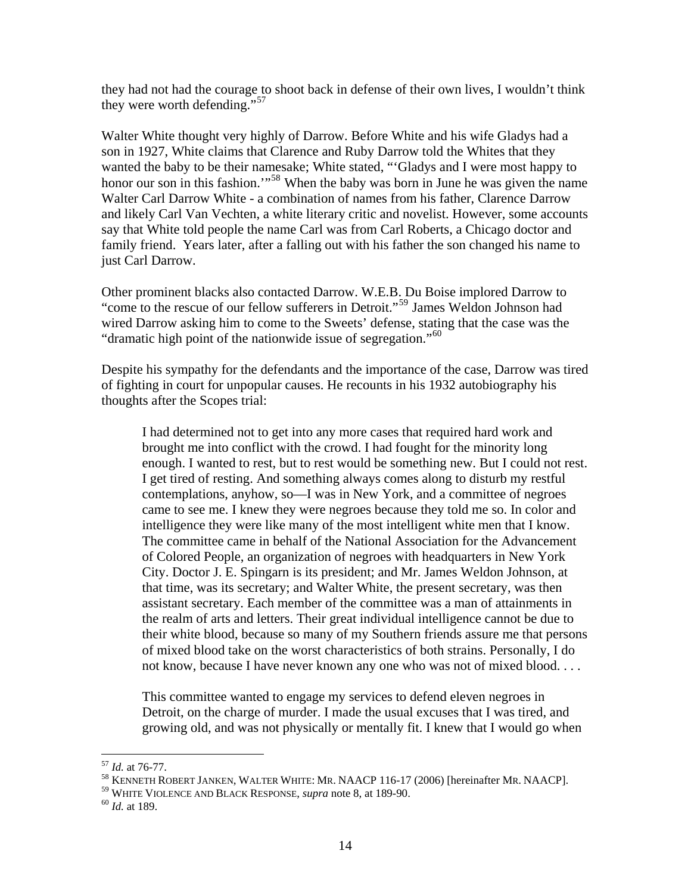they had not had the courage to shoot back in defense of their own lives, I wouldn't think they were worth defending."[57]

Walter White thought very highly of Darrow. Before White and his wife Gladys had a son in 1927, White claims that Clarence and Ruby Darrow told the Whites that they wanted the baby to be their namesake; White stated, "'Gladys and I were most happy to honor our son in this fashion.'"[58] When the baby was born in June he was given the name Walter Carl Darrow White - a combination of names from his father, Clarence Darrow and likely Carl Van Vechten, a white literary critic and novelist. However, some accounts say that White told people the name Carl was from Carl Roberts, a Chicago doctor and family friend. Years later, after a falling out with his father the son changed his name to just Carl Darrow.

Other prominent blacks also contacted Darrow. W.E.B. Du Boise implored Darrow to "come to the rescue of our fellow sufferers in Detroit."[59] James Weldon Johnson had wired Darrow asking him to come to the Sweets' defense, stating that the case was the "dramatic high point of the nationwide issue of segregation."[60]

Despite his sympathy for the defendants and the importance of the case, Darrow was tired of fighting in court for unpopular causes. He recounts in his 1932 autobiography his thoughts after the Scopes trial:

> I had determined not to get into any more cases that required hard work and brought me into conflict with the crowd. I had fought for the minority long enough. I wanted to rest, but to rest would be something new. But I could not rest. I get tired of resting. And something always comes along to disturb my restful contemplations, anyhow, so—I was in New York, and a committee of negroes came to see me. I knew they were negroes because they told me so. In color and intelligence they were like many of the most intelligent white men that I know. The committee came in behalf of the National Association for the Advancement of Colored People, an organization of negroes with headquarters in New York City. Doctor J. E. Spingarn is its president; and Mr. James Weldon Johnson, at that time, was its secretary; and Walter White, the present secretary, was then assistant secretary. Each member of the committee was a man of attainments in the realm of arts and letters. Their great individual intelligence cannot be due to their white blood, because so many of my Southern friends assure me that persons of mixed blood take on the worst characteristics of both strains. Personally, I do not know, because I have never known any one who was not of mixed blood. . . .
>
> This committee wanted to engage my services to defend eleven negroes in Detroit, on the charge of murder. I made the usual excuses that I was tired, and growing old, and was not physically or mentally fit. I knew that I would go when

---

[57] *Id.* at 76-77.

[58] KENNETH ROBERT JANKEN, WALTER WHITE: MR. NAACP 116-17 (2006) [hereinafter MR. NAACP].

[59] WHITE VIOLENCE AND BLACK RESPONSE, *supra* note 8, at 189-90.

[60] *Id.* at 189.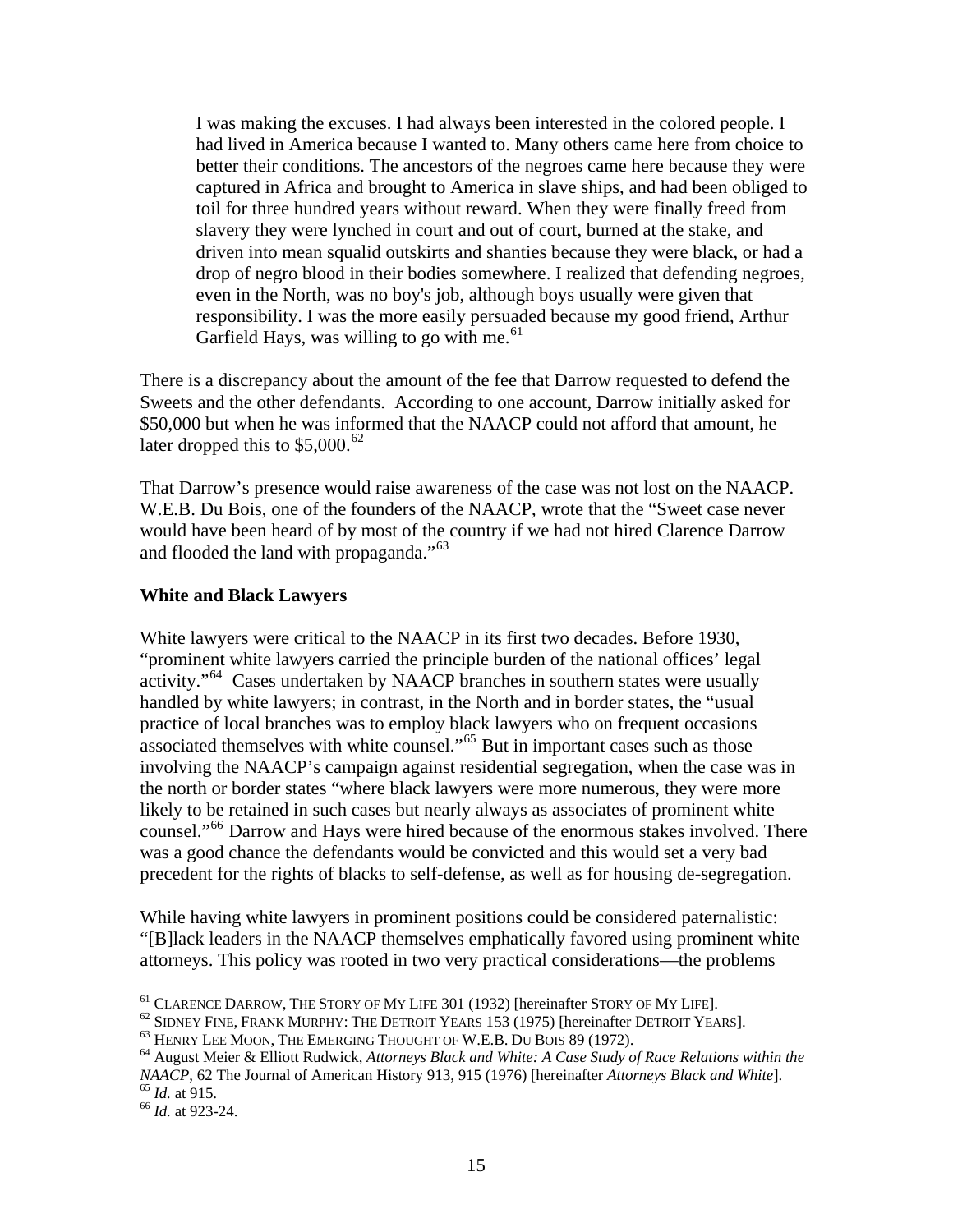> I was making the excuses. I had always been interested in the colored people. I had lived in America because I wanted to. Many others came here from choice to better their conditions. The ancestors of the negroes came here because they were captured in Africa and brought to America in slave ships, and had been obliged to toil for three hundred years without reward. When they were finally freed from slavery they were lynched in court and out of court, burned at the stake, and driven into mean squalid outskirts and shanties because they were black, or had a drop of negro blood in their bodies somewhere. I realized that defending negroes, even in the North, was no boy's job, although boys usually were given that responsibility. I was the more easily persuaded because my good friend, Arthur Garfield Hays, was willing to go with me.[61]

There is a discrepancy about the amount of the fee that Darrow requested to defend the Sweets and the other defendants. According to one account, Darrow initially asked for $50,000 but when he was informed that the NAACP could not afford that amount, he later dropped this to $5,000.[62]

That Darrow's presence would raise awareness of the case was not lost on the NAACP. W.E.B. Du Bois, one of the founders of the NAACP, wrote that the "Sweet case never would have been heard of by most of the country if we had not hired Clarence Darrow and flooded the land with propaganda."[63]

**White and Black Lawyers**

White lawyers were critical to the NAACP in its first two decades. Before 1930, "prominent white lawyers carried the principle burden of the national offices' legal activity."[64] Cases undertaken by NAACP branches in southern states were usually handled by white lawyers; in contrast, in the North and in border states, the "usual practice of local branches was to employ black lawyers who on frequent occasions associated themselves with white counsel."[65] But in important cases such as those involving the NAACP's campaign against residential segregation, when the case was in the north or border states "where black lawyers were more numerous, they were more likely to be retained in such cases but nearly always as associates of prominent white counsel."[66] Darrow and Hays were hired because of the enormous stakes involved. There was a good chance the defendants would be convicted and this would set a very bad precedent for the rights of blacks to self-defense, as well as for housing de-segregation.

While having white lawyers in prominent positions could be considered paternalistic: "[B]lack leaders in the NAACP themselves emphatically favored using prominent white attorneys. This policy was rooted in two very practical considerations—the problems

---

[61] CLARENCE DARROW, THE STORY OF MY LIFE 301 (1932) [hereinafter STORY OF MY LIFE].

[62] SIDNEY FINE, FRANK MURPHY: THE DETROIT YEARS 153 (1975) [hereinafter DETROIT YEARS].

[63] HENRY LEE MOON, THE EMERGING THOUGHT OF W.E.B. DU BOIS 89 (1972).

[64] August Meier & Elliott Rudwick, *Attorneys Black and White: A Case Study of Race Relations within the NAACP*, 62 The Journal of American History 913, 915 (1976) [hereinafter *Attorneys Black and White*].

[65] *Id.* at 915.

[66] *Id.* at 923-24.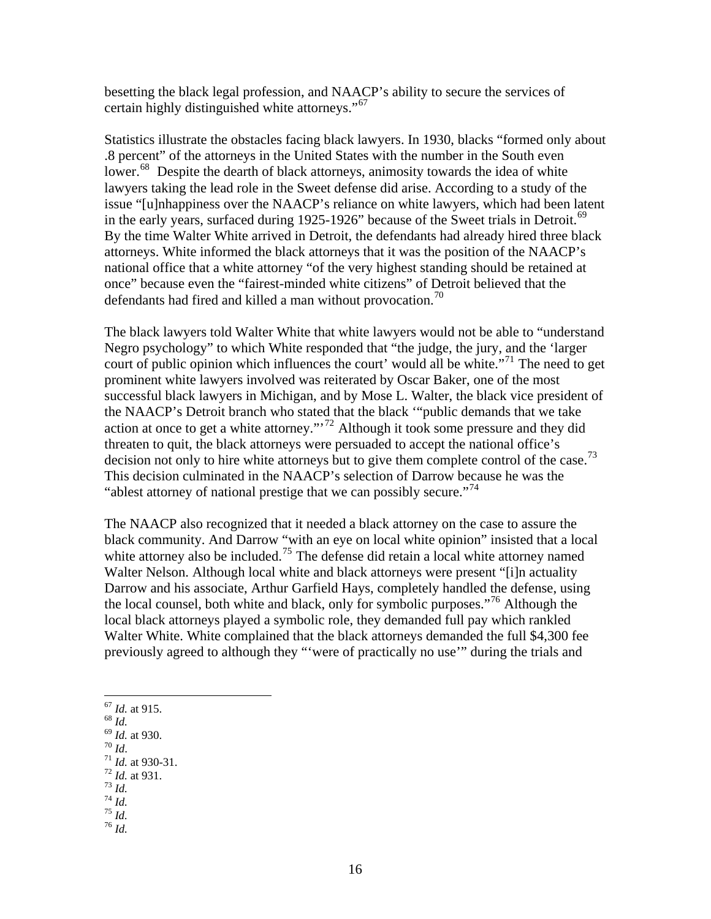besetting the black legal profession, and NAACP's ability to secure the services of certain highly distinguished white attorneys."[67]

Statistics illustrate the obstacles facing black lawyers. In 1930, blacks "formed only about .8 percent" of the attorneys in the United States with the number in the South even lower.[68] Despite the dearth of black attorneys, animosity towards the idea of white lawyers taking the lead role in the Sweet defense did arise. According to a study of the issue "[u]nhappiness over the NAACP's reliance on white lawyers, which had been latent in the early years, surfaced during 1925-1926" because of the Sweet trials in Detroit.[69] By the time Walter White arrived in Detroit, the defendants had already hired three black attorneys. White informed the black attorneys that it was the position of the NAACP's national office that a white attorney "of the very highest standing should be retained at once" because even the "fairest-minded white citizens" of Detroit believed that the defendants had fired and killed a man without provocation.[70]

The black lawyers told Walter White that white lawyers would not be able to "understand Negro psychology" to which White responded that "the judge, the jury, and the 'larger court of public opinion which influences the court' would all be white."[71] The need to get prominent white lawyers involved was reiterated by Oscar Baker, one of the most successful black lawyers in Michigan, and by Mose L. Walter, the black vice president of the NAACP's Detroit branch who stated that the black '"public demands that we take action at once to get a white attorney."'[72] Although it took some pressure and they did threaten to quit, the black attorneys were persuaded to accept the national office's decision not only to hire white attorneys but to give them complete control of the case.[73] This decision culminated in the NAACP's selection of Darrow because he was the "ablest attorney of national prestige that we can possibly secure."[74]

The NAACP also recognized that it needed a black attorney on the case to assure the black community. And Darrow "with an eye on local white opinion" insisted that a local white attorney also be included.[75] The defense did retain a local white attorney named Walter Nelson. Although local white and black attorneys were present "[i]n actuality Darrow and his associate, Arthur Garfield Hays, completely handled the defense, using the local counsel, both white and black, only for symbolic purposes."[76] Although the local black attorneys played a symbolic role, they demanded full pay which rankled Walter White. White complained that the black attorneys demanded the full $4,300 fee previously agreed to although they "'were of practically no use'" during the trials and

---

[67] *Id.* at 915.
[68] *Id.*
[69] *Id.* at 930.
[70] *Id*.
[71] *Id.* at 930-31.
[72] *Id.* at 931.
[73] *Id.*
[74] *Id.*
[75] *Id.*
[76] *Id.*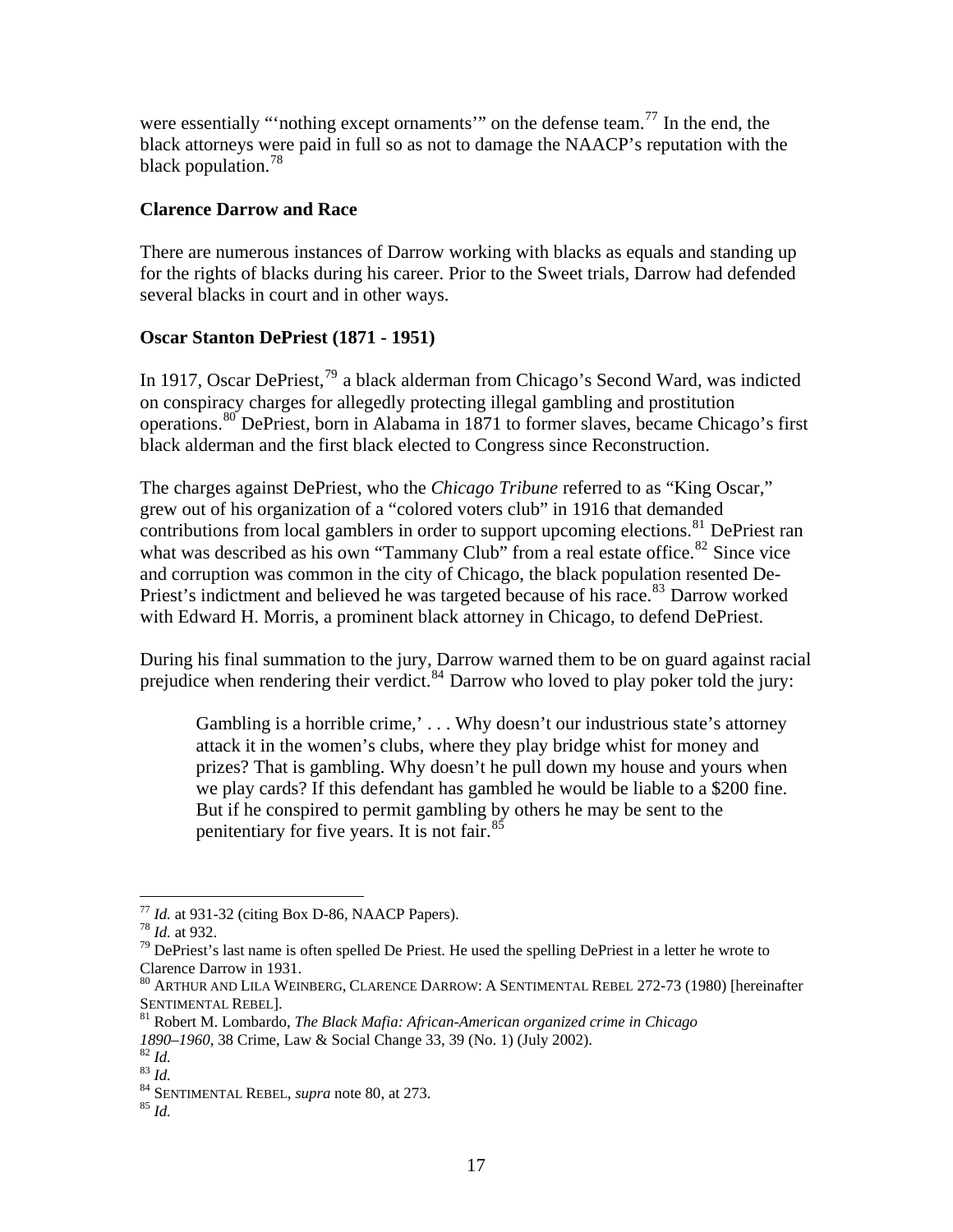were essentially "'nothing except ornaments'" on the defense team.[77] In the end, the black attorneys were paid in full so as not to damage the NAACP's reputation with the black population.[78]

**Clarence Darrow and Race**

There are numerous instances of Darrow working with blacks as equals and standing up for the rights of blacks during his career. Prior to the Sweet trials, Darrow had defended several blacks in court and in other ways.

**Oscar Stanton DePriest (1871 - 1951)**

In 1917, Oscar DePriest,[79] a black alderman from Chicago's Second Ward, was indicted on conspiracy charges for allegedly protecting illegal gambling and prostitution operations.[80] DePriest, born in Alabama in 1871 to former slaves, became Chicago's first black alderman and the first black elected to Congress since Reconstruction.

The charges against DePriest, who the *Chicago Tribune* referred to as "King Oscar," grew out of his organization of a "colored voters club" in 1916 that demanded contributions from local gamblers in order to support upcoming elections.[81] DePriest ran what was described as his own "Tammany Club" from a real estate office.[82] Since vice and corruption was common in the city of Chicago, the black population resented De-Priest's indictment and believed he was targeted because of his race.[83] Darrow worked with Edward H. Morris, a prominent black attorney in Chicago, to defend DePriest.

During his final summation to the jury, Darrow warned them to be on guard against racial prejudice when rendering their verdict.[84] Darrow who loved to play poker told the jury:

> Gambling is a horrible crime,' . . . Why doesn't our industrious state's attorney attack it in the women's clubs, where they play bridge whist for money and prizes? That is gambling. Why doesn't he pull down my house and yours when we play cards? If this defendant has gambled he would be liable to a $200 fine. But if he conspired to permit gambling by others he may be sent to the penitentiary for five years. It is not fair.[85]

---

[77] *Id.* at 931-32 (citing Box D-86, NAACP Papers).
[78] *Id.* at 932.
[79] DePriest's last name is often spelled De Priest. He used the spelling DePriest in a letter he wrote to Clarence Darrow in 1931.
[80] Arthur and Lila Weinberg, Clarence Darrow: A Sentimental Rebel 272-73 (1980) [hereinafter Sentimental Rebel].
[81] Robert M. Lombardo, *The Black Mafia: African-American organized crime in Chicago 1890–1960*, 38 Crime, Law & Social Change 33, 39 (No. 1) (July 2002).
[82] *Id.*
[83] *Id.*
[84] Sentimental Rebel, *supra* note 80, at 273.
[85] *Id.*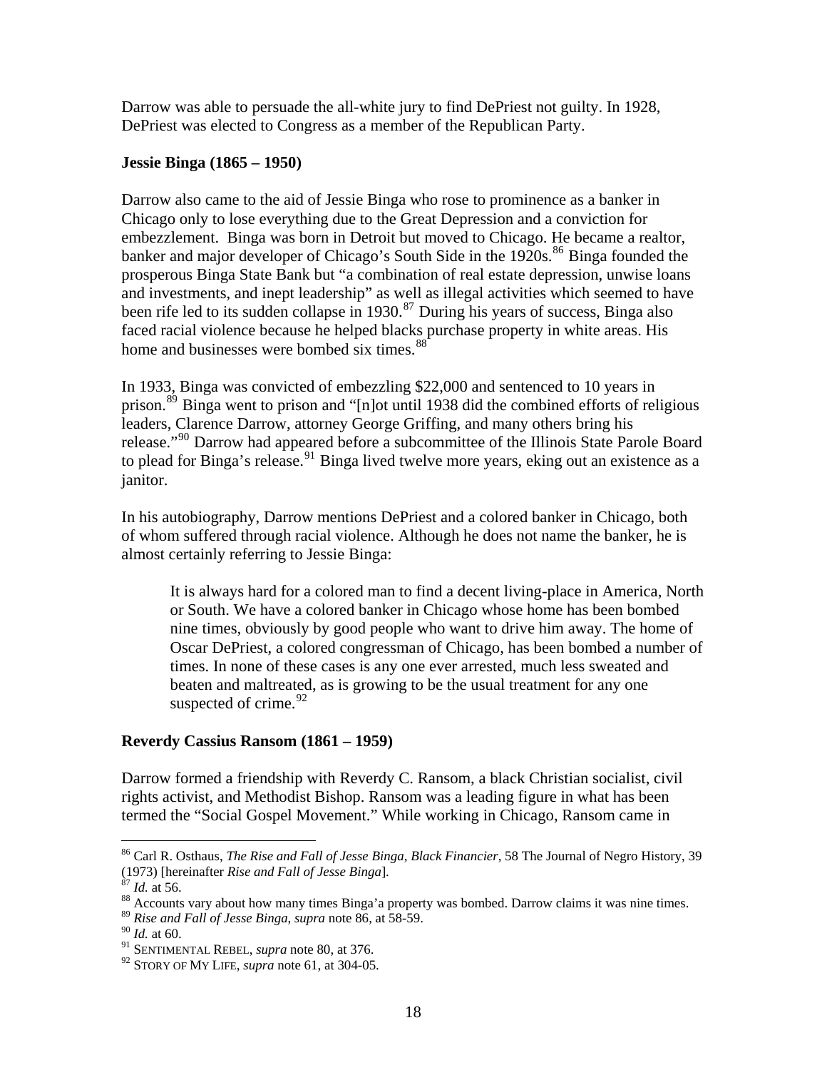Darrow was able to persuade the all-white jury to find DePriest not guilty. In 1928, DePriest was elected to Congress as a member of the Republican Party.

**Jessie Binga (1865 – 1950)**

Darrow also came to the aid of Jessie Binga who rose to prominence as a banker in Chicago only to lose everything due to the Great Depression and a conviction for embezzlement. Binga was born in Detroit but moved to Chicago. He became a realtor, banker and major developer of Chicago's South Side in the 1920s.[86] Binga founded the prosperous Binga State Bank but "a combination of real estate depression, unwise loans and investments, and inept leadership" as well as illegal activities which seemed to have been rife led to its sudden collapse in 1930.[87] During his years of success, Binga also faced racial violence because he helped blacks purchase property in white areas. His home and businesses were bombed six times.[88]

In 1933, Binga was convicted of embezzling $22,000 and sentenced to 10 years in prison.[89] Binga went to prison and "[n]ot until 1938 did the combined efforts of religious leaders, Clarence Darrow, attorney George Griffing, and many others bring his release."[90] Darrow had appeared before a subcommittee of the Illinois State Parole Board to plead for Binga's release.[91] Binga lived twelve more years, eking out an existence as a janitor.

In his autobiography, Darrow mentions DePriest and a colored banker in Chicago, both of whom suffered through racial violence. Although he does not name the banker, he is almost certainly referring to Jessie Binga:

> It is always hard for a colored man to find a decent living-place in America, North or South. We have a colored banker in Chicago whose home has been bombed nine times, obviously by good people who want to drive him away. The home of Oscar DePriest, a colored congressman of Chicago, has been bombed a number of times. In none of these cases is any one ever arrested, much less sweated and beaten and maltreated, as is growing to be the usual treatment for any one suspected of crime.[92]

**Reverdy Cassius Ransom (1861 – 1959)**

Darrow formed a friendship with Reverdy C. Ransom, a black Christian socialist, civil rights activist, and Methodist Bishop. Ransom was a leading figure in what has been termed the "Social Gospel Movement." While working in Chicago, Ransom came in

---

[86] Carl R. Osthaus, *The Rise and Fall of Jesse Binga, Black Financier*, 58 The Journal of Negro History, 39 (1973) [hereinafter *Rise and Fall of Jesse Binga*].

[87] *Id.* at 56.

[88] Accounts vary about how many times Binga'a property was bombed. Darrow claims it was nine times.

[89] *Rise and Fall of Jesse Binga*, *supra* note 86, at 58-59.

[90] *Id.* at 60.

[91] SENTIMENTAL REBEL, *supra* note 80, at 376.

[92] STORY OF MY LIFE, *supra* note 61, at 304-05.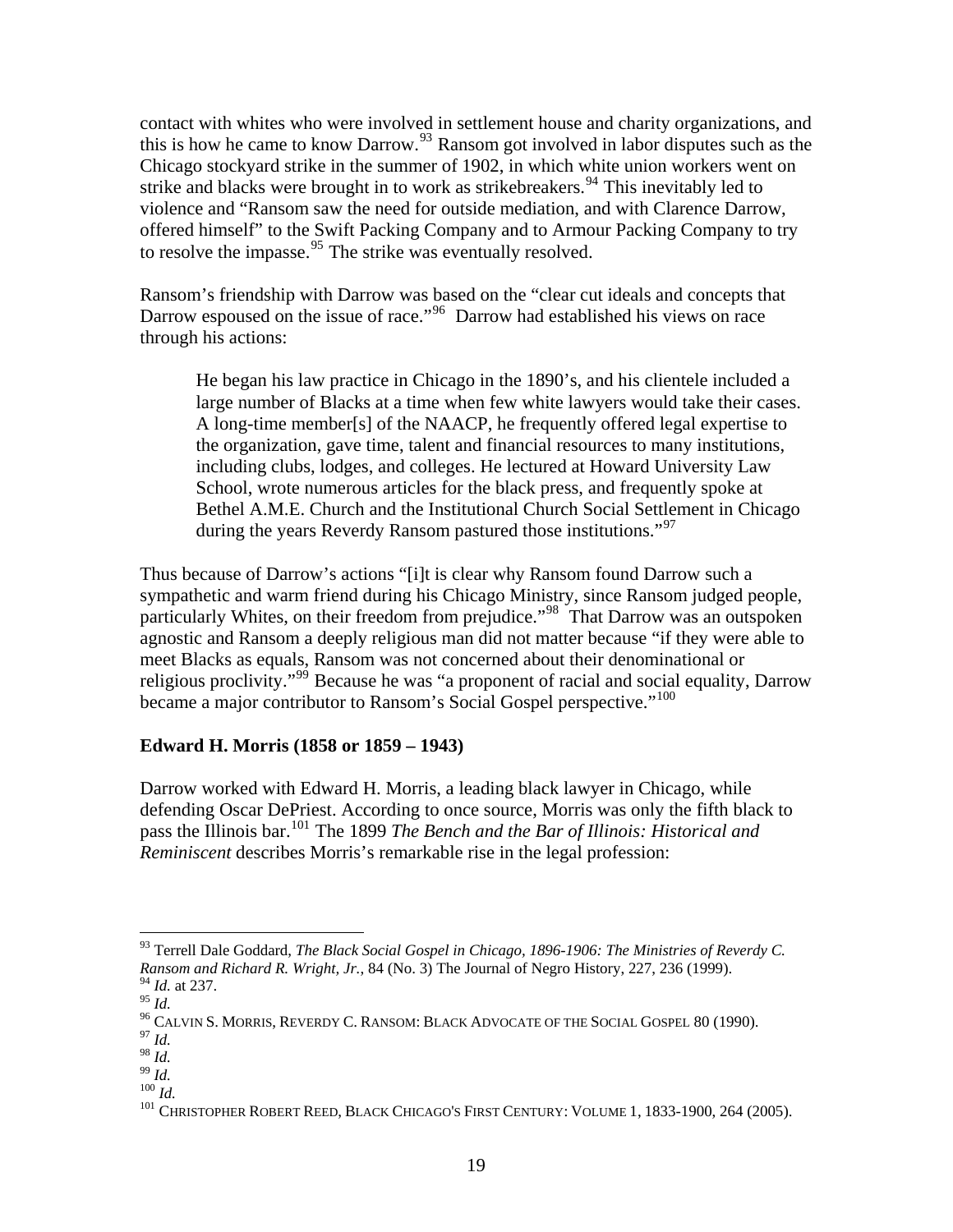contact with whites who were involved in settlement house and charity organizations, and this is how he came to know Darrow.[93] Ransom got involved in labor disputes such as the Chicago stockyard strike in the summer of 1902, in which white union workers went on strike and blacks were brought in to work as strikebreakers.[94] This inevitably led to violence and "Ransom saw the need for outside mediation, and with Clarence Darrow, offered himself" to the Swift Packing Company and to Armour Packing Company to try to resolve the impasse.[95] The strike was eventually resolved.

Ransom's friendship with Darrow was based on the "clear cut ideals and concepts that Darrow espoused on the issue of race."[96] Darrow had established his views on race through his actions:

> He began his law practice in Chicago in the 1890's, and his clientele included a large number of Blacks at a time when few white lawyers would take their cases. A long-time member[s] of the NAACP, he frequently offered legal expertise to the organization, gave time, talent and financial resources to many institutions, including clubs, lodges, and colleges. He lectured at Howard University Law School, wrote numerous articles for the black press, and frequently spoke at Bethel A.M.E. Church and the Institutional Church Social Settlement in Chicago during the years Reverdy Ransom pastured those institutions."[97]

Thus because of Darrow's actions "[i]t is clear why Ransom found Darrow such a sympathetic and warm friend during his Chicago Ministry, since Ransom judged people, particularly Whites, on their freedom from prejudice."[98] That Darrow was an outspoken agnostic and Ransom a deeply religious man did not matter because "if they were able to meet Blacks as equals, Ransom was not concerned about their denominational or religious proclivity."[99] Because he was "a proponent of racial and social equality, Darrow became a major contributor to Ransom's Social Gospel perspective."[100]

**Edward H. Morris (1858 or 1859 – 1943)**

Darrow worked with Edward H. Morris, a leading black lawyer in Chicago, while defending Oscar DePriest. According to once source, Morris was only the fifth black to pass the Illinois bar.[101] The 1899 *The Bench and the Bar of Illinois: Historical and Reminiscent* describes Morris's remarkable rise in the legal profession:

---

[93] Terrell Dale Goddard, *The Black Social Gospel in Chicago, 1896-1906: The Ministries of Reverdy C. Ransom and Richard R. Wright, Jr.*, 84 (No. 3) The Journal of Negro History, 227, 236 (1999).
[94] *Id.* at 237.
[95] *Id.*
[96] CALVIN S. MORRIS, REVERDY C. RANSOM: BLACK ADVOCATE OF THE SOCIAL GOSPEL 80 (1990).
[97] *Id.*
[98] *Id.*
[99] *Id.*
[100] *Id.*
[101] CHRISTOPHER ROBERT REED, BLACK CHICAGO'S FIRST CENTURY: VOLUME 1, 1833-1900, 264 (2005).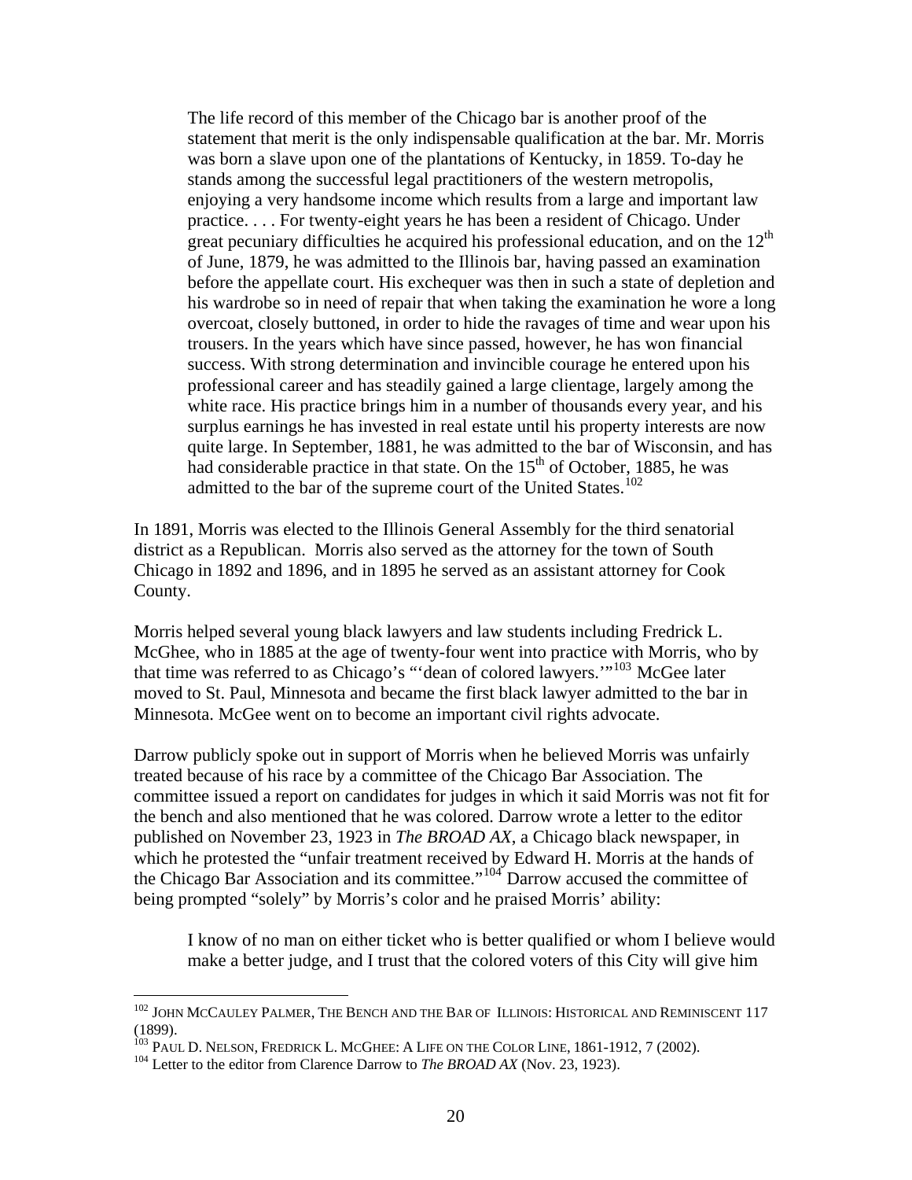> The life record of this member of the Chicago bar is another proof of the statement that merit is the only indispensable qualification at the bar. Mr. Morris was born a slave upon one of the plantations of Kentucky, in 1859. To-day he stands among the successful legal practitioners of the western metropolis, enjoying a very handsome income which results from a large and important law practice. . . . For twenty-eight years he has been a resident of Chicago. Under great pecuniary difficulties he acquired his professional education, and on the 12th of June, 1879, he was admitted to the Illinois bar, having passed an examination before the appellate court. His exchequer was then in such a state of depletion and his wardrobe so in need of repair that when taking the examination he wore a long overcoat, closely buttoned, in order to hide the ravages of time and wear upon his trousers. In the years which have since passed, however, he has won financial success. With strong determination and invincible courage he entered upon his professional career and has steadily gained a large clientage, largely among the white race. His practice brings him in a number of thousands every year, and his surplus earnings he has invested in real estate until his property interests are now quite large. In September, 1881, he was admitted to the bar of Wisconsin, and has had considerable practice in that state. On the 15th of October, 1885, he was admitted to the bar of the supreme court of the United States.[102]

In 1891, Morris was elected to the Illinois General Assembly for the third senatorial district as a Republican. Morris also served as the attorney for the town of South Chicago in 1892 and 1896, and in 1895 he served as an assistant attorney for Cook County.

Morris helped several young black lawyers and law students including Fredrick L. McGhee, who in 1885 at the age of twenty-four went into practice with Morris, who by that time was referred to as Chicago's "'dean of colored lawyers.'"[103] McGee later moved to St. Paul, Minnesota and became the first black lawyer admitted to the bar in Minnesota. McGee went on to become an important civil rights advocate.

Darrow publicly spoke out in support of Morris when he believed Morris was unfairly treated because of his race by a committee of the Chicago Bar Association. The committee issued a report on candidates for judges in which it said Morris was not fit for the bench and also mentioned that he was colored. Darrow wrote a letter to the editor published on November 23, 1923 in *The BROAD AX*, a Chicago black newspaper, in which he protested the "unfair treatment received by Edward H. Morris at the hands of the Chicago Bar Association and its committee."[104] Darrow accused the committee of being prompted "solely" by Morris's color and he praised Morris' ability:

> I know of no man on either ticket who is better qualified or whom I believe would make a better judge, and I trust that the colored voters of this City will give him

---

[102] John McCauley Palmer, The Bench and the Bar of Illinois: Historical and Reminiscent 117 (1899).

[103] Paul D. Nelson, Fredrick L. McGhee: A Life on the Color Line, 1861-1912, 7 (2002).

[104] Letter to the editor from Clarence Darrow to *The BROAD AX* (Nov. 23, 1923).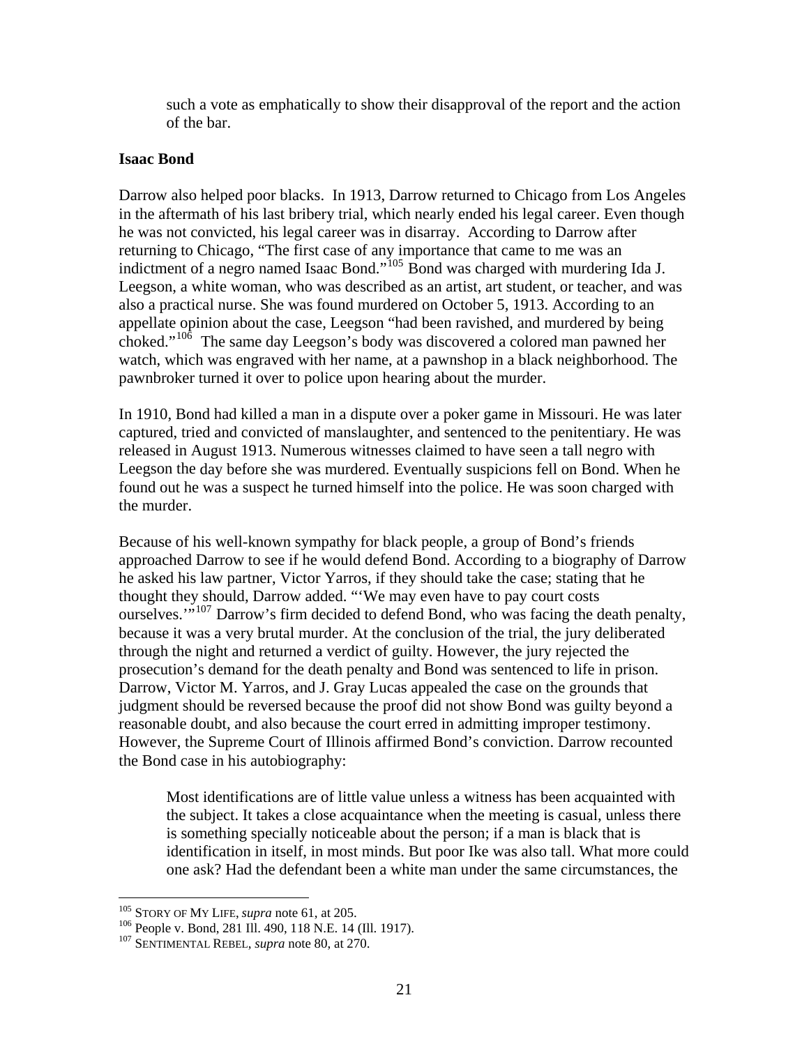> such a vote as emphatically to show their disapproval of the report and the action of the bar.

**Isaac Bond**

Darrow also helped poor blacks. In 1913, Darrow returned to Chicago from Los Angeles in the aftermath of his last bribery trial, which nearly ended his legal career. Even though he was not convicted, his legal career was in disarray. According to Darrow after returning to Chicago, "The first case of any importance that came to me was an indictment of a negro named Isaac Bond."[105] Bond was charged with murdering Ida J. Leegson, a white woman, who was described as an artist, art student, or teacher, and was also a practical nurse. She was found murdered on October 5, 1913. According to an appellate opinion about the case, Leegson "had been ravished, and murdered by being choked."[106] The same day Leegson's body was discovered a colored man pawned her watch, which was engraved with her name, at a pawnshop in a black neighborhood. The pawnbroker turned it over to police upon hearing about the murder.

In 1910, Bond had killed a man in a dispute over a poker game in Missouri. He was later captured, tried and convicted of manslaughter, and sentenced to the penitentiary. He was released in August 1913. Numerous witnesses claimed to have seen a tall negro with Leegson the day before she was murdered. Eventually suspicions fell on Bond. When he found out he was a suspect he turned himself into the police. He was soon charged with the murder.

Because of his well-known sympathy for black people, a group of Bond's friends approached Darrow to see if he would defend Bond. According to a biography of Darrow he asked his law partner, Victor Yarros, if they should take the case; stating that he thought they should, Darrow added. "'We may even have to pay court costs ourselves.'"[107] Darrow's firm decided to defend Bond, who was facing the death penalty, because it was a very brutal murder. At the conclusion of the trial, the jury deliberated through the night and returned a verdict of guilty. However, the jury rejected the prosecution's demand for the death penalty and Bond was sentenced to life in prison. Darrow, Victor M. Yarros, and J. Gray Lucas appealed the case on the grounds that judgment should be reversed because the proof did not show Bond was guilty beyond a reasonable doubt, and also because the court erred in admitting improper testimony. However, the Supreme Court of Illinois affirmed Bond's conviction. Darrow recounted the Bond case in his autobiography:

> Most identifications are of little value unless a witness has been acquainted with the subject. It takes a close acquaintance when the meeting is casual, unless there is something specially noticeable about the person; if a man is black that is identification in itself, in most minds. But poor Ike was also tall. What more could one ask? Had the defendant been a white man under the same circumstances, the

---

[105] STORY OF MY LIFE, *supra* note 61, at 205.

[106] People v. Bond, 281 Ill. 490, 118 N.E. 14 (Ill. 1917).

[107] SENTIMENTAL REBEL, *supra* note 80, at 270.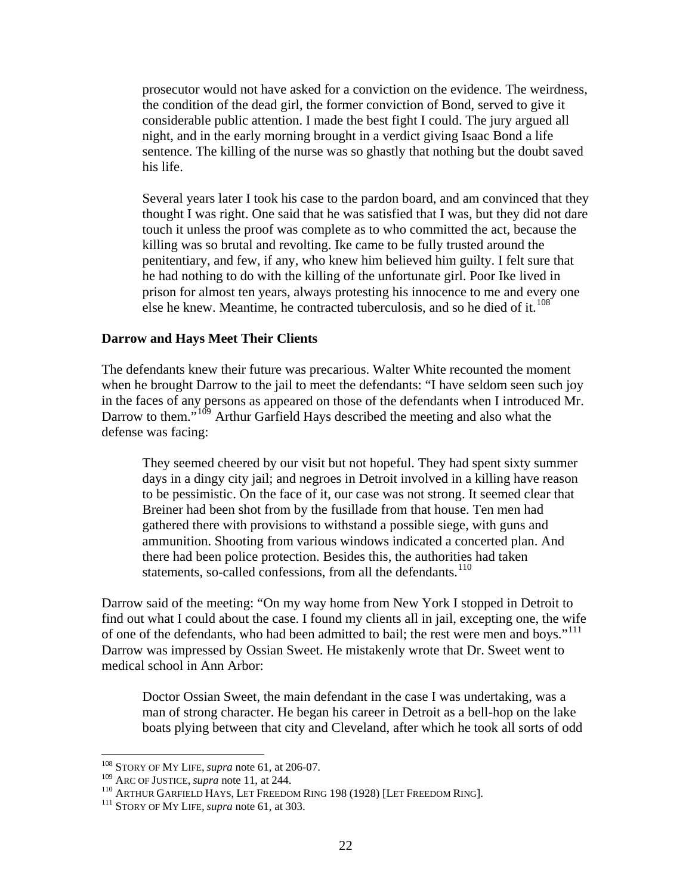> prosecutor would not have asked for a conviction on the evidence. The weirdness, the condition of the dead girl, the former conviction of Bond, served to give it considerable public attention. I made the best fight I could. The jury argued all night, and in the early morning brought in a verdict giving Isaac Bond a life sentence. The killing of the nurse was so ghastly that nothing but the doubt saved his life.
>
> Several years later I took his case to the pardon board, and am convinced that they thought I was right. One said that he was satisfied that I was, but they did not dare touch it unless the proof was complete as to who committed the act, because the killing was so brutal and revolting. Ike came to be fully trusted around the penitentiary, and few, if any, who knew him believed him guilty. I felt sure that he had nothing to do with the killing of the unfortunate girl. Poor Ike lived in prison for almost ten years, always protesting his innocence to me and every one else he knew. Meantime, he contracted tuberculosis, and so he died of it.[108]

**Darrow and Hays Meet Their Clients**

The defendants knew their future was precarious. Walter White recounted the moment when he brought Darrow to the jail to meet the defendants: "I have seldom seen such joy in the faces of any persons as appeared on those of the defendants when I introduced Mr. Darrow to them."[109] Arthur Garfield Hays described the meeting and also what the defense was facing:

> They seemed cheered by our visit but not hopeful. They had spent sixty summer days in a dingy city jail; and negroes in Detroit involved in a killing have reason to be pessimistic. On the face of it, our case was not strong. It seemed clear that Breiner had been shot from by the fusillade from that house. Ten men had gathered there with provisions to withstand a possible siege, with guns and ammunition. Shooting from various windows indicated a concerted plan. And there had been police protection. Besides this, the authorities had taken statements, so-called confessions, from all the defendants.[110]

Darrow said of the meeting: "On my way home from New York I stopped in Detroit to find out what I could about the case. I found my clients all in jail, excepting one, the wife of one of the defendants, who had been admitted to bail; the rest were men and boys."[111] Darrow was impressed by Ossian Sweet. He mistakenly wrote that Dr. Sweet went to medical school in Ann Arbor:

> Doctor Ossian Sweet, the main defendant in the case I was undertaking, was a man of strong character. He began his career in Detroit as a bell-hop on the lake boats plying between that city and Cleveland, after which he took all sorts of odd

---

[108] STORY OF MY LIFE, *supra* note 61, at 206-07.
[109] ARC OF JUSTICE, *supra* note 11, at 244.
[110] ARTHUR GARFIELD HAYS, LET FREEDOM RING 198 (1928) [LET FREEDOM RING].
[111] STORY OF MY LIFE, *supra* note 61, at 303.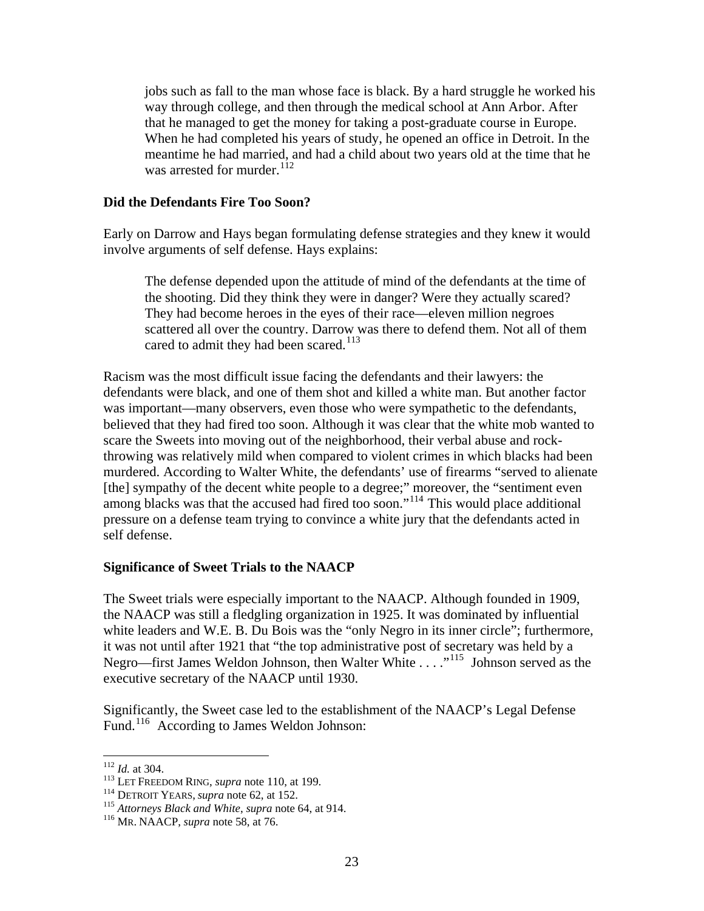> jobs such as fall to the man whose face is black. By a hard struggle he worked his way through college, and then through the medical school at Ann Arbor. After that he managed to get the money for taking a post-graduate course in Europe. When he had completed his years of study, he opened an office in Detroit. In the meantime he had married, and had a child about two years old at the time that he was arrested for murder.[112]

**Did the Defendants Fire Too Soon?**

Early on Darrow and Hays began formulating defense strategies and they knew it would involve arguments of self defense. Hays explains:

> The defense depended upon the attitude of mind of the defendants at the time of the shooting. Did they think they were in danger? Were they actually scared? They had become heroes in the eyes of their race—eleven million negroes scattered all over the country. Darrow was there to defend them. Not all of them cared to admit they had been scared.[113]

Racism was the most difficult issue facing the defendants and their lawyers: the defendants were black, and one of them shot and killed a white man. But another factor was important—many observers, even those who were sympathetic to the defendants, believed that they had fired too soon. Although it was clear that the white mob wanted to scare the Sweets into moving out of the neighborhood, their verbal abuse and rock-throwing was relatively mild when compared to violent crimes in which blacks had been murdered. According to Walter White, the defendants' use of firearms "served to alienate [the] sympathy of the decent white people to a degree;" moreover, the "sentiment even among blacks was that the accused had fired too soon."[114] This would place additional pressure on a defense team trying to convince a white jury that the defendants acted in self defense.

**Significance of Sweet Trials to the NAACP**

The Sweet trials were especially important to the NAACP. Although founded in 1909, the NAACP was still a fledgling organization in 1925. It was dominated by influential white leaders and W.E. B. Du Bois was the "only Negro in its inner circle"; furthermore, it was not until after 1921 that "the top administrative post of secretary was held by a Negro—first James Weldon Johnson, then Walter White . . . ."[115] Johnson served as the executive secretary of the NAACP until 1930.

Significantly, the Sweet case led to the establishment of the NAACP's Legal Defense Fund.[116] According to James Weldon Johnson:

---

[112] *Id.* at 304.
[113] LET FREEDOM RING, *supra* note 110, at 199.
[114] DETROIT YEARS, *supra* note 62, at 152.
[115] *Attorneys Black and White*, *supra* note 64, at 914.
[116] MR. NAACP, *supra* note 58, at 76.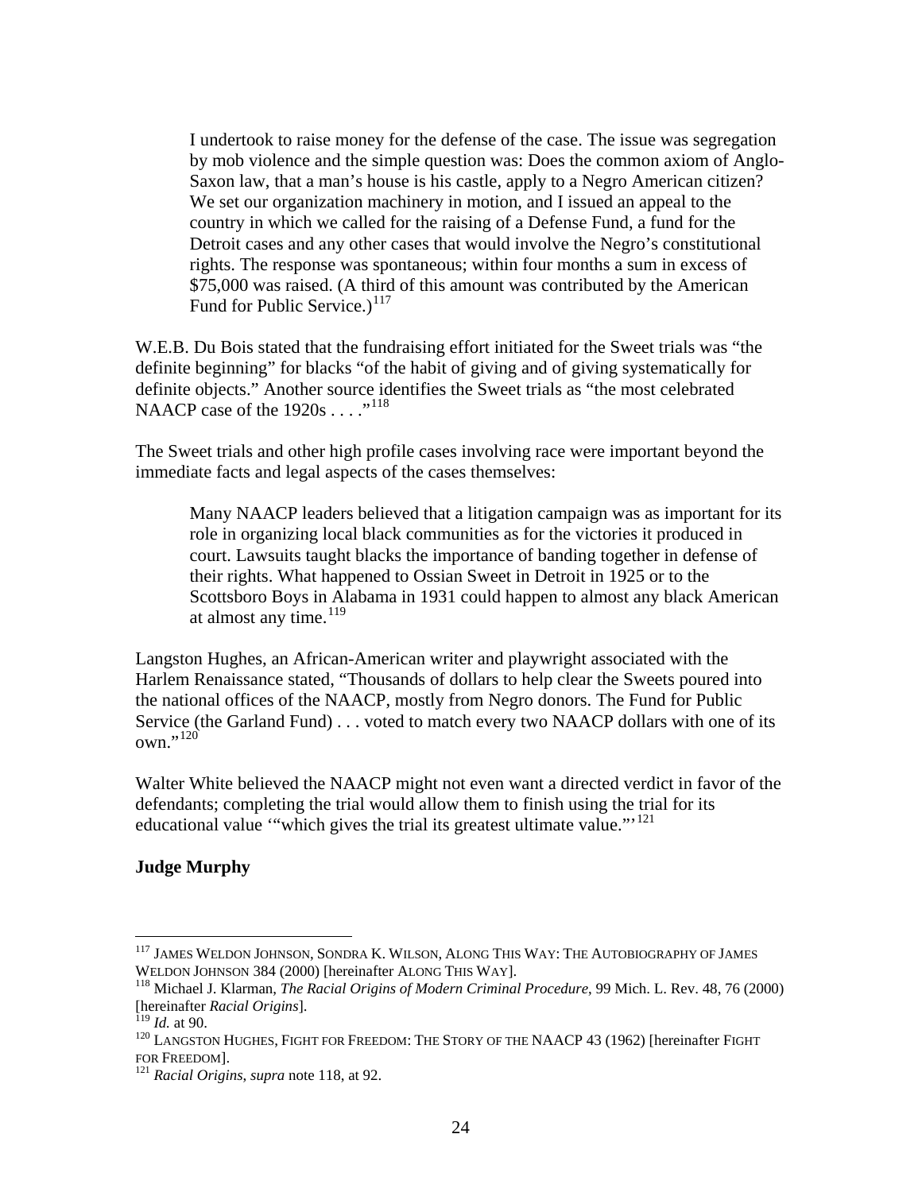> I undertook to raise money for the defense of the case. The issue was segregation by mob violence and the simple question was: Does the common axiom of Anglo-Saxon law, that a man's house is his castle, apply to a Negro American citizen? We set our organization machinery in motion, and I issued an appeal to the country in which we called for the raising of a Defense Fund, a fund for the Detroit cases and any other cases that would involve the Negro's constitutional rights. The response was spontaneous; within four months a sum in excess of $75,000 was raised. (A third of this amount was contributed by the American Fund for Public Service.)[117]

W.E.B. Du Bois stated that the fundraising effort initiated for the Sweet trials was "the definite beginning" for blacks "of the habit of giving and of giving systematically for definite objects." Another source identifies the Sweet trials as "the most celebrated NAACP case of the 1920s . . . ."[118]

The Sweet trials and other high profile cases involving race were important beyond the immediate facts and legal aspects of the cases themselves:

> Many NAACP leaders believed that a litigation campaign was as important for its role in organizing local black communities as for the victories it produced in court. Lawsuits taught blacks the importance of banding together in defense of their rights. What happened to Ossian Sweet in Detroit in 1925 or to the Scottsboro Boys in Alabama in 1931 could happen to almost any black American at almost any time.[119]

Langston Hughes, an African-American writer and playwright associated with the Harlem Renaissance stated, "Thousands of dollars to help clear the Sweets poured into the national offices of the NAACP, mostly from Negro donors. The Fund for Public Service (the Garland Fund) . . . voted to match every two NAACP dollars with one of its own."[120]

Walter White believed the NAACP might not even want a directed verdict in favor of the defendants; completing the trial would allow them to finish using the trial for its educational value '"which gives the trial its greatest ultimate value."'[121]

**Judge Murphy**

---

[117] JAMES WELDON JOHNSON, SONDRA K. WILSON, ALONG THIS WAY: THE AUTOBIOGRAPHY OF JAMES WELDON JOHNSON 384 (2000) [hereinafter ALONG THIS WAY].

[118] Michael J. Klarman, *The Racial Origins of Modern Criminal Procedure*, 99 Mich. L. Rev. 48, 76 (2000) [hereinafter *Racial Origins*].

[119] *Id.* at 90.

[120] LANGSTON HUGHES, FIGHT FOR FREEDOM: THE STORY OF THE NAACP 43 (1962) [hereinafter FIGHT FOR FREEDOM].

[121] *Racial Origins*, *supra* note 118, at 92.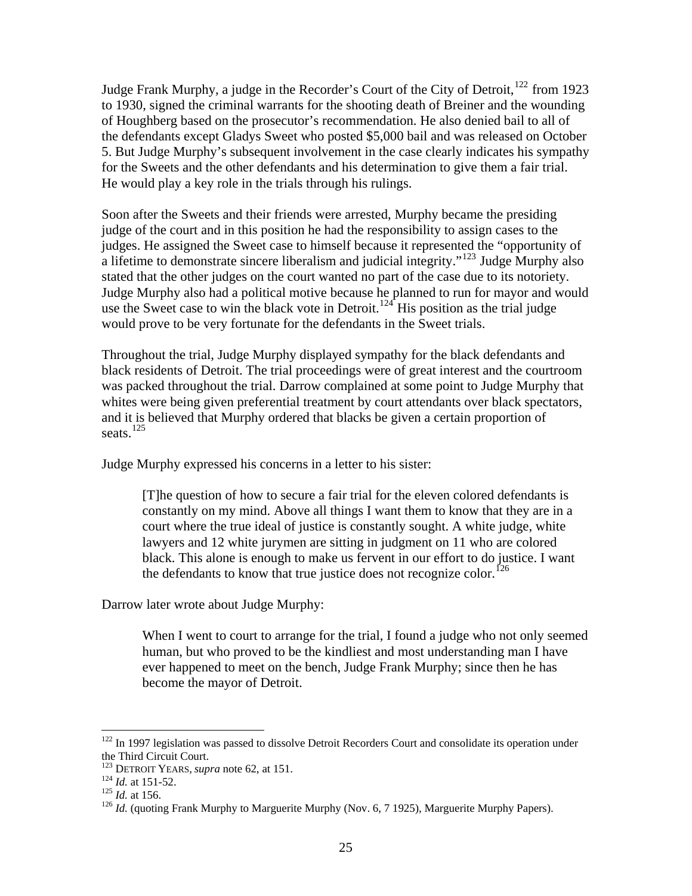Judge Frank Murphy, a judge in the Recorder's Court of the City of Detroit,[122] from 1923 to 1930, signed the criminal warrants for the shooting death of Breiner and the wounding of Houghberg based on the prosecutor's recommendation. He also denied bail to all of the defendants except Gladys Sweet who posted $5,000 bail and was released on October 5. But Judge Murphy's subsequent involvement in the case clearly indicates his sympathy for the Sweets and the other defendants and his determination to give them a fair trial. He would play a key role in the trials through his rulings.

Soon after the Sweets and their friends were arrested, Murphy became the presiding judge of the court and in this position he had the responsibility to assign cases to the judges. He assigned the Sweet case to himself because it represented the "opportunity of a lifetime to demonstrate sincere liberalism and judicial integrity."[123] Judge Murphy also stated that the other judges on the court wanted no part of the case due to its notoriety. Judge Murphy also had a political motive because he planned to run for mayor and would use the Sweet case to win the black vote in Detroit.[124] His position as the trial judge would prove to be very fortunate for the defendants in the Sweet trials.

Throughout the trial, Judge Murphy displayed sympathy for the black defendants and black residents of Detroit. The trial proceedings were of great interest and the courtroom was packed throughout the trial. Darrow complained at some point to Judge Murphy that whites were being given preferential treatment by court attendants over black spectators, and it is believed that Murphy ordered that blacks be given a certain proportion of seats.[125]

Judge Murphy expressed his concerns in a letter to his sister:

> [T]he question of how to secure a fair trial for the eleven colored defendants is constantly on my mind. Above all things I want them to know that they are in a court where the true ideal of justice is constantly sought. A white judge, white lawyers and 12 white jurymen are sitting in judgment on 11 who are colored black. This alone is enough to make us fervent in our effort to do justice. I want the defendants to know that true justice does not recognize color.[126]

Darrow later wrote about Judge Murphy:

> When I went to court to arrange for the trial, I found a judge who not only seemed human, but who proved to be the kindliest and most understanding man I have ever happened to meet on the bench, Judge Frank Murphy; since then he has become the mayor of Detroit.

---

[122] In 1997 legislation was passed to dissolve Detroit Recorders Court and consolidate its operation under the Third Circuit Court.

[123] DETROIT YEARS, *supra* note 62, at 151.

[124] *Id.* at 151-52.

[125] *Id.* at 156.

[126] *Id.* (quoting Frank Murphy to Marguerite Murphy (Nov. 6, 7 1925), Marguerite Murphy Papers).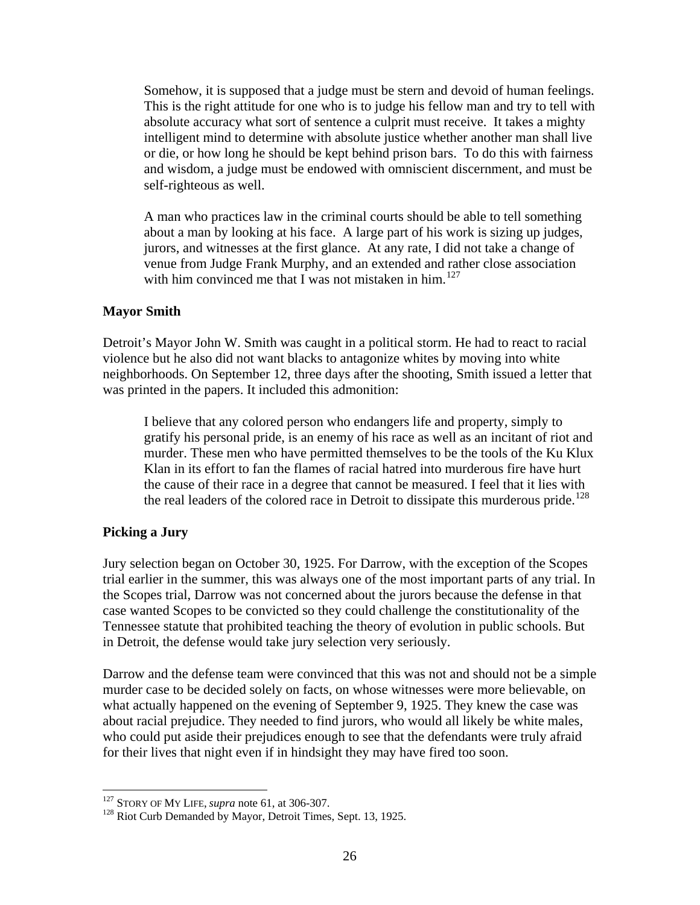> Somehow, it is supposed that a judge must be stern and devoid of human feelings. This is the right attitude for one who is to judge his fellow man and try to tell with absolute accuracy what sort of sentence a culprit must receive. It takes a mighty intelligent mind to determine with absolute justice whether another man shall live or die, or how long he should be kept behind prison bars. To do this with fairness and wisdom, a judge must be endowed with omniscient discernment, and must be self-righteous as well.
>
> A man who practices law in the criminal courts should be able to tell something about a man by looking at his face. A large part of his work is sizing up judges, jurors, and witnesses at the first glance. At any rate, I did not take a change of venue from Judge Frank Murphy, and an extended and rather close association with him convinced me that I was not mistaken in him.[127]

**Mayor Smith**

Detroit's Mayor John W. Smith was caught in a political storm. He had to react to racial violence but he also did not want blacks to antagonize whites by moving into white neighborhoods. On September 12, three days after the shooting, Smith issued a letter that was printed in the papers. It included this admonition:

> I believe that any colored person who endangers life and property, simply to gratify his personal pride, is an enemy of his race as well as an incitant of riot and murder. These men who have permitted themselves to be the tools of the Ku Klux Klan in its effort to fan the flames of racial hatred into murderous fire have hurt the cause of their race in a degree that cannot be measured. I feel that it lies with the real leaders of the colored race in Detroit to dissipate this murderous pride.[128]

**Picking a Jury**

Jury selection began on October 30, 1925. For Darrow, with the exception of the Scopes trial earlier in the summer, this was always one of the most important parts of any trial. In the Scopes trial, Darrow was not concerned about the jurors because the defense in that case wanted Scopes to be convicted so they could challenge the constitutionality of the Tennessee statute that prohibited teaching the theory of evolution in public schools. But in Detroit, the defense would take jury selection very seriously.

Darrow and the defense team were convinced that this was not and should not be a simple murder case to be decided solely on facts, on whose witnesses were more believable, on what actually happened on the evening of September 9, 1925. They knew the case was about racial prejudice. They needed to find jurors, who would all likely be white males, who could put aside their prejudices enough to see that the defendants were truly afraid for their lives that night even if in hindsight they may have fired too soon.

---

[127] STORY OF MY LIFE, *supra* note 61, at 306-307.

[128] Riot Curb Demanded by Mayor, Detroit Times, Sept. 13, 1925.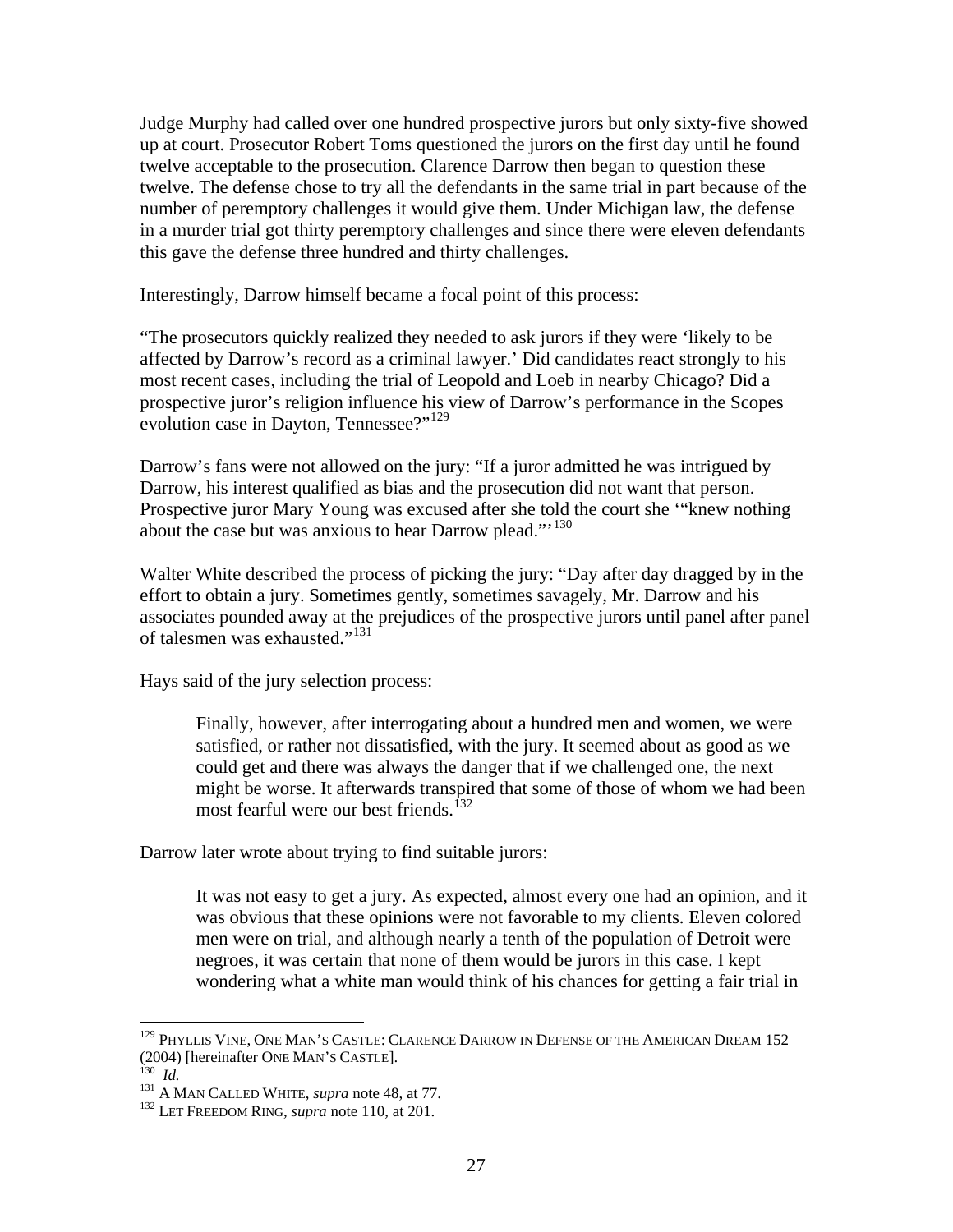Judge Murphy had called over one hundred prospective jurors but only sixty-five showed up at court. Prosecutor Robert Toms questioned the jurors on the first day until he found twelve acceptable to the prosecution. Clarence Darrow then began to question these twelve. The defense chose to try all the defendants in the same trial in part because of the number of peremptory challenges it would give them. Under Michigan law, the defense in a murder trial got thirty peremptory challenges and since there were eleven defendants this gave the defense three hundred and thirty challenges.

Interestingly, Darrow himself became a focal point of this process:

"The prosecutors quickly realized they needed to ask jurors if they were 'likely to be affected by Darrow's record as a criminal lawyer.' Did candidates react strongly to his most recent cases, including the trial of Leopold and Loeb in nearby Chicago? Did a prospective juror's religion influence his view of Darrow's performance in the Scopes evolution case in Dayton, Tennessee?"[129]

Darrow's fans were not allowed on the jury: "If a juror admitted he was intrigued by Darrow, his interest qualified as bias and the prosecution did not want that person. Prospective juror Mary Young was excused after she told the court she '"knew nothing about the case but was anxious to hear Darrow plead."'[130]

Walter White described the process of picking the jury: "Day after day dragged by in the effort to obtain a jury. Sometimes gently, sometimes savagely, Mr. Darrow and his associates pounded away at the prejudices of the prospective jurors until panel after panel of talesmen was exhausted."[131]

Hays said of the jury selection process:

> Finally, however, after interrogating about a hundred men and women, we were satisfied, or rather not dissatisfied, with the jury. It seemed about as good as we could get and there was always the danger that if we challenged one, the next might be worse. It afterwards transpired that some of those of whom we had been most fearful were our best friends.[132]

Darrow later wrote about trying to find suitable jurors:

> It was not easy to get a jury. As expected, almost every one had an opinion, and it was obvious that these opinions were not favorable to my clients. Eleven colored men were on trial, and although nearly a tenth of the population of Detroit were negroes, it was certain that none of them would be jurors in this case. I kept wondering what a white man would think of his chances for getting a fair trial in

---

[129] PHYLLIS VINE, ONE MAN'S CASTLE: CLARENCE DARROW IN DEFENSE OF THE AMERICAN DREAM 152 (2004) [hereinafter ONE MAN'S CASTLE].

[130] *Id.*

[131] A MAN CALLED WHITE, *supra* note 48, at 77.

[132] LET FREEDOM RING, *supra* note 110, at 201.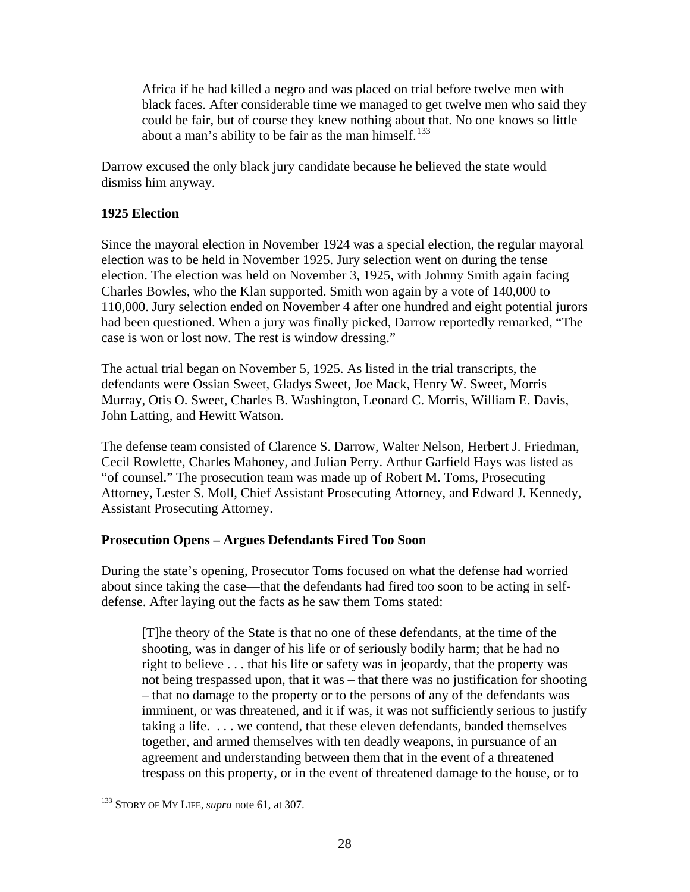> Africa if he had killed a negro and was placed on trial before twelve men with black faces. After considerable time we managed to get twelve men who said they could be fair, but of course they knew nothing about that. No one knows so little about a man's ability to be fair as the man himself.[133]

Darrow excused the only black jury candidate because he believed the state would dismiss him anyway.

**1925 Election**

Since the mayoral election in November 1924 was a special election, the regular mayoral election was to be held in November 1925. Jury selection went on during the tense election. The election was held on November 3, 1925, with Johnny Smith again facing Charles Bowles, who the Klan supported. Smith won again by a vote of 140,000 to 110,000. Jury selection ended on November 4 after one hundred and eight potential jurors had been questioned. When a jury was finally picked, Darrow reportedly remarked, "The case is won or lost now. The rest is window dressing."

The actual trial began on November 5, 1925. As listed in the trial transcripts, the defendants were Ossian Sweet, Gladys Sweet, Joe Mack, Henry W. Sweet, Morris Murray, Otis O. Sweet, Charles B. Washington, Leonard C. Morris, William E. Davis, John Latting, and Hewitt Watson.

The defense team consisted of Clarence S. Darrow, Walter Nelson, Herbert J. Friedman, Cecil Rowlette, Charles Mahoney, and Julian Perry. Arthur Garfield Hays was listed as "of counsel." The prosecution team was made up of Robert M. Toms, Prosecuting Attorney, Lester S. Moll, Chief Assistant Prosecuting Attorney, and Edward J. Kennedy, Assistant Prosecuting Attorney.

**Prosecution Opens – Argues Defendants Fired Too Soon**

During the state's opening, Prosecutor Toms focused on what the defense had worried about since taking the case—that the defendants had fired too soon to be acting in self-defense. After laying out the facts as he saw them Toms stated:

> [T]he theory of the State is that no one of these defendants, at the time of the shooting, was in danger of his life or of seriously bodily harm; that he had no right to believe . . . that his life or safety was in jeopardy, that the property was not being trespassed upon, that it was – that there was no justification for shooting – that no damage to the property or to the persons of any of the defendants was imminent, or was threatened, and it if was, it was not sufficiently serious to justify taking a life. . . . we contend, that these eleven defendants, banded themselves together, and armed themselves with ten deadly weapons, in pursuance of an agreement and understanding between them that in the event of a threatened trespass on this property, or in the event of threatened damage to the house, or to

---

[133] STORY OF MY LIFE, *supra* note 61, at 307.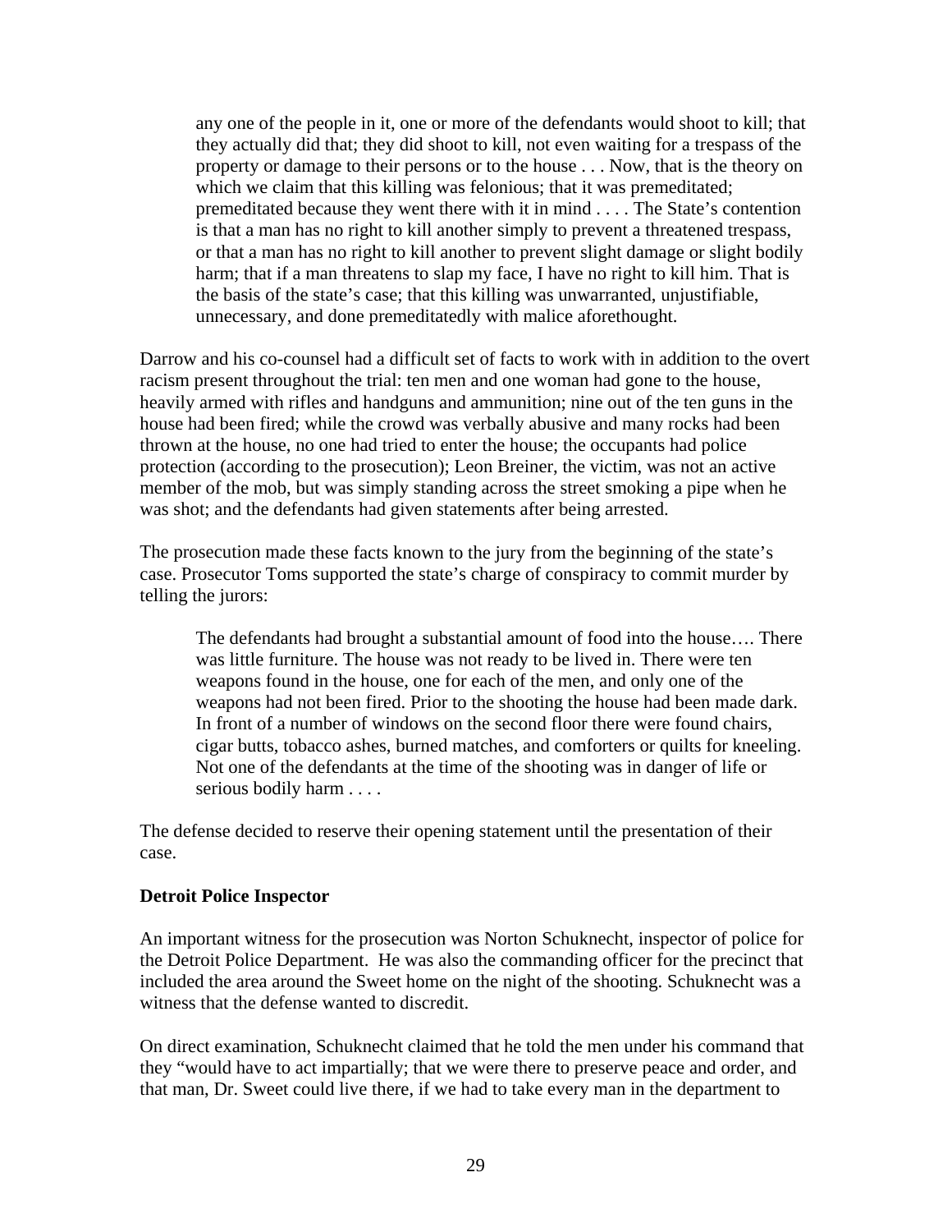> any one of the people in it, one or more of the defendants would shoot to kill; that they actually did that; they did shoot to kill, not even waiting for a trespass of the property or damage to their persons or to the house . . . Now, that is the theory on which we claim that this killing was felonious; that it was premeditated; premeditated because they went there with it in mind . . . . The State's contention is that a man has no right to kill another simply to prevent a threatened trespass, or that a man has no right to kill another to prevent slight damage or slight bodily harm; that if a man threatens to slap my face, I have no right to kill him. That is the basis of the state's case; that this killing was unwarranted, unjustifiable, unnecessary, and done premeditatedly with malice aforethought.

Darrow and his co-counsel had a difficult set of facts to work with in addition to the overt racism present throughout the trial: ten men and one woman had gone to the house, heavily armed with rifles and handguns and ammunition; nine out of the ten guns in the house had been fired; while the crowd was verbally abusive and many rocks had been thrown at the house, no one had tried to enter the house; the occupants had police protection (according to the prosecution); Leon Breiner, the victim, was not an active member of the mob, but was simply standing across the street smoking a pipe when he was shot; and the defendants had given statements after being arrested.

The prosecution made these facts known to the jury from the beginning of the state's case. Prosecutor Toms supported the state's charge of conspiracy to commit murder by telling the jurors:

> The defendants had brought a substantial amount of food into the house…. There was little furniture. The house was not ready to be lived in. There were ten weapons found in the house, one for each of the men, and only one of the weapons had not been fired. Prior to the shooting the house had been made dark. In front of a number of windows on the second floor there were found chairs, cigar butts, tobacco ashes, burned matches, and comforters or quilts for kneeling. Not one of the defendants at the time of the shooting was in danger of life or serious bodily harm . . . .

The defense decided to reserve their opening statement until the presentation of their case.

**Detroit Police Inspector**

An important witness for the prosecution was Norton Schuknecht, inspector of police for the Detroit Police Department. He was also the commanding officer for the precinct that included the area around the Sweet home on the night of the shooting. Schuknecht was a witness that the defense wanted to discredit.

On direct examination, Schuknecht claimed that he told the men under his command that they "would have to act impartially; that we were there to preserve peace and order, and that man, Dr. Sweet could live there, if we had to take every man in the department to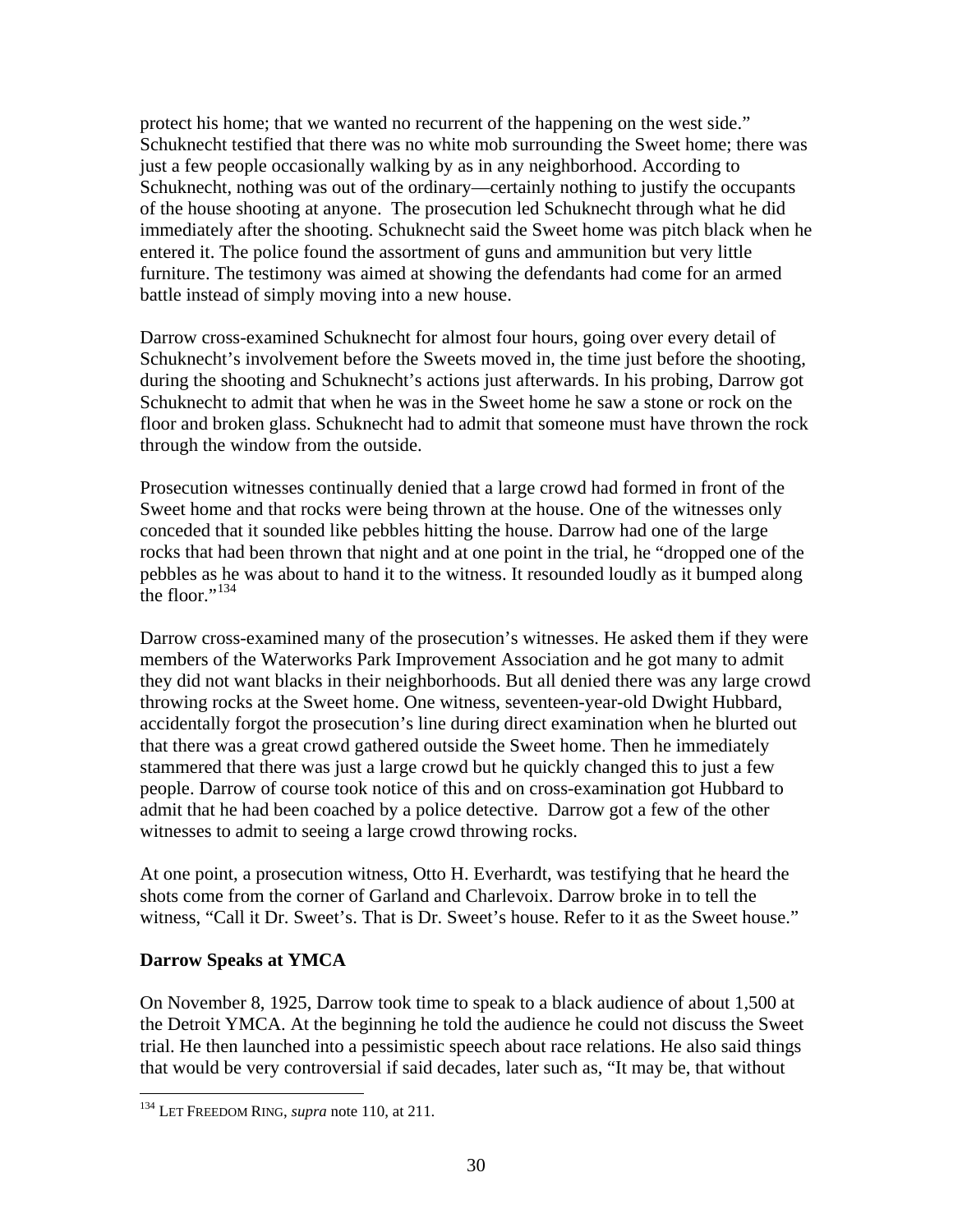protect his home; that we wanted no recurrent of the happening on the west side." Schuknecht testified that there was no white mob surrounding the Sweet home; there was just a few people occasionally walking by as in any neighborhood. According to Schuknecht, nothing was out of the ordinary—certainly nothing to justify the occupants of the house shooting at anyone. The prosecution led Schuknecht through what he did immediately after the shooting. Schuknecht said the Sweet home was pitch black when he entered it. The police found the assortment of guns and ammunition but very little furniture. The testimony was aimed at showing the defendants had come for an armed battle instead of simply moving into a new house.

Darrow cross-examined Schuknecht for almost four hours, going over every detail of Schuknecht's involvement before the Sweets moved in, the time just before the shooting, during the shooting and Schuknecht's actions just afterwards. In his probing, Darrow got Schuknecht to admit that when he was in the Sweet home he saw a stone or rock on the floor and broken glass. Schuknecht had to admit that someone must have thrown the rock through the window from the outside.

Prosecution witnesses continually denied that a large crowd had formed in front of the Sweet home and that rocks were being thrown at the house. One of the witnesses only conceded that it sounded like pebbles hitting the house. Darrow had one of the large rocks that had been thrown that night and at one point in the trial, he "dropped one of the pebbles as he was about to hand it to the witness. It resounded loudly as it bumped along the floor."[134]

Darrow cross-examined many of the prosecution's witnesses. He asked them if they were members of the Waterworks Park Improvement Association and he got many to admit they did not want blacks in their neighborhoods. But all denied there was any large crowd throwing rocks at the Sweet home. One witness, seventeen-year-old Dwight Hubbard, accidentally forgot the prosecution's line during direct examination when he blurted out that there was a great crowd gathered outside the Sweet home. Then he immediately stammered that there was just a large crowd but he quickly changed this to just a few people. Darrow of course took notice of this and on cross-examination got Hubbard to admit that he had been coached by a police detective. Darrow got a few of the other witnesses to admit to seeing a large crowd throwing rocks.

At one point, a prosecution witness, Otto H. Everhardt, was testifying that he heard the shots come from the corner of Garland and Charlevoix. Darrow broke in to tell the witness, "Call it Dr. Sweet's. That is Dr. Sweet's house. Refer to it as the Sweet house."

**Darrow Speaks at YMCA**

On November 8, 1925, Darrow took time to speak to a black audience of about 1,500 at the Detroit YMCA. At the beginning he told the audience he could not discuss the Sweet trial. He then launched into a pessimistic speech about race relations. He also said things that would be very controversial if said decades, later such as, "It may be, that without

[134] LET FREEDOM RING, *supra* note 110, at 211.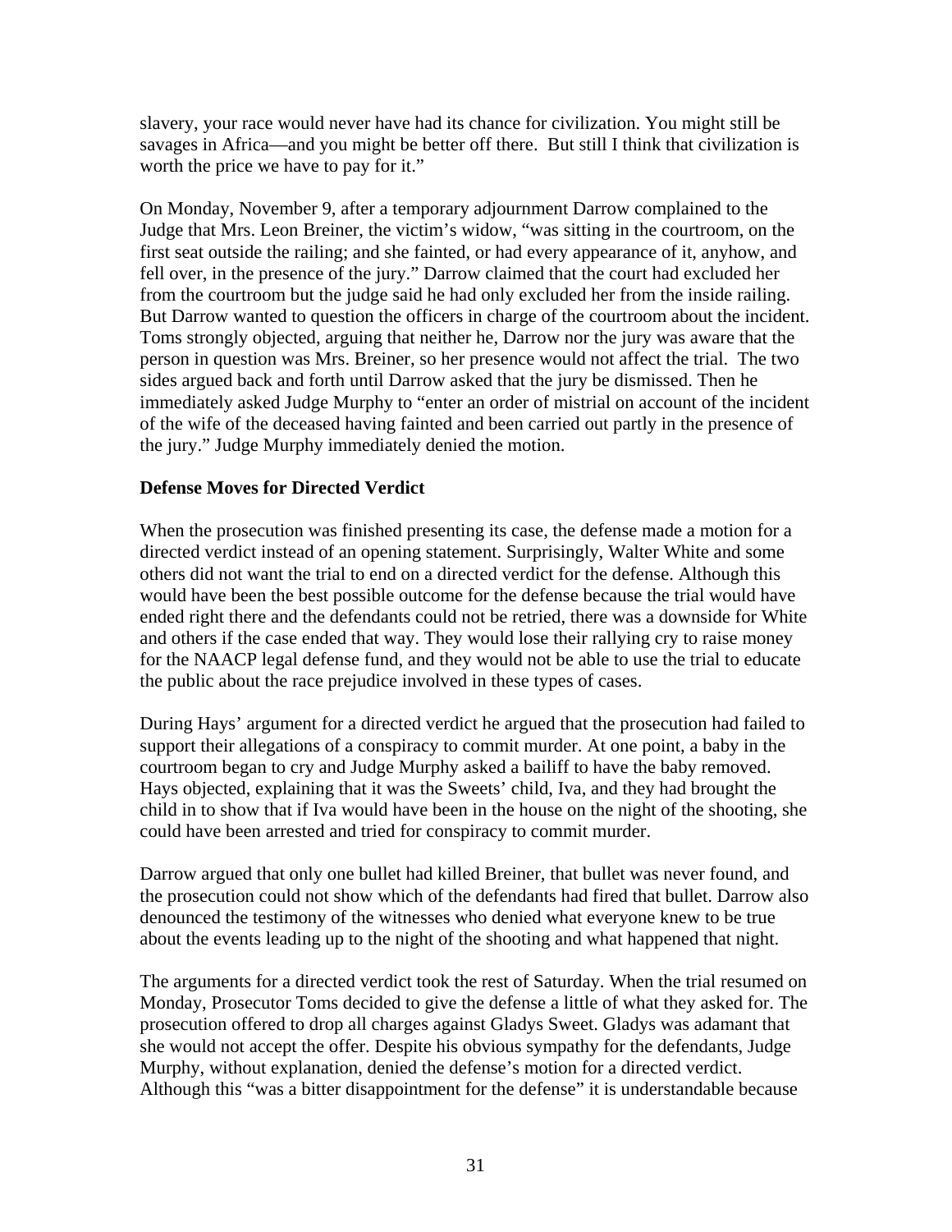slavery, your race would never have had its chance for civilization. You might still be savages in Africa—and you might be better off there.  But still I think that civilization is worth the price we have to pay for it."

On Monday, November 9, after a temporary adjournment Darrow complained to the Judge that Mrs. Leon Breiner, the victim's widow, "was sitting in the courtroom, on the first seat outside the railing; and she fainted, or had every appearance of it, anyhow, and fell over, in the presence of the jury." Darrow claimed that the court had excluded her from the courtroom but the judge said he had only excluded her from the inside railing. But Darrow wanted to question the officers in charge of the courtroom about the incident. Toms strongly objected, arguing that neither he, Darrow nor the jury was aware that the person in question was Mrs. Breiner, so her presence would not affect the trial.  The two sides argued back and forth until Darrow asked that the jury be dismissed. Then he immediately asked Judge Murphy to "enter an order of mistrial on account of the incident of the wife of the deceased having fainted and been carried out partly in the presence of the jury." Judge Murphy immediately denied the motion.

**Defense Moves for Directed Verdict**

When the prosecution was finished presenting its case, the defense made a motion for a directed verdict instead of an opening statement. Surprisingly, Walter White and some others did not want the trial to end on a directed verdict for the defense. Although this would have been the best possible outcome for the defense because the trial would have ended right there and the defendants could not be retried, there was a downside for White and others if the case ended that way. They would lose their rallying cry to raise money for the NAACP legal defense fund, and they would not be able to use the trial to educate the public about the race prejudice involved in these types of cases.

During Hays' argument for a directed verdict he argued that the prosecution had failed to support their allegations of a conspiracy to commit murder. At one point, a baby in the courtroom began to cry and Judge Murphy asked a bailiff to have the baby removed. Hays objected, explaining that it was the Sweets' child, Iva, and they had brought the child in to show that if Iva would have been in the house on the night of the shooting, she could have been arrested and tried for conspiracy to commit murder.

Darrow argued that only one bullet had killed Breiner, that bullet was never found, and the prosecution could not show which of the defendants had fired that bullet. Darrow also denounced the testimony of the witnesses who denied what everyone knew to be true about the events leading up to the night of the shooting and what happened that night.

The arguments for a directed verdict took the rest of Saturday. When the trial resumed on Monday, Prosecutor Toms decided to give the defense a little of what they asked for. The prosecution offered to drop all charges against Gladys Sweet. Gladys was adamant that she would not accept the offer. Despite his obvious sympathy for the defendants, Judge Murphy, without explanation, denied the defense's motion for a directed verdict. Although this "was a bitter disappointment for the defense" it is understandable because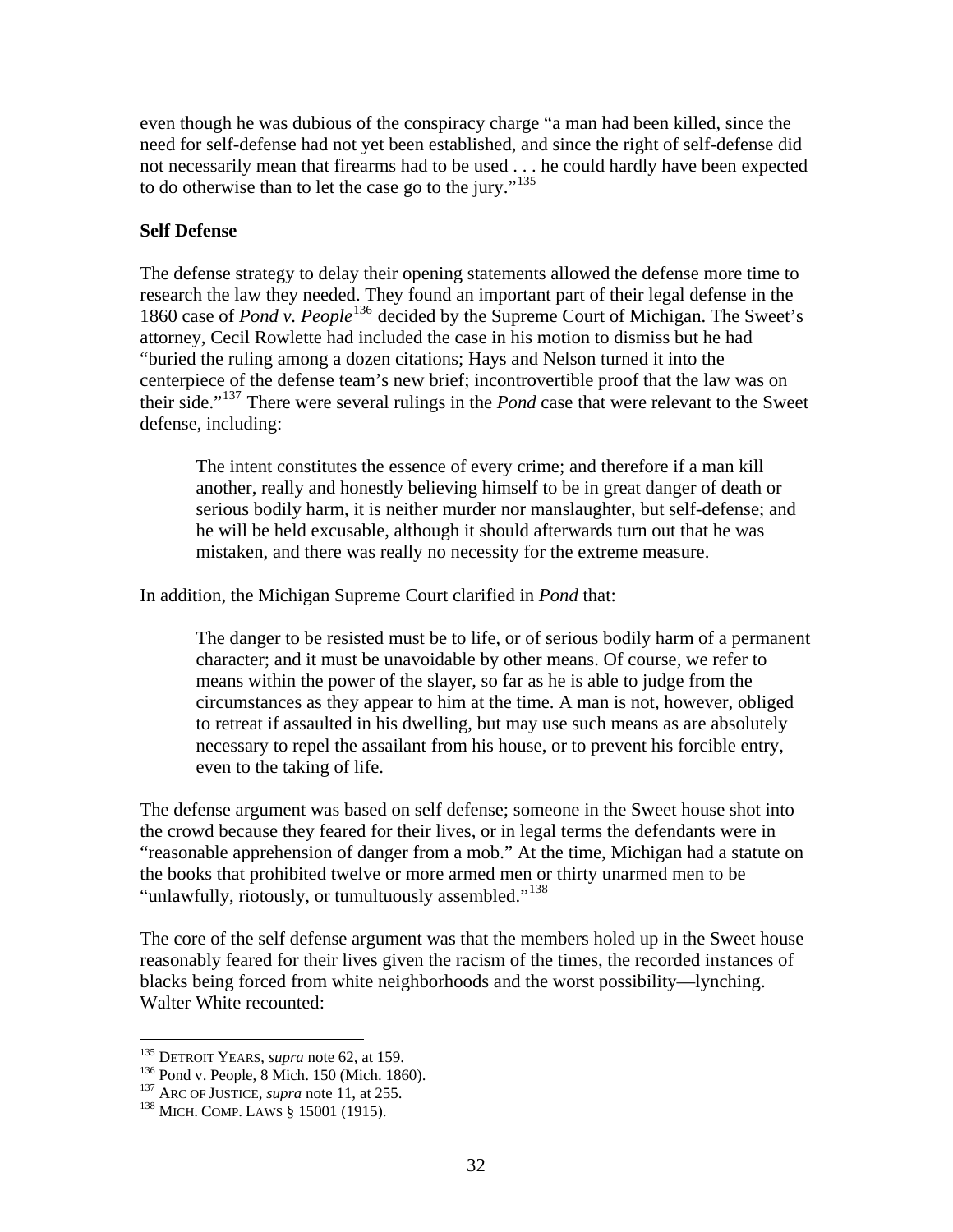even though he was dubious of the conspiracy charge "a man had been killed, since the need for self-defense had not yet been established, and since the right of self-defense did not necessarily mean that firearms had to be used . . . he could hardly have been expected to do otherwise than to let the case go to the jury."[135]

**Self Defense**

The defense strategy to delay their opening statements allowed the defense more time to research the law they needed. They found an important part of their legal defense in the 1860 case of *Pond v. People*[136] decided by the Supreme Court of Michigan. The Sweet's attorney, Cecil Rowlette had included the case in his motion to dismiss but he had "buried the ruling among a dozen citations; Hays and Nelson turned it into the centerpiece of the defense team's new brief; incontrovertible proof that the law was on their side."[137] There were several rulings in the *Pond* case that were relevant to the Sweet defense, including:

> The intent constitutes the essence of every crime; and therefore if a man kill another, really and honestly believing himself to be in great danger of death or serious bodily harm, it is neither murder nor manslaughter, but self-defense; and he will be held excusable, although it should afterwards turn out that he was mistaken, and there was really no necessity for the extreme measure.

In addition, the Michigan Supreme Court clarified in *Pond* that:

> The danger to be resisted must be to life, or of serious bodily harm of a permanent character; and it must be unavoidable by other means. Of course, we refer to means within the power of the slayer, so far as he is able to judge from the circumstances as they appear to him at the time. A man is not, however, obliged to retreat if assaulted in his dwelling, but may use such means as are absolutely necessary to repel the assailant from his house, or to prevent his forcible entry, even to the taking of life.

The defense argument was based on self defense; someone in the Sweet house shot into the crowd because they feared for their lives, or in legal terms the defendants were in "reasonable apprehension of danger from a mob." At the time, Michigan had a statute on the books that prohibited twelve or more armed men or thirty unarmed men to be "unlawfully, riotously, or tumultuously assembled."[138]

The core of the self defense argument was that the members holed up in the Sweet house reasonably feared for their lives given the racism of the times, the recorded instances of blacks being forced from white neighborhoods and the worst possibility—lynching. Walter White recounted:

---

[135] DETROIT YEARS, *supra* note 62, at 159.
[136] Pond v. People, 8 Mich. 150 (Mich. 1860).
[137] ARC OF JUSTICE, *supra* note 11, at 255.
[138] MICH. COMP. LAWS § 15001 (1915).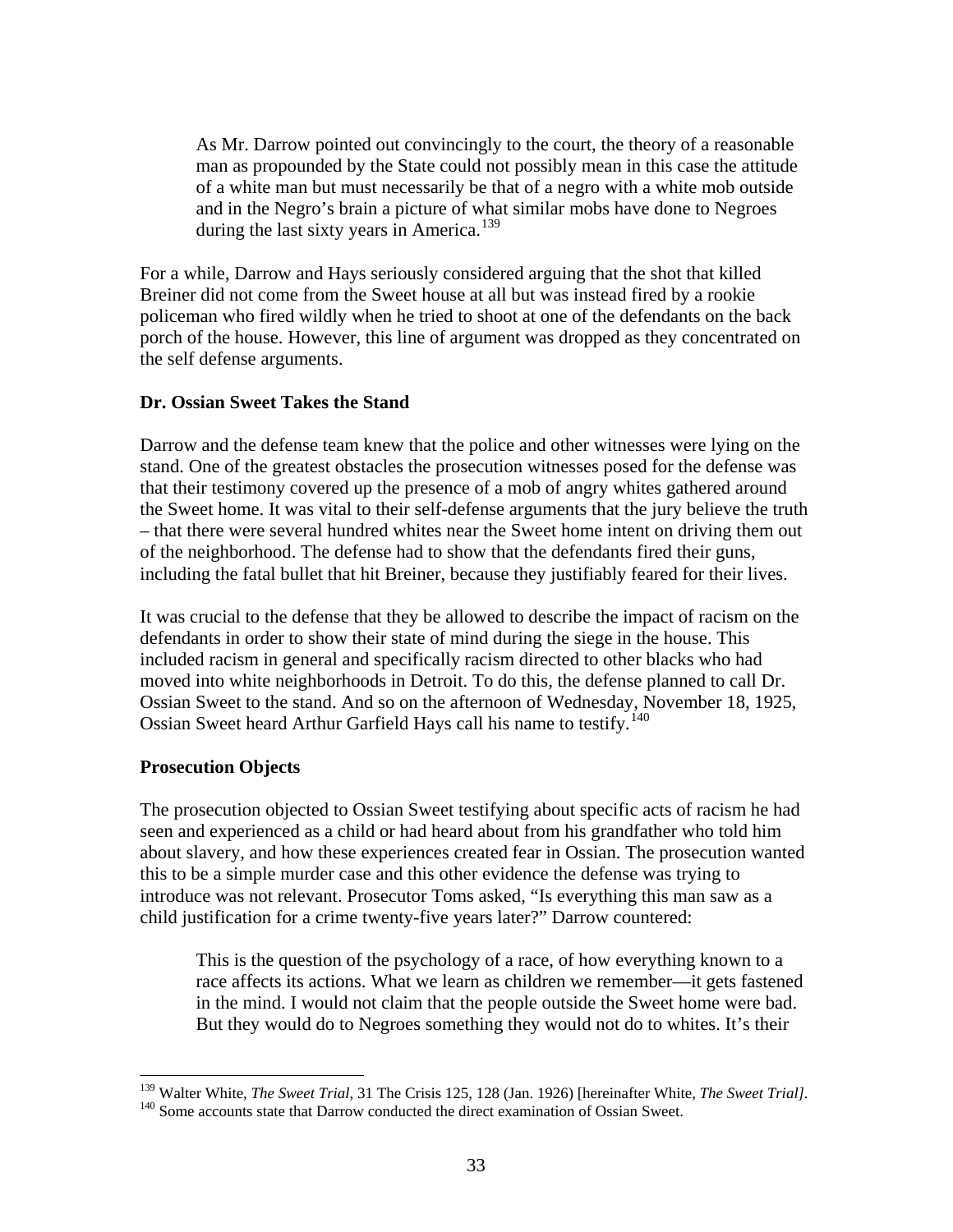> As Mr. Darrow pointed out convincingly to the court, the theory of a reasonable man as propounded by the State could not possibly mean in this case the attitude of a white man but must necessarily be that of a negro with a white mob outside and in the Negro's brain a picture of what similar mobs have done to Negroes during the last sixty years in America.[139]

For a while, Darrow and Hays seriously considered arguing that the shot that killed Breiner did not come from the Sweet house at all but was instead fired by a rookie policeman who fired wildly when he tried to shoot at one of the defendants on the back porch of the house. However, this line of argument was dropped as they concentrated on the self defense arguments.

### Dr. Ossian Sweet Takes the Stand

Darrow and the defense team knew that the police and other witnesses were lying on the stand. One of the greatest obstacles the prosecution witnesses posed for the defense was that their testimony covered up the presence of a mob of angry whites gathered around the Sweet home. It was vital to their self-defense arguments that the jury believe the truth – that there were several hundred whites near the Sweet home intent on driving them out of the neighborhood. The defense had to show that the defendants fired their guns, including the fatal bullet that hit Breiner, because they justifiably feared for their lives.

It was crucial to the defense that they be allowed to describe the impact of racism on the defendants in order to show their state of mind during the siege in the house. This included racism in general and specifically racism directed to other blacks who had moved into white neighborhoods in Detroit. To do this, the defense planned to call Dr. Ossian Sweet to the stand. And so on the afternoon of Wednesday, November 18, 1925, Ossian Sweet heard Arthur Garfield Hays call his name to testify.[140]

### Prosecution Objects

The prosecution objected to Ossian Sweet testifying about specific acts of racism he had seen and experienced as a child or had heard about from his grandfather who told him about slavery, and how these experiences created fear in Ossian. The prosecution wanted this to be a simple murder case and this other evidence the defense was trying to introduce was not relevant. Prosecutor Toms asked, "Is everything this man saw as a child justification for a crime twenty-five years later?" Darrow countered:

> This is the question of the psychology of a race, of how everything known to a race affects its actions. What we learn as children we remember—it gets fastened in the mind. I would not claim that the people outside the Sweet home were bad. But they would do to Negroes something they would not do to whites. It's their

---

[139] Walter White, *The Sweet Trial*, 31 The Crisis 125, 128 (Jan. 1926) [hereinafter White, *The Sweet Trial]*.

[140] Some accounts state that Darrow conducted the direct examination of Ossian Sweet.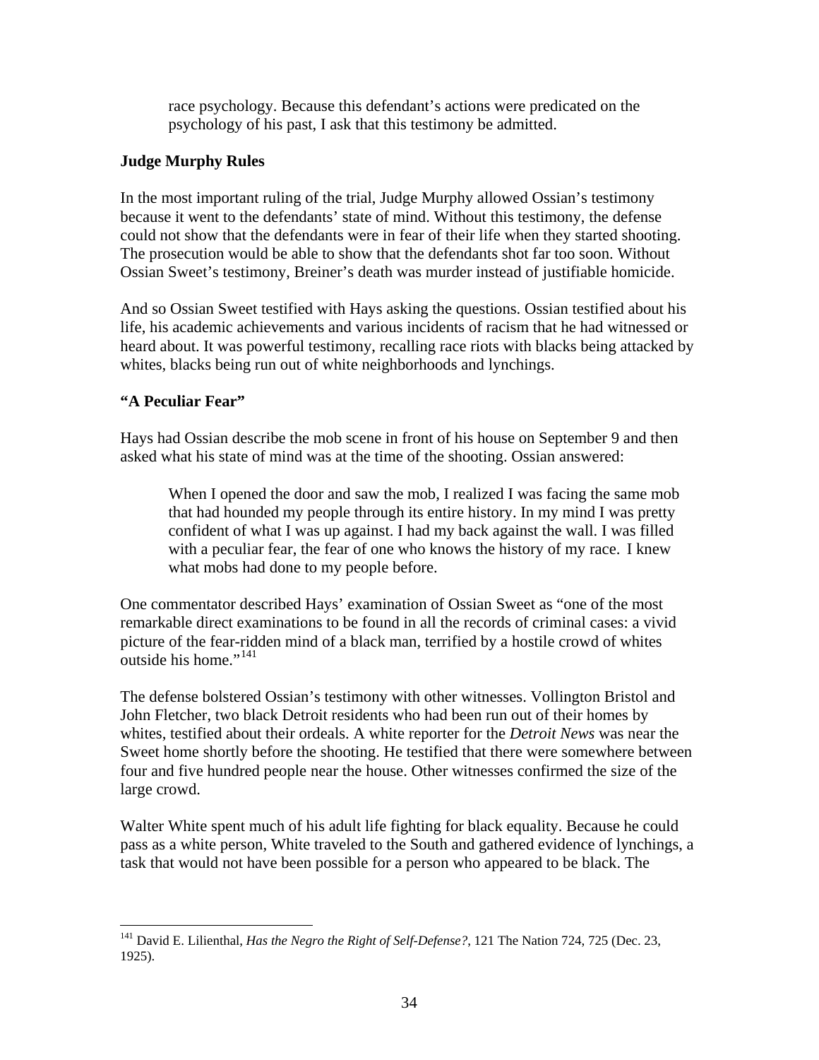race psychology. Because this defendant's actions were predicated on the psychology of his past, I ask that this testimony be admitted.

### Judge Murphy Rules

In the most important ruling of the trial, Judge Murphy allowed Ossian's testimony because it went to the defendants' state of mind. Without this testimony, the defense could not show that the defendants were in fear of their life when they started shooting. The prosecution would be able to show that the defendants shot far too soon. Without Ossian Sweet's testimony, Breiner's death was murder instead of justifiable homicide.

And so Ossian Sweet testified with Hays asking the questions. Ossian testified about his life, his academic achievements and various incidents of racism that he had witnessed or heard about. It was powerful testimony, recalling race riots with blacks being attacked by whites, blacks being run out of white neighborhoods and lynchings.

### "A Peculiar Fear"

Hays had Ossian describe the mob scene in front of his house on September 9 and then asked what his state of mind was at the time of the shooting. Ossian answered:

> When I opened the door and saw the mob, I realized I was facing the same mob that had hounded my people through its entire history. In my mind I was pretty confident of what I was up against. I had my back against the wall. I was filled with a peculiar fear, the fear of one who knows the history of my race. I knew what mobs had done to my people before.

One commentator described Hays' examination of Ossian Sweet as "one of the most remarkable direct examinations to be found in all the records of criminal cases: a vivid picture of the fear-ridden mind of a black man, terrified by a hostile crowd of whites outside his home."[141]

The defense bolstered Ossian's testimony with other witnesses. Vollington Bristol and John Fletcher, two black Detroit residents who had been run out of their homes by whites, testified about their ordeals. A white reporter for the *Detroit News* was near the Sweet home shortly before the shooting. He testified that there were somewhere between four and five hundred people near the house. Other witnesses confirmed the size of the large crowd.

Walter White spent much of his adult life fighting for black equality. Because he could pass as a white person, White traveled to the South and gathered evidence of lynchings, a task that would not have been possible for a person who appeared to be black. The

---

[141] David E. Lilienthal, *Has the Negro the Right of Self-Defense?*, 121 The Nation 724, 725 (Dec. 23, 1925).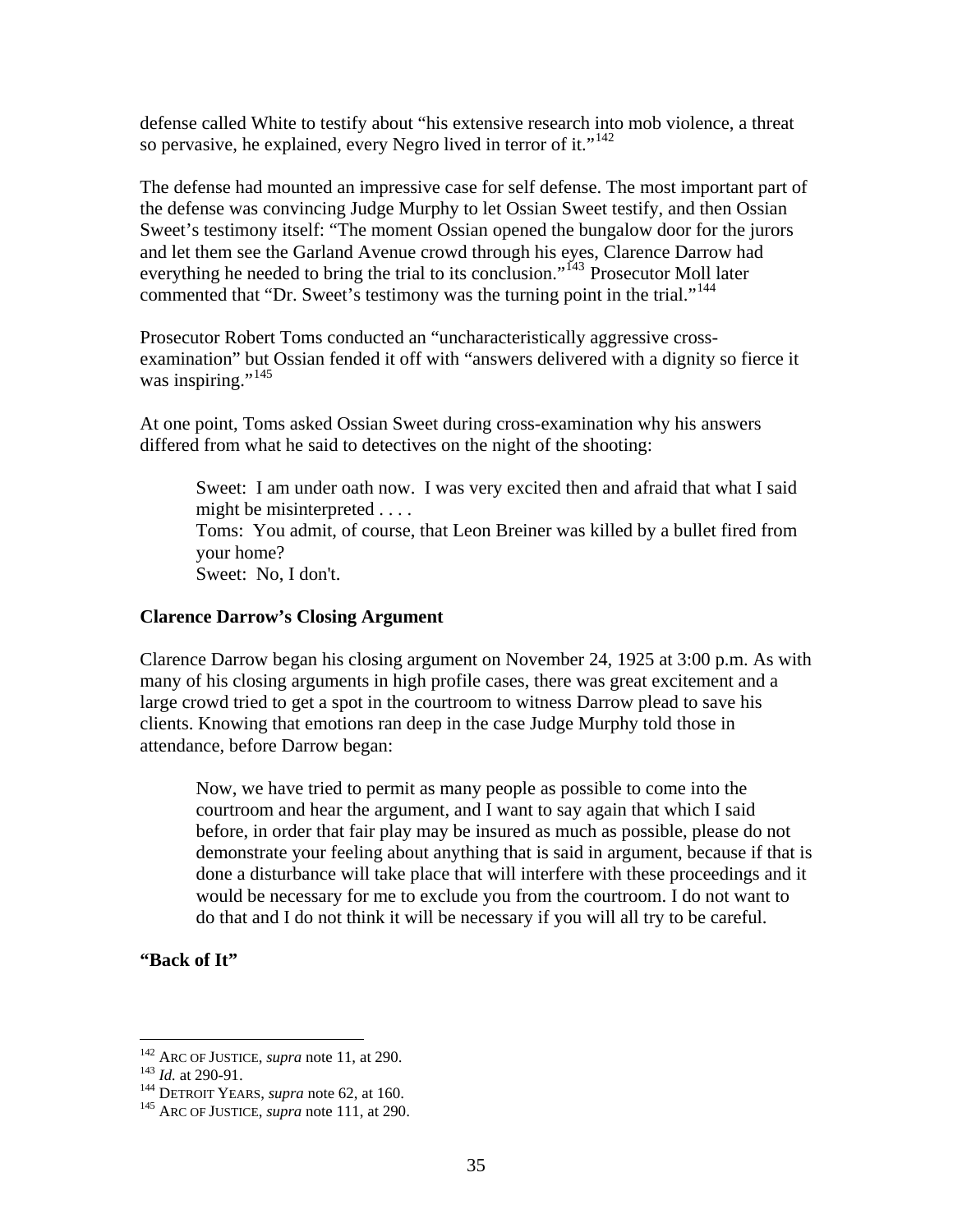defense called White to testify about "his extensive research into mob violence, a threat so pervasive, he explained, every Negro lived in terror of it."[142]

The defense had mounted an impressive case for self defense. The most important part of the defense was convincing Judge Murphy to let Ossian Sweet testify, and then Ossian Sweet's testimony itself: "The moment Ossian opened the bungalow door for the jurors and let them see the Garland Avenue crowd through his eyes, Clarence Darrow had everything he needed to bring the trial to its conclusion."[143] Prosecutor Moll later commented that "Dr. Sweet's testimony was the turning point in the trial."[144]

Prosecutor Robert Toms conducted an "uncharacteristically aggressive cross-examination" but Ossian fended it off with "answers delivered with a dignity so fierce it was inspiring."[145]

At one point, Toms asked Ossian Sweet during cross-examination why his answers differed from what he said to detectives on the night of the shooting:

> Sweet: I am under oath now. I was very excited then and afraid that what I said might be misinterpreted . . . .
> Toms: You admit, of course, that Leon Breiner was killed by a bullet fired from your home?
> Sweet: No, I don't.

**Clarence Darrow's Closing Argument**

Clarence Darrow began his closing argument on November 24, 1925 at 3:00 p.m. As with many of his closing arguments in high profile cases, there was great excitement and a large crowd tried to get a spot in the courtroom to witness Darrow plead to save his clients. Knowing that emotions ran deep in the case Judge Murphy told those in attendance, before Darrow began:

> Now, we have tried to permit as many people as possible to come into the courtroom and hear the argument, and I want to say again that which I said before, in order that fair play may be insured as much as possible, please do not demonstrate your feeling about anything that is said in argument, because if that is done a disturbance will take place that will interfere with these proceedings and it would be necessary for me to exclude you from the courtroom. I do not want to do that and I do not think it will be necessary if you will all try to be careful.

**"Back of It"**

---

[142] ARC OF JUSTICE, *supra* note 11, at 290.
[143] *Id.* at 290-91.
[144] DETROIT YEARS, *supra* note 62, at 160.
[145] ARC OF JUSTICE, *supra* note 111, at 290.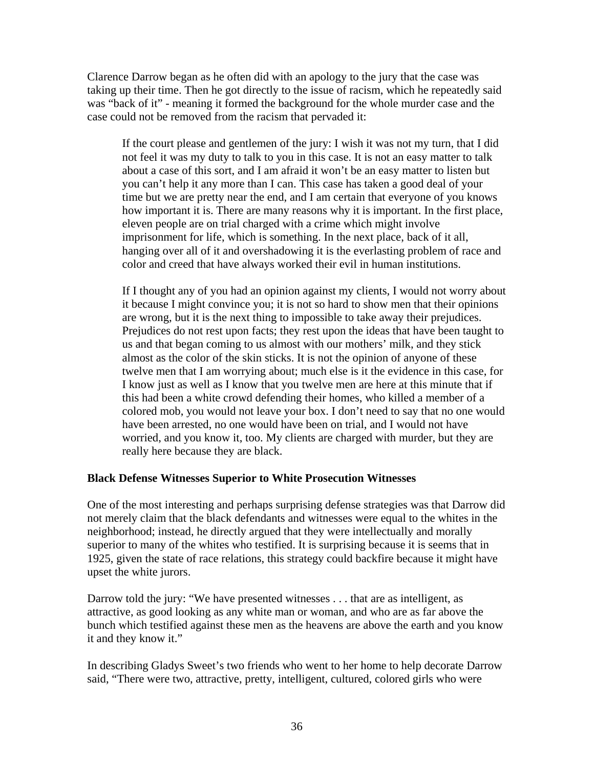Clarence Darrow began as he often did with an apology to the jury that the case was taking up their time. Then he got directly to the issue of racism, which he repeatedly said was "back of it" - meaning it formed the background for the whole murder case and the case could not be removed from the racism that pervaded it:

> If the court please and gentlemen of the jury: I wish it was not my turn, that I did not feel it was my duty to talk to you in this case. It is not an easy matter to talk about a case of this sort, and I am afraid it won't be an easy matter to listen but you can't help it any more than I can. This case has taken a good deal of your time but we are pretty near the end, and I am certain that everyone of you knows how important it is. There are many reasons why it is important. In the first place, eleven people are on trial charged with a crime which might involve imprisonment for life, which is something. In the next place, back of it all, hanging over all of it and overshadowing it is the everlasting problem of race and color and creed that have always worked their evil in human institutions.
>
> If I thought any of you had an opinion against my clients, I would not worry about it because I might convince you; it is not so hard to show men that their opinions are wrong, but it is the next thing to impossible to take away their prejudices. Prejudices do not rest upon facts; they rest upon the ideas that have been taught to us and that began coming to us almost with our mothers' milk, and they stick almost as the color of the skin sticks. It is not the opinion of anyone of these twelve men that I am worrying about; much else is it the evidence in this case, for I know just as well as I know that you twelve men are here at this minute that if this had been a white crowd defending their homes, who killed a member of a colored mob, you would not leave your box. I don't need to say that no one would have been arrested, no one would have been on trial, and I would not have worried, and you know it, too. My clients are charged with murder, but they are really here because they are black.

**Black Defense Witnesses Superior to White Prosecution Witnesses**

One of the most interesting and perhaps surprising defense strategies was that Darrow did not merely claim that the black defendants and witnesses were equal to the whites in the neighborhood; instead, he directly argued that they were intellectually and morally superior to many of the whites who testified. It is surprising because it is seems that in 1925, given the state of race relations, this strategy could backfire because it might have upset the white jurors.

Darrow told the jury: "We have presented witnesses . . . that are as intelligent, as attractive, as good looking as any white man or woman, and who are as far above the bunch which testified against these men as the heavens are above the earth and you know it and they know it."

In describing Gladys Sweet's two friends who went to her home to help decorate Darrow said, "There were two, attractive, pretty, intelligent, cultured, colored girls who were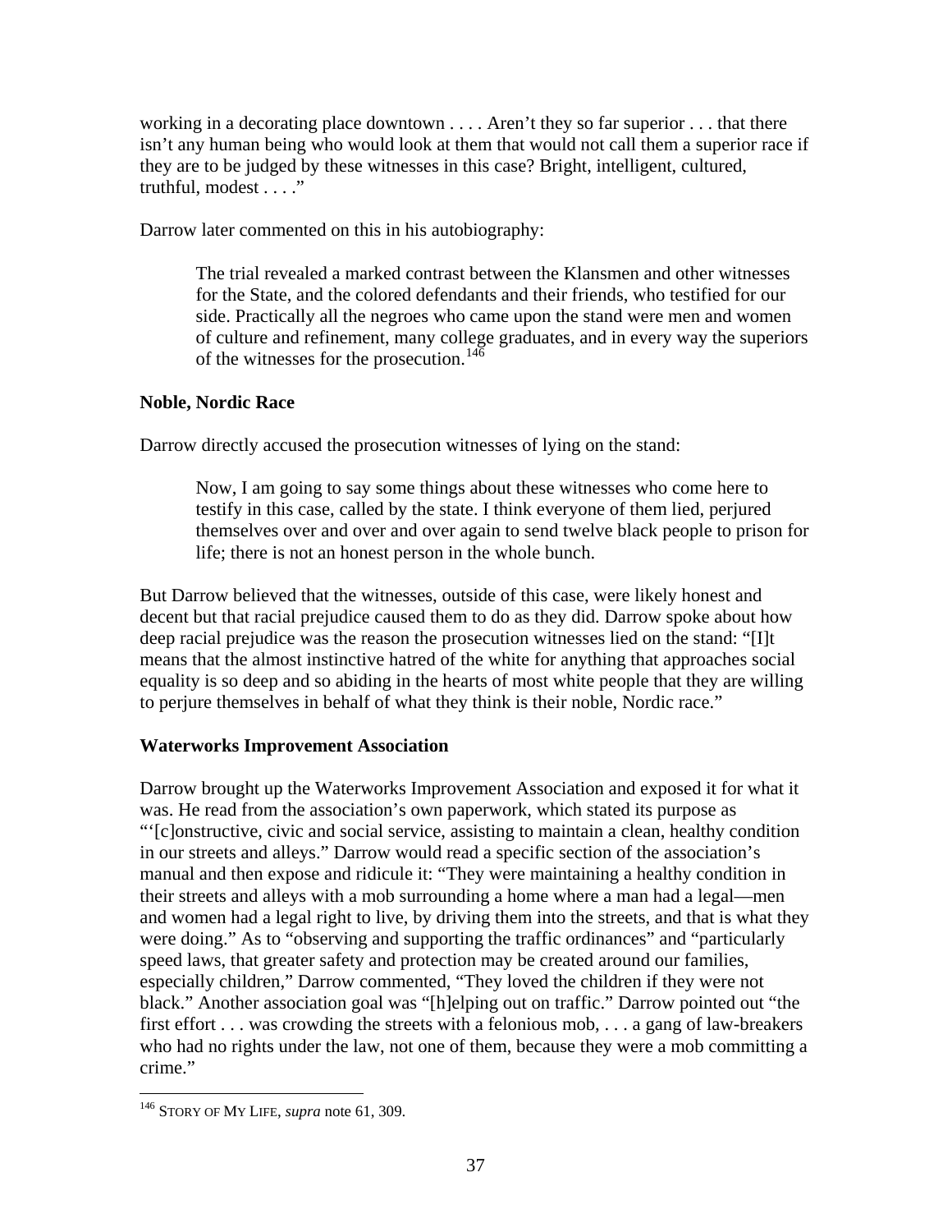working in a decorating place downtown . . . . Aren't they so far superior . . . that there isn't any human being who would look at them that would not call them a superior race if they are to be judged by these witnesses in this case? Bright, intelligent, cultured, truthful, modest . . . ."

Darrow later commented on this in his autobiography:

> The trial revealed a marked contrast between the Klansmen and other witnesses for the State, and the colored defendants and their friends, who testified for our side. Practically all the negroes who came upon the stand were men and women of culture and refinement, many college graduates, and in every way the superiors of the witnesses for the prosecution.[146]

**Noble, Nordic Race**

Darrow directly accused the prosecution witnesses of lying on the stand:

> Now, I am going to say some things about these witnesses who come here to testify in this case, called by the state. I think everyone of them lied, perjured themselves over and over and over again to send twelve black people to prison for life; there is not an honest person in the whole bunch.

But Darrow believed that the witnesses, outside of this case, were likely honest and decent but that racial prejudice caused them to do as they did. Darrow spoke about how deep racial prejudice was the reason the prosecution witnesses lied on the stand: "[I]t means that the almost instinctive hatred of the white for anything that approaches social equality is so deep and so abiding in the hearts of most white people that they are willing to perjure themselves in behalf of what they think is their noble, Nordic race."

**Waterworks Improvement Association**

Darrow brought up the Waterworks Improvement Association and exposed it for what it was. He read from the association's own paperwork, which stated its purpose as "'[c]onstructive, civic and social service, assisting to maintain a clean, healthy condition in our streets and alleys." Darrow would read a specific section of the association's manual and then expose and ridicule it: "They were maintaining a healthy condition in their streets and alleys with a mob surrounding a home where a man had a legal—men and women had a legal right to live, by driving them into the streets, and that is what they were doing." As to "observing and supporting the traffic ordinances" and "particularly speed laws, that greater safety and protection may be created around our families, especially children," Darrow commented, "They loved the children if they were not black." Another association goal was "[h]elping out on traffic." Darrow pointed out "the first effort . . . was crowding the streets with a felonious mob, . . . a gang of law-breakers who had no rights under the law, not one of them, because they were a mob committing a crime."

---

[146] STORY OF MY LIFE, *supra* note 61, 309.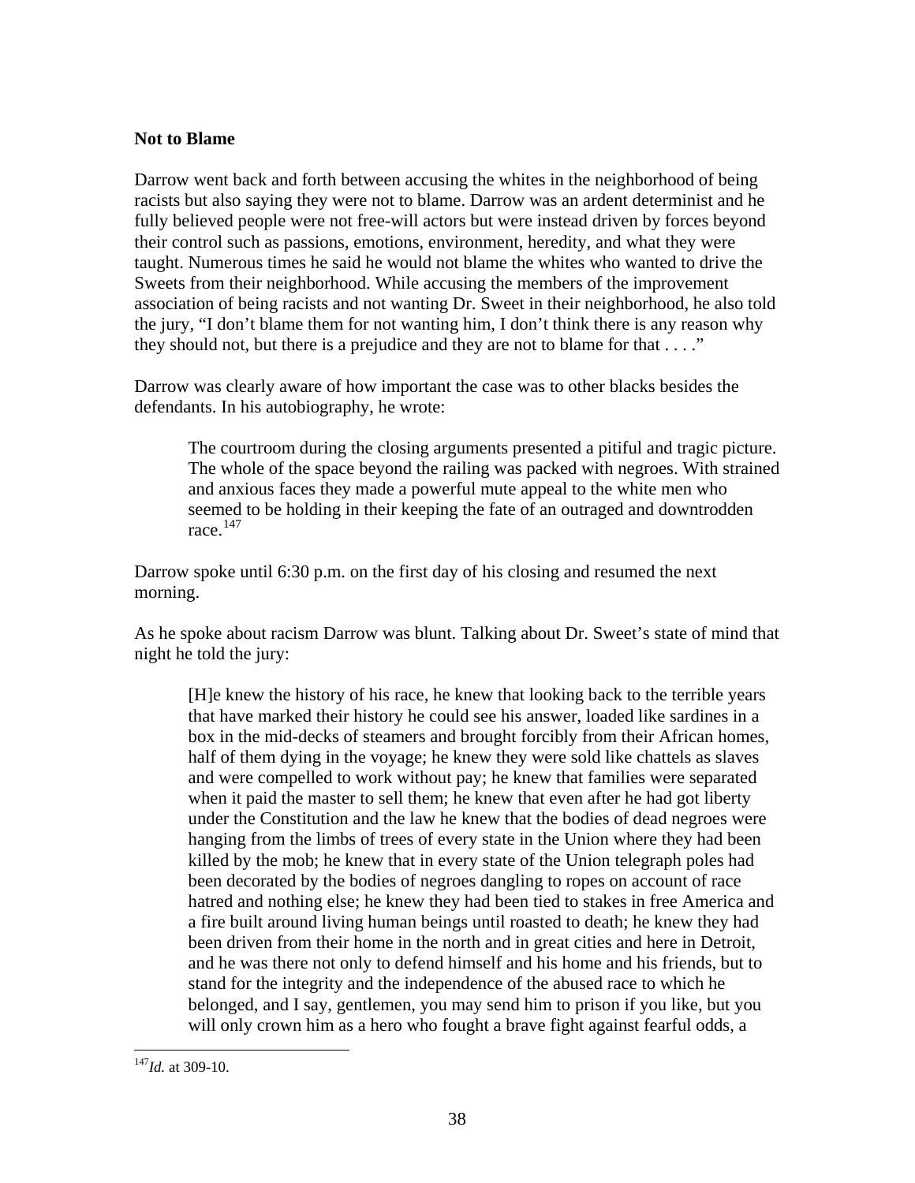**Not to Blame**

Darrow went back and forth between accusing the whites in the neighborhood of being racists but also saying they were not to blame. Darrow was an ardent determinist and he fully believed people were not free-will actors but were instead driven by forces beyond their control such as passions, emotions, environment, heredity, and what they were taught. Numerous times he said he would not blame the whites who wanted to drive the Sweets from their neighborhood. While accusing the members of the improvement association of being racists and not wanting Dr. Sweet in their neighborhood, he also told the jury, "I don't blame them for not wanting him, I don't think there is any reason why they should not, but there is a prejudice and they are not to blame for that . . . ."

Darrow was clearly aware of how important the case was to other blacks besides the defendants. In his autobiography, he wrote:

> The courtroom during the closing arguments presented a pitiful and tragic picture. The whole of the space beyond the railing was packed with negroes. With strained and anxious faces they made a powerful mute appeal to the white men who seemed to be holding in their keeping the fate of an outraged and downtrodden race.[147]

Darrow spoke until 6:30 p.m. on the first day of his closing and resumed the next morning.

As he spoke about racism Darrow was blunt. Talking about Dr. Sweet's state of mind that night he told the jury:

> [H]e knew the history of his race, he knew that looking back to the terrible years that have marked their history he could see his answer, loaded like sardines in a box in the mid-decks of steamers and brought forcibly from their African homes, half of them dying in the voyage; he knew they were sold like chattels as slaves and were compelled to work without pay; he knew that families were separated when it paid the master to sell them; he knew that even after he had got liberty under the Constitution and the law he knew that the bodies of dead negroes were hanging from the limbs of trees of every state in the Union where they had been killed by the mob; he knew that in every state of the Union telegraph poles had been decorated by the bodies of negroes dangling to ropes on account of race hatred and nothing else; he knew they had been tied to stakes in free America and a fire built around living human beings until roasted to death; he knew they had been driven from their home in the north and in great cities and here in Detroit, and he was there not only to defend himself and his home and his friends, but to stand for the integrity and the independence of the abused race to which he belonged, and I say, gentlemen, you may send him to prison if you like, but you will only crown him as a hero who fought a brave fight against fearful odds, a

---

[147] *Id.* at 309-10.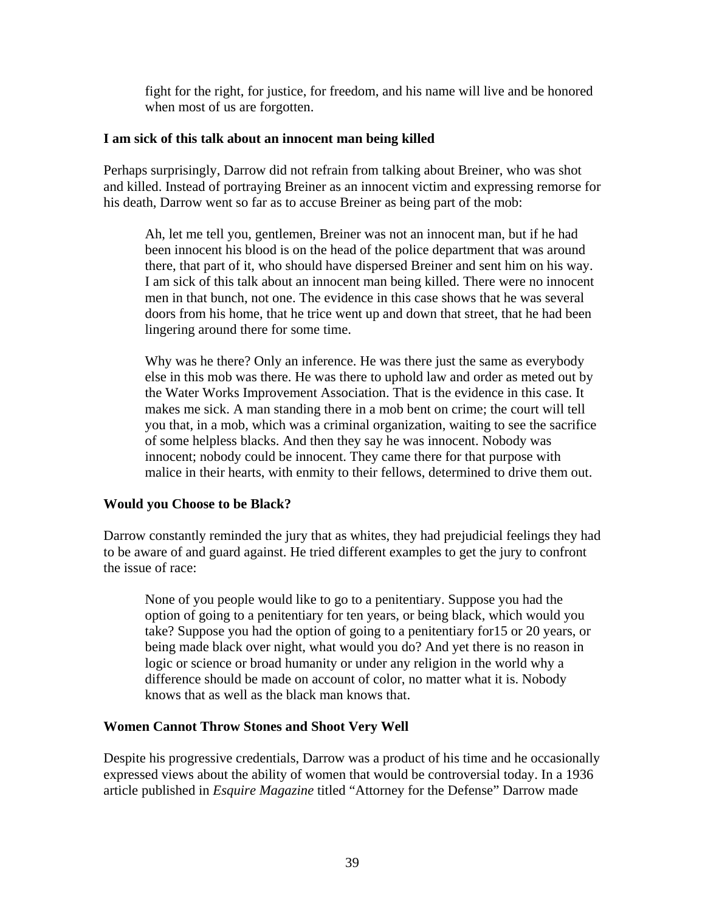> fight for the right, for justice, for freedom, and his name will live and be honored when most of us are forgotten.

### I am sick of this talk about an innocent man being killed

Perhaps surprisingly, Darrow did not refrain from talking about Breiner, who was shot and killed. Instead of portraying Breiner as an innocent victim and expressing remorse for his death, Darrow went so far as to accuse Breiner as being part of the mob:

> Ah, let me tell you, gentlemen, Breiner was not an innocent man, but if he had been innocent his blood is on the head of the police department that was around there, that part of it, who should have dispersed Breiner and sent him on his way. I am sick of this talk about an innocent man being killed. There were no innocent men in that bunch, not one. The evidence in this case shows that he was several doors from his home, that he trice went up and down that street, that he had been lingering around there for some time.
>
> Why was he there? Only an inference. He was there just the same as everybody else in this mob was there. He was there to uphold law and order as meted out by the Water Works Improvement Association. That is the evidence in this case. It makes me sick. A man standing there in a mob bent on crime; the court will tell you that, in a mob, which was a criminal organization, waiting to see the sacrifice of some helpless blacks. And then they say he was innocent. Nobody was innocent; nobody could be innocent. They came there for that purpose with malice in their hearts, with enmity to their fellows, determined to drive them out.

### Would you Choose to be Black?

Darrow constantly reminded the jury that as whites, they had prejudicial feelings they had to be aware of and guard against. He tried different examples to get the jury to confront the issue of race:

> None of you people would like to go to a penitentiary. Suppose you had the option of going to a penitentiary for ten years, or being black, which would you take? Suppose you had the option of going to a penitentiary for15 or 20 years, or being made black over night, what would you do? And yet there is no reason in logic or science or broad humanity or under any religion in the world why a difference should be made on account of color, no matter what it is. Nobody knows that as well as the black man knows that.

### Women Cannot Throw Stones and Shoot Very Well

Despite his progressive credentials, Darrow was a product of his time and he occasionally expressed views about the ability of women that would be controversial today. In a 1936 article published in *Esquire Magazine* titled "Attorney for the Defense" Darrow made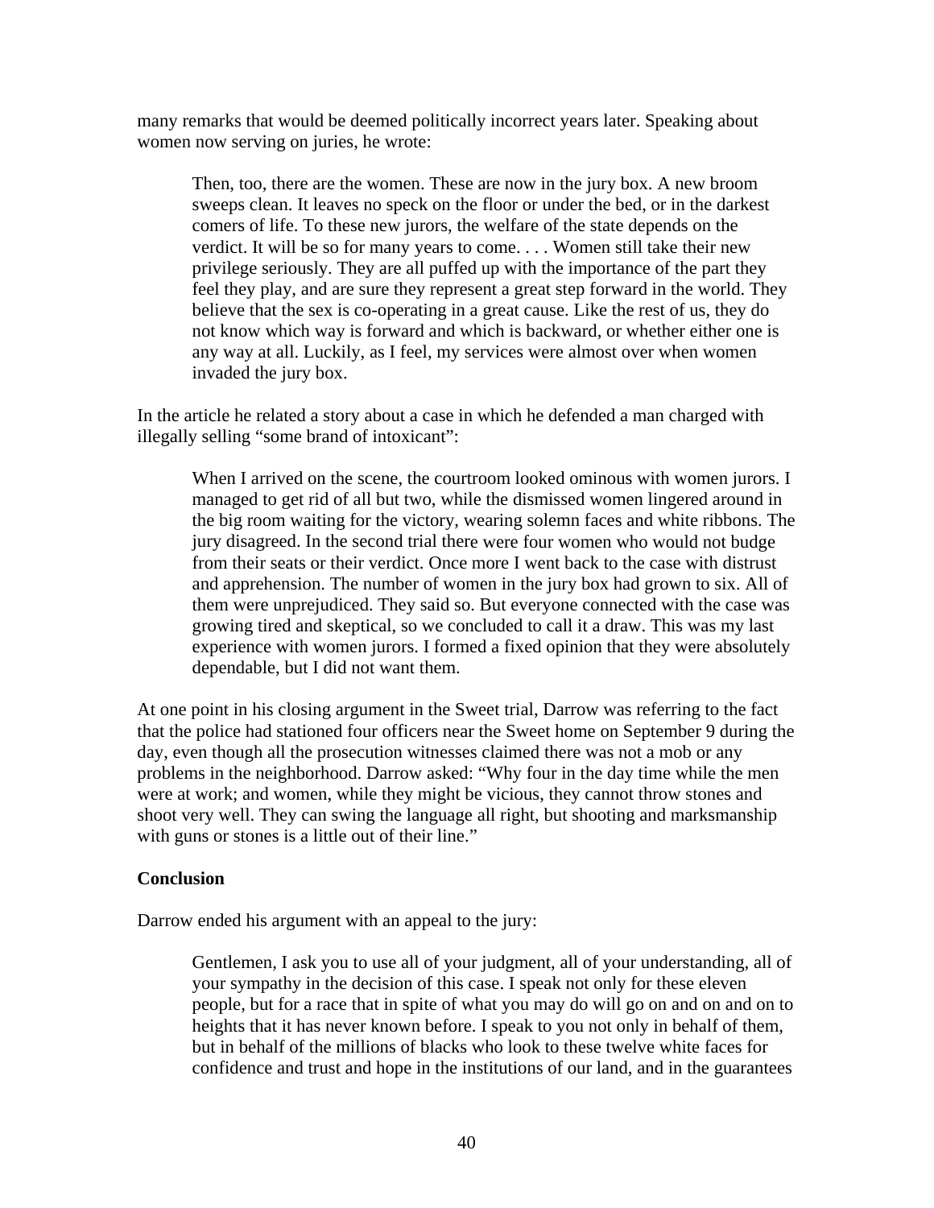many remarks that would be deemed politically incorrect years later. Speaking about women now serving on juries, he wrote:

> Then, too, there are the women. These are now in the jury box. A new broom sweeps clean. It leaves no speck on the floor or under the bed, or in the darkest comers of life. To these new jurors, the welfare of the state depends on the verdict. It will be so for many years to come. . . . Women still take their new privilege seriously. They are all puffed up with the importance of the part they feel they play, and are sure they represent a great step forward in the world. They believe that the sex is co-operating in a great cause. Like the rest of us, they do not know which way is forward and which is backward, or whether either one is any way at all. Luckily, as I feel, my services were almost over when women invaded the jury box.

In the article he related a story about a case in which he defended a man charged with illegally selling "some brand of intoxicant":

> When I arrived on the scene, the courtroom looked ominous with women jurors. I managed to get rid of all but two, while the dismissed women lingered around in the big room waiting for the victory, wearing solemn faces and white ribbons. The jury disagreed. In the second trial there were four women who would not budge from their seats or their verdict. Once more I went back to the case with distrust and apprehension. The number of women in the jury box had grown to six. All of them were unprejudiced. They said so. But everyone connected with the case was growing tired and skeptical, so we concluded to call it a draw. This was my last experience with women jurors. I formed a fixed opinion that they were absolutely dependable, but I did not want them.

At one point in his closing argument in the Sweet trial, Darrow was referring to the fact that the police had stationed four officers near the Sweet home on September 9 during the day, even though all the prosecution witnesses claimed there was not a mob or any problems in the neighborhood. Darrow asked: "Why four in the day time while the men were at work; and women, while they might be vicious, they cannot throw stones and shoot very well. They can swing the language all right, but shooting and marksmanship with guns or stones is a little out of their line."

**Conclusion**

Darrow ended his argument with an appeal to the jury:

> Gentlemen, I ask you to use all of your judgment, all of your understanding, all of your sympathy in the decision of this case. I speak not only for these eleven people, but for a race that in spite of what you may do will go on and on and on to heights that it has never known before. I speak to you not only in behalf of them, but in behalf of the millions of blacks who look to these twelve white faces for confidence and trust and hope in the institutions of our land, and in the guarantees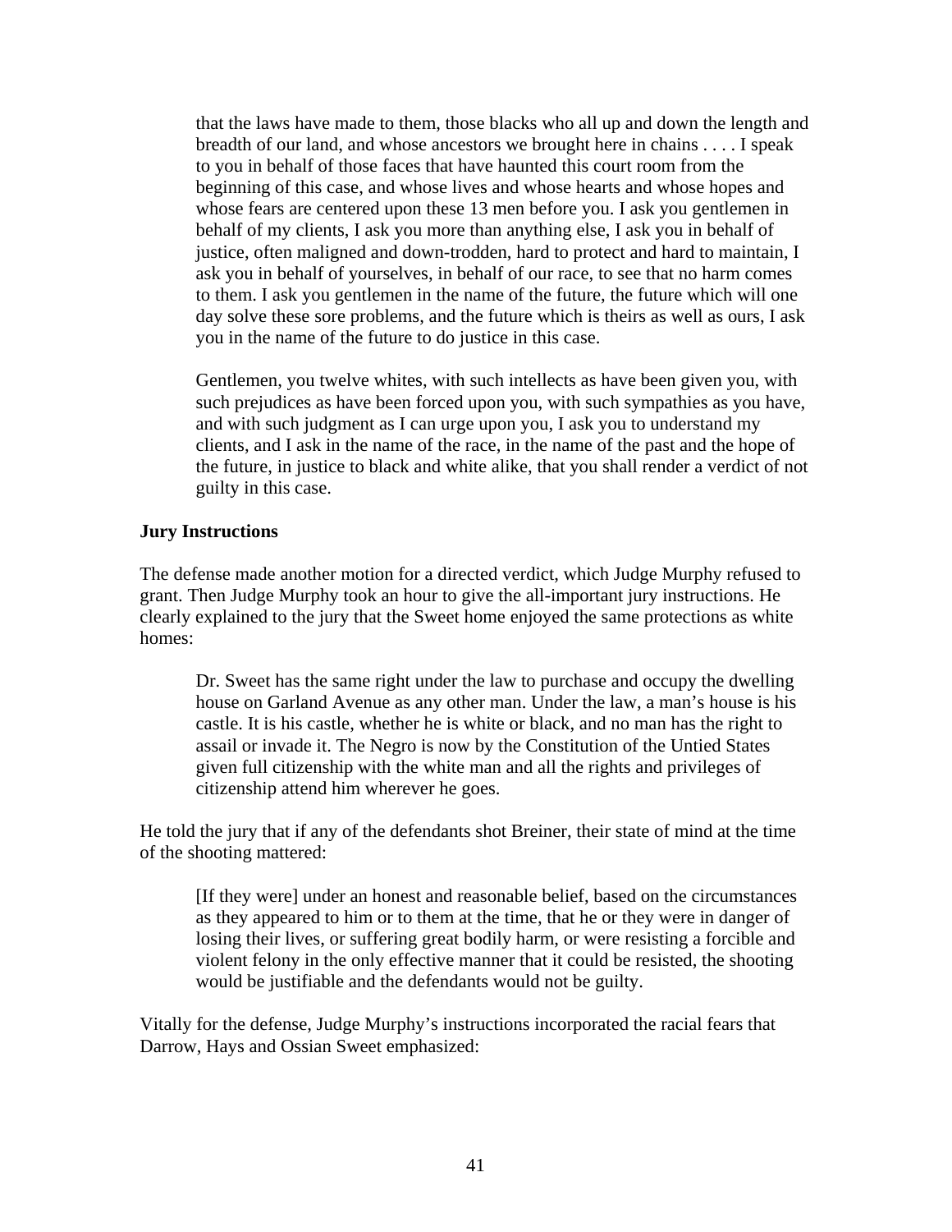> that the laws have made to them, those blacks who all up and down the length and breadth of our land, and whose ancestors we brought here in chains . . . . I speak to you in behalf of those faces that have haunted this court room from the beginning of this case, and whose lives and whose hearts and whose hopes and whose fears are centered upon these 13 men before you. I ask you gentlemen in behalf of my clients, I ask you more than anything else, I ask you in behalf of justice, often maligned and down-trodden, hard to protect and hard to maintain, I ask you in behalf of yourselves, in behalf of our race, to see that no harm comes to them. I ask you gentlemen in the name of the future, the future which will one day solve these sore problems, and the future which is theirs as well as ours, I ask you in the name of the future to do justice in this case.
>
> Gentlemen, you twelve whites, with such intellects as have been given you, with such prejudices as have been forced upon you, with such sympathies as you have, and with such judgment as I can urge upon you, I ask you to understand my clients, and I ask in the name of the race, in the name of the past and the hope of the future, in justice to black and white alike, that you shall render a verdict of not guilty in this case.

**Jury Instructions**

The defense made another motion for a directed verdict, which Judge Murphy refused to grant. Then Judge Murphy took an hour to give the all-important jury instructions. He clearly explained to the jury that the Sweet home enjoyed the same protections as white homes:

> Dr. Sweet has the same right under the law to purchase and occupy the dwelling house on Garland Avenue as any other man. Under the law, a man's house is his castle. It is his castle, whether he is white or black, and no man has the right to assail or invade it. The Negro is now by the Constitution of the Untied States given full citizenship with the white man and all the rights and privileges of citizenship attend him wherever he goes.

He told the jury that if any of the defendants shot Breiner, their state of mind at the time of the shooting mattered:

> [If they were] under an honest and reasonable belief, based on the circumstances as they appeared to him or to them at the time, that he or they were in danger of losing their lives, or suffering great bodily harm, or were resisting a forcible and violent felony in the only effective manner that it could be resisted, the shooting would be justifiable and the defendants would not be guilty.

Vitally for the defense, Judge Murphy's instructions incorporated the racial fears that Darrow, Hays and Ossian Sweet emphasized: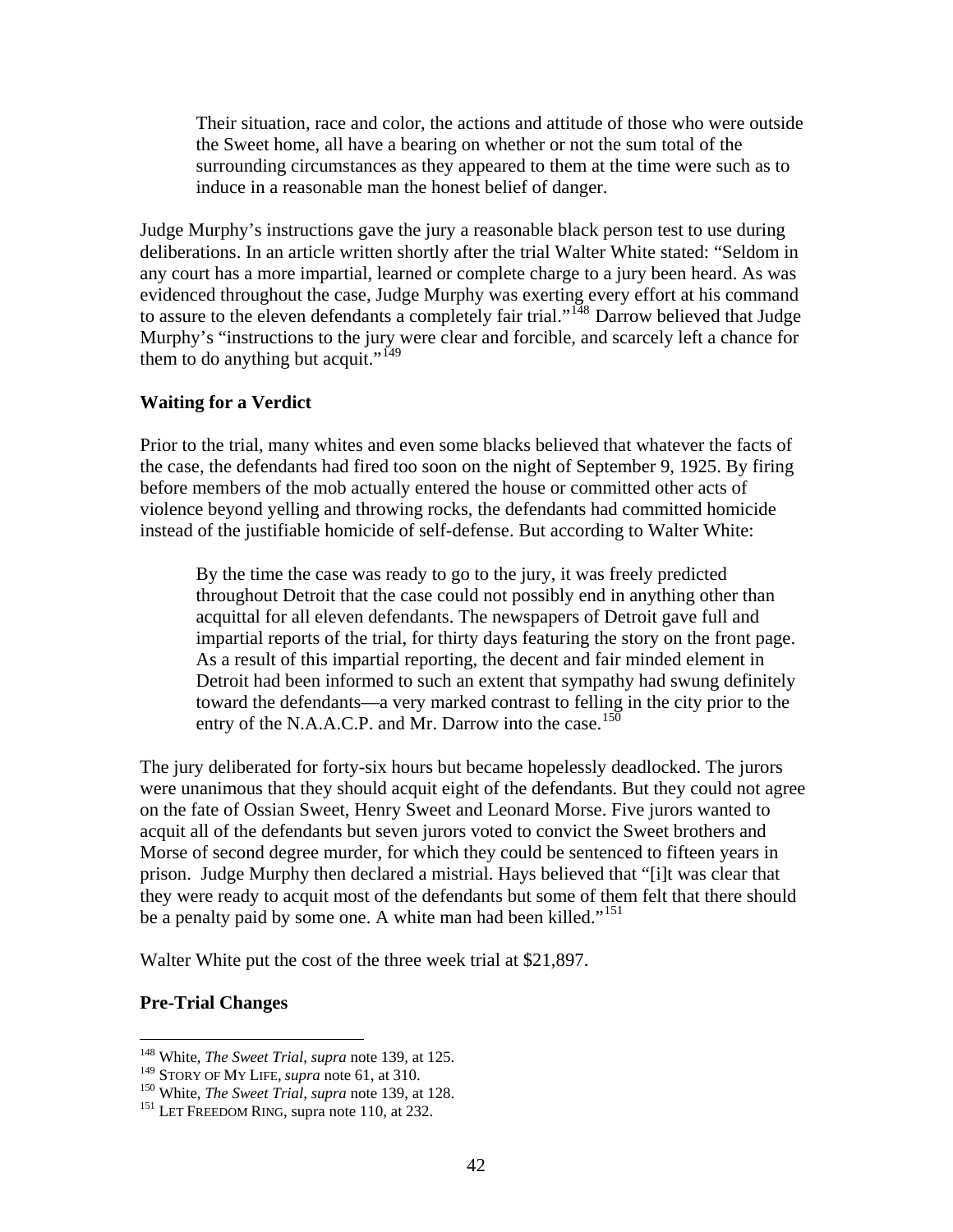> Their situation, race and color, the actions and attitude of those who were outside the Sweet home, all have a bearing on whether or not the sum total of the surrounding circumstances as they appeared to them at the time were such as to induce in a reasonable man the honest belief of danger.

Judge Murphy's instructions gave the jury a reasonable black person test to use during deliberations. In an article written shortly after the trial Walter White stated: "Seldom in any court has a more impartial, learned or complete charge to a jury been heard. As was evidenced throughout the case, Judge Murphy was exerting every effort at his command to assure to the eleven defendants a completely fair trial."[148] Darrow believed that Judge Murphy's "instructions to the jury were clear and forcible, and scarcely left a chance for them to do anything but acquit."[149]

### Waiting for a Verdict

Prior to the trial, many whites and even some blacks believed that whatever the facts of the case, the defendants had fired too soon on the night of September 9, 1925. By firing before members of the mob actually entered the house or committed other acts of violence beyond yelling and throwing rocks, the defendants had committed homicide instead of the justifiable homicide of self-defense. But according to Walter White:

> By the time the case was ready to go to the jury, it was freely predicted throughout Detroit that the case could not possibly end in anything other than acquittal for all eleven defendants. The newspapers of Detroit gave full and impartial reports of the trial, for thirty days featuring the story on the front page. As a result of this impartial reporting, the decent and fair minded element in Detroit had been informed to such an extent that sympathy had swung definitely toward the defendants—a very marked contrast to felling in the city prior to the entry of the N.A.A.C.P. and Mr. Darrow into the case.[150]

The jury deliberated for forty-six hours but became hopelessly deadlocked. The jurors were unanimous that they should acquit eight of the defendants. But they could not agree on the fate of Ossian Sweet, Henry Sweet and Leonard Morse. Five jurors wanted to acquit all of the defendants but seven jurors voted to convict the Sweet brothers and Morse of second degree murder, for which they could be sentenced to fifteen years in prison. Judge Murphy then declared a mistrial. Hays believed that "[i]t was clear that they were ready to acquit most of the defendants but some of them felt that there should be a penalty paid by some one. A white man had been killed."[151]

Walter White put the cost of the three week trial at $21,897.

### Pre-Trial Changes

---

[148] White, *The Sweet Trial*, *supra* note 139, at 125.
[149] STORY OF MY LIFE, *supra* note 61, at 310.
[150] White, *The Sweet Trial*, *supra* note 139, at 128.
[151] LET FREEDOM RING, supra note 110, at 232.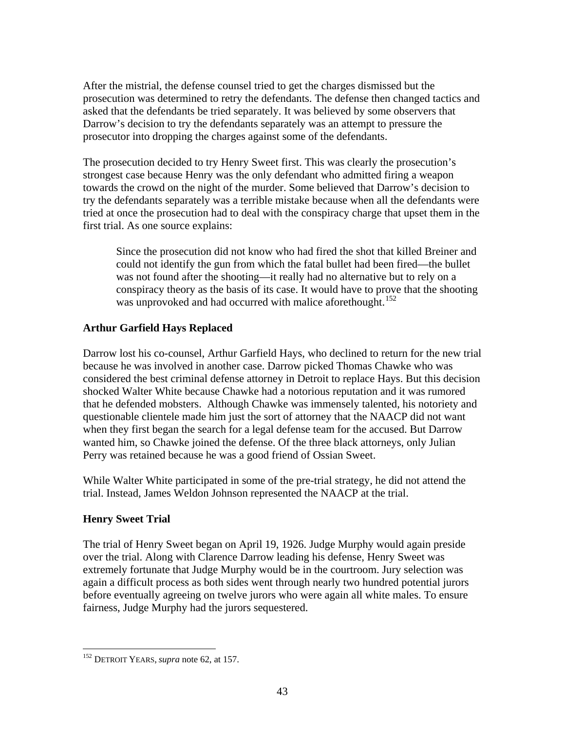After the mistrial, the defense counsel tried to get the charges dismissed but the prosecution was determined to retry the defendants. The defense then changed tactics and asked that the defendants be tried separately. It was believed by some observers that Darrow's decision to try the defendants separately was an attempt to pressure the prosecutor into dropping the charges against some of the defendants.

The prosecution decided to try Henry Sweet first. This was clearly the prosecution's strongest case because Henry was the only defendant who admitted firing a weapon towards the crowd on the night of the murder. Some believed that Darrow's decision to try the defendants separately was a terrible mistake because when all the defendants were tried at once the prosecution had to deal with the conspiracy charge that upset them in the first trial. As one source explains:

> Since the prosecution did not know who had fired the shot that killed Breiner and could not identify the gun from which the fatal bullet had been fired—the bullet was not found after the shooting—it really had no alternative but to rely on a conspiracy theory as the basis of its case. It would have to prove that the shooting was unprovoked and had occurred with malice aforethought.[152]

## Arthur Garfield Hays Replaced

Darrow lost his co-counsel, Arthur Garfield Hays, who declined to return for the new trial because he was involved in another case. Darrow picked Thomas Chawke who was considered the best criminal defense attorney in Detroit to replace Hays. But this decision shocked Walter White because Chawke had a notorious reputation and it was rumored that he defended mobsters. Although Chawke was immensely talented, his notoriety and questionable clientele made him just the sort of attorney that the NAACP did not want when they first began the search for a legal defense team for the accused. But Darrow wanted him, so Chawke joined the defense. Of the three black attorneys, only Julian Perry was retained because he was a good friend of Ossian Sweet.

While Walter White participated in some of the pre-trial strategy, he did not attend the trial. Instead, James Weldon Johnson represented the NAACP at the trial.

## Henry Sweet Trial

The trial of Henry Sweet began on April 19, 1926. Judge Murphy would again preside over the trial. Along with Clarence Darrow leading his defense, Henry Sweet was extremely fortunate that Judge Murphy would be in the courtroom. Jury selection was again a difficult process as both sides went through nearly two hundred potential jurors before eventually agreeing on twelve jurors who were again all white males. To ensure fairness, Judge Murphy had the jurors sequestered.

---

[152] DETROIT YEARS, *supra* note 62, at 157.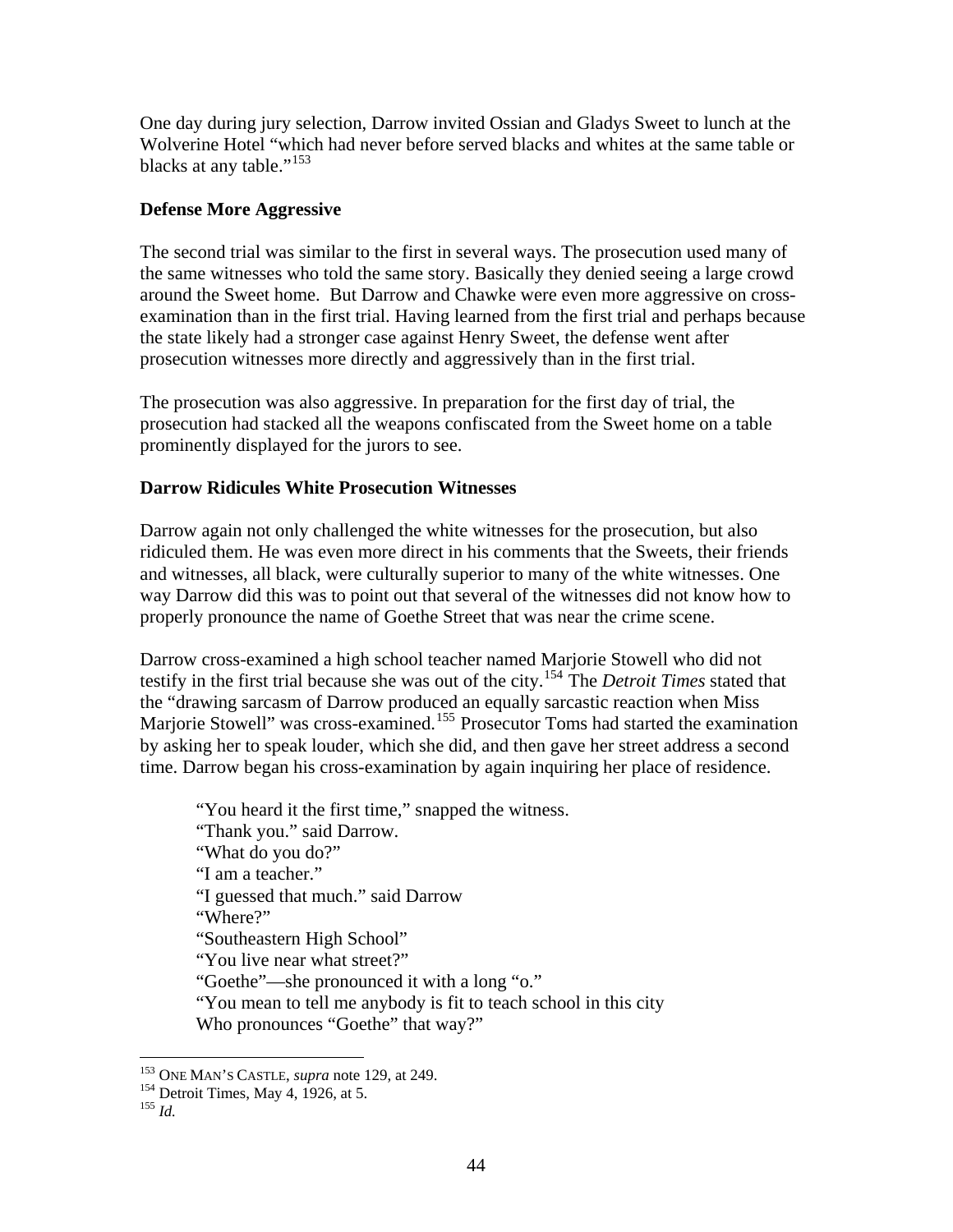One day during jury selection, Darrow invited Ossian and Gladys Sweet to lunch at the Wolverine Hotel "which had never before served blacks and whites at the same table or blacks at any table."[153]

**Defense More Aggressive**

The second trial was similar to the first in several ways. The prosecution used many of the same witnesses who told the same story. Basically they denied seeing a large crowd around the Sweet home. But Darrow and Chawke were even more aggressive on cross-examination than in the first trial. Having learned from the first trial and perhaps because the state likely had a stronger case against Henry Sweet, the defense went after prosecution witnesses more directly and aggressively than in the first trial.

The prosecution was also aggressive. In preparation for the first day of trial, the prosecution had stacked all the weapons confiscated from the Sweet home on a table prominently displayed for the jurors to see.

**Darrow Ridicules White Prosecution Witnesses**

Darrow again not only challenged the white witnesses for the prosecution, but also ridiculed them. He was even more direct in his comments that the Sweets, their friends and witnesses, all black, were culturally superior to many of the white witnesses. One way Darrow did this was to point out that several of the witnesses did not know how to properly pronounce the name of Goethe Street that was near the crime scene.

Darrow cross-examined a high school teacher named Marjorie Stowell who did not testify in the first trial because she was out of the city.[154] The *Detroit Times* stated that the "drawing sarcasm of Darrow produced an equally sarcastic reaction when Miss Marjorie Stowell" was cross-examined.[155] Prosecutor Toms had started the examination by asking her to speak louder, which she did, and then gave her street address a second time. Darrow began his cross-examination by again inquiring her place of residence.

> "You heard it the first time," snapped the witness.
> "Thank you." said Darrow.
> "What do you do?"
> "I am a teacher."
> "I guessed that much." said Darrow
> "Where?"
> "Southeastern High School"
> "You live near what street?"
> "Goethe"—she pronounced it with a long "o."
> "You mean to tell me anybody is fit to teach school in this city
> Who pronounces "Goethe" that way?"

---

[153] ONE MAN'S CASTLE, *supra* note 129, at 249.
[154] Detroit Times, May 4, 1926, at 5.
[155] *Id.*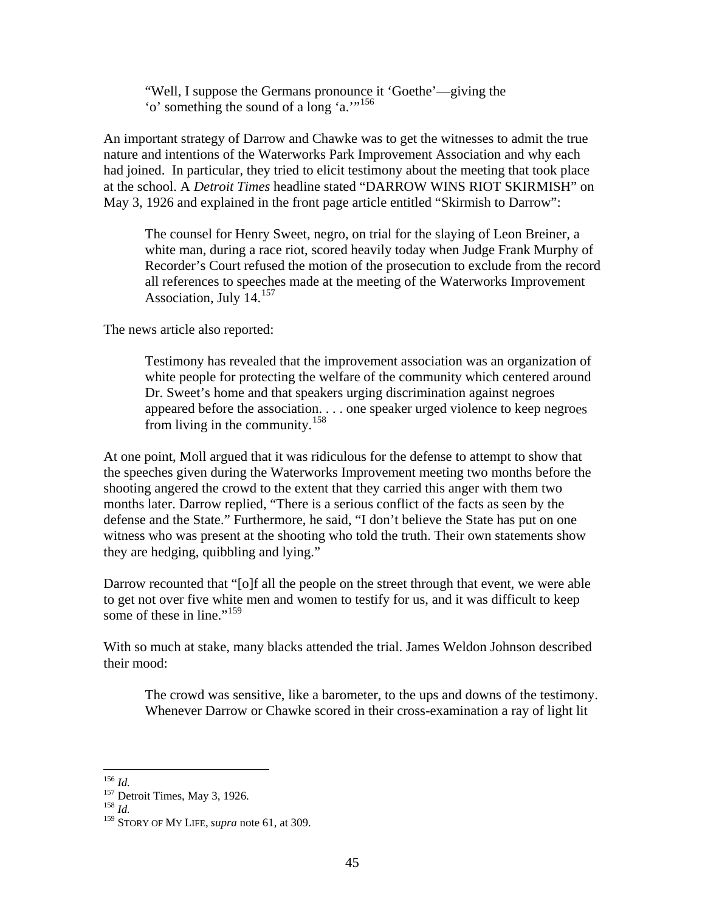> "Well, I suppose the Germans pronounce it 'Goethe'—giving the 'o' something the sound of a long 'a.'"[156]

An important strategy of Darrow and Chawke was to get the witnesses to admit the true nature and intentions of the Waterworks Park Improvement Association and why each had joined. In particular, they tried to elicit testimony about the meeting that took place at the school. A *Detroit Times* headline stated "DARROW WINS RIOT SKIRMISH" on May 3, 1926 and explained in the front page article entitled "Skirmish to Darrow":

> The counsel for Henry Sweet, negro, on trial for the slaying of Leon Breiner, a white man, during a race riot, scored heavily today when Judge Frank Murphy of Recorder's Court refused the motion of the prosecution to exclude from the record all references to speeches made at the meeting of the Waterworks Improvement Association, July 14.[157]

The news article also reported:

> Testimony has revealed that the improvement association was an organization of white people for protecting the welfare of the community which centered around Dr. Sweet's home and that speakers urging discrimination against negroes appeared before the association. . . . one speaker urged violence to keep negroes from living in the community.[158]

At one point, Moll argued that it was ridiculous for the defense to attempt to show that the speeches given during the Waterworks Improvement meeting two months before the shooting angered the crowd to the extent that they carried this anger with them two months later. Darrow replied, "There is a serious conflict of the facts as seen by the defense and the State." Furthermore, he said, "I don't believe the State has put on one witness who was present at the shooting who told the truth. Their own statements show they are hedging, quibbling and lying."

Darrow recounted that "[o]f all the people on the street through that event, we were able to get not over five white men and women to testify for us, and it was difficult to keep some of these in line."[159]

With so much at stake, many blacks attended the trial. James Weldon Johnson described their mood:

> The crowd was sensitive, like a barometer, to the ups and downs of the testimony. Whenever Darrow or Chawke scored in their cross-examination a ray of light lit

---

[156] *Id.*
[157] Detroit Times, May 3, 1926.
[158] *Id.*
[159] STORY OF MY LIFE, *supra* note 61, at 309.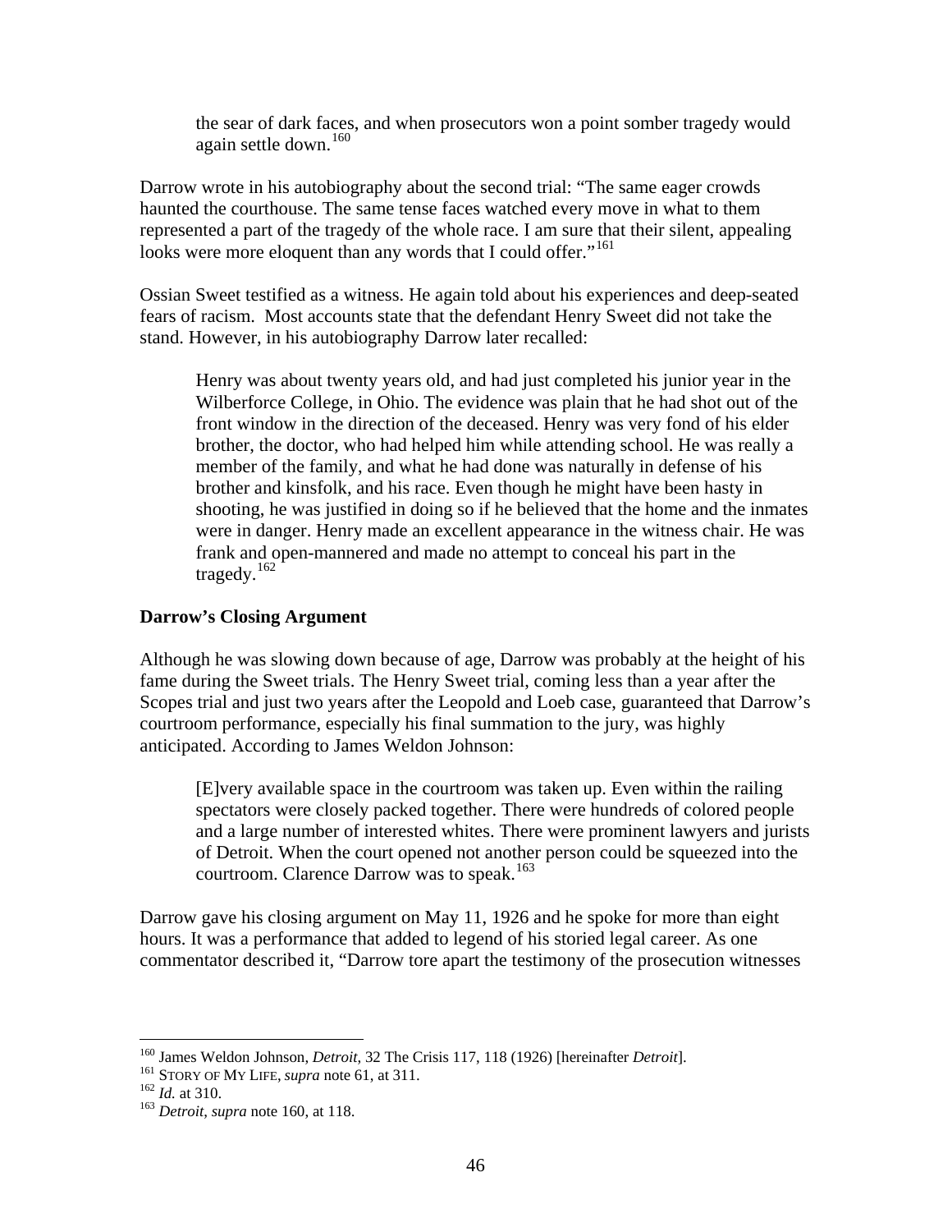> the sear of dark faces, and when prosecutors won a point somber tragedy would again settle down.[160]

Darrow wrote in his autobiography about the second trial: "The same eager crowds haunted the courthouse. The same tense faces watched every move in what to them represented a part of the tragedy of the whole race. I am sure that their silent, appealing looks were more eloquent than any words that I could offer."[161]

Ossian Sweet testified as a witness. He again told about his experiences and deep-seated fears of racism. Most accounts state that the defendant Henry Sweet did not take the stand. However, in his autobiography Darrow later recalled:

> Henry was about twenty years old, and had just completed his junior year in the Wilberforce College, in Ohio. The evidence was plain that he had shot out of the front window in the direction of the deceased. Henry was very fond of his elder brother, the doctor, who had helped him while attending school. He was really a member of the family, and what he had done was naturally in defense of his brother and kinsfolk, and his race. Even though he might have been hasty in shooting, he was justified in doing so if he believed that the home and the inmates were in danger. Henry made an excellent appearance in the witness chair. He was frank and open-mannered and made no attempt to conceal his part in the tragedy.[162]

**Darrow's Closing Argument**

Although he was slowing down because of age, Darrow was probably at the height of his fame during the Sweet trials. The Henry Sweet trial, coming less than a year after the Scopes trial and just two years after the Leopold and Loeb case, guaranteed that Darrow's courtroom performance, especially his final summation to the jury, was highly anticipated. According to James Weldon Johnson:

> [E]very available space in the courtroom was taken up. Even within the railing spectators were closely packed together. There were hundreds of colored people and a large number of interested whites. There were prominent lawyers and jurists of Detroit. When the court opened not another person could be squeezed into the courtroom. Clarence Darrow was to speak.[163]

Darrow gave his closing argument on May 11, 1926 and he spoke for more than eight hours. It was a performance that added to legend of his storied legal career. As one commentator described it, "Darrow tore apart the testimony of the prosecution witnesses

---

[160] James Weldon Johnson, *Detroit*, 32 The Crisis 117, 118 (1926) [hereinafter *Detroit*].

[161] STORY OF MY LIFE, *supra* note 61, at 311.

[162] *Id.* at 310.

[163] *Detroit*, *supra* note 160, at 118.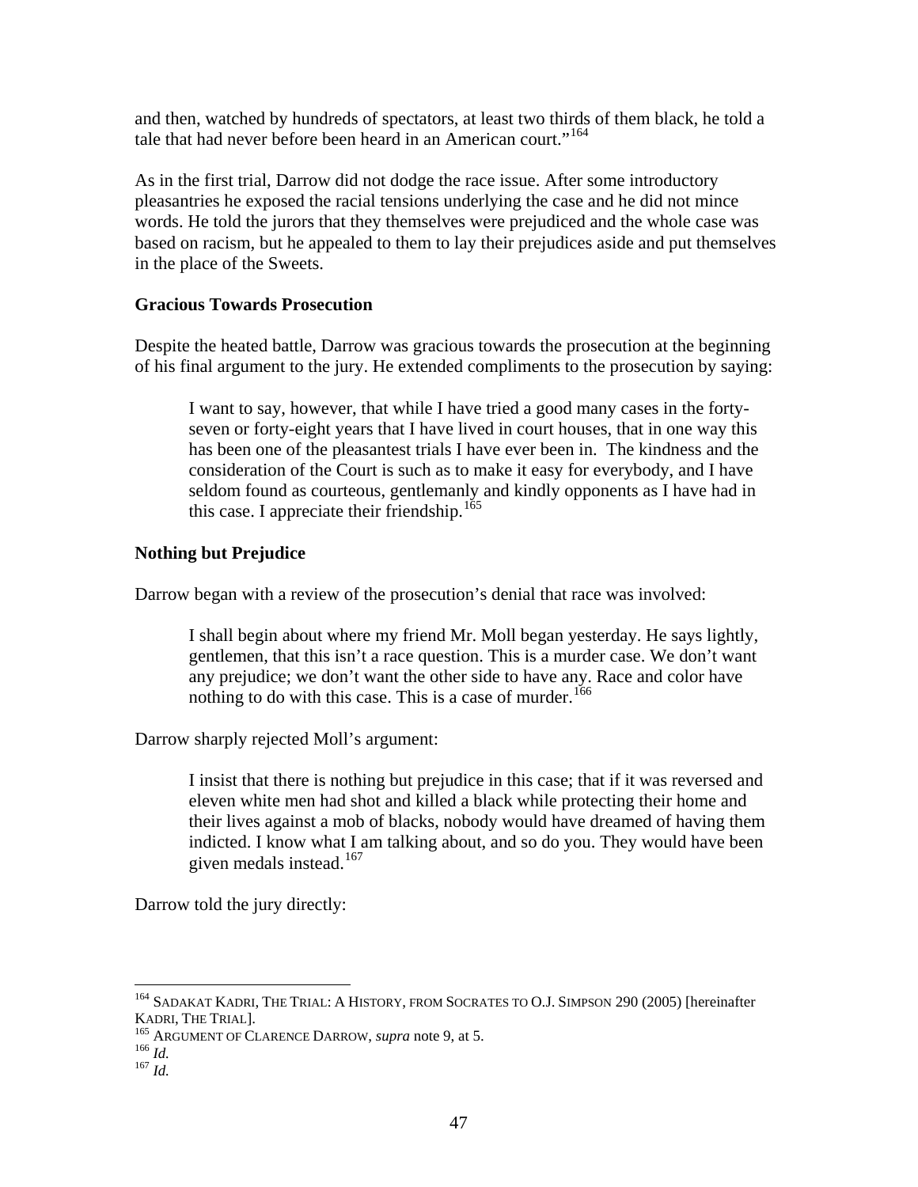and then, watched by hundreds of spectators, at least two thirds of them black, he told a tale that had never before been heard in an American court."[164]

As in the first trial, Darrow did not dodge the race issue. After some introductory pleasantries he exposed the racial tensions underlying the case and he did not mince words. He told the jurors that they themselves were prejudiced and the whole case was based on racism, but he appealed to them to lay their prejudices aside and put themselves in the place of the Sweets.

**Gracious Towards Prosecution**

Despite the heated battle, Darrow was gracious towards the prosecution at the beginning of his final argument to the jury. He extended compliments to the prosecution by saying:

> I want to say, however, that while I have tried a good many cases in the forty-seven or forty-eight years that I have lived in court houses, that in one way this has been one of the pleasantest trials I have ever been in. The kindness and the consideration of the Court is such as to make it easy for everybody, and I have seldom found as courteous, gentlemanly and kindly opponents as I have had in this case. I appreciate their friendship.[165]

**Nothing but Prejudice**

Darrow began with a review of the prosecution's denial that race was involved:

> I shall begin about where my friend Mr. Moll began yesterday. He says lightly, gentlemen, that this isn't a race question. This is a murder case. We don't want any prejudice; we don't want the other side to have any. Race and color have nothing to do with this case. This is a case of murder.[166]

Darrow sharply rejected Moll's argument:

> I insist that there is nothing but prejudice in this case; that if it was reversed and eleven white men had shot and killed a black while protecting their home and their lives against a mob of blacks, nobody would have dreamed of having them indicted. I know what I am talking about, and so do you. They would have been given medals instead.[167]

Darrow told the jury directly:

---

[164] SADAKAT KADRI, THE TRIAL: A HISTORY, FROM SOCRATES TO O.J. SIMPSON 290 (2005) [hereinafter KADRI, THE TRIAL].
[165] ARGUMENT OF CLARENCE DARROW, *supra* note 9, at 5.
[166] *Id.*
[167] *Id.*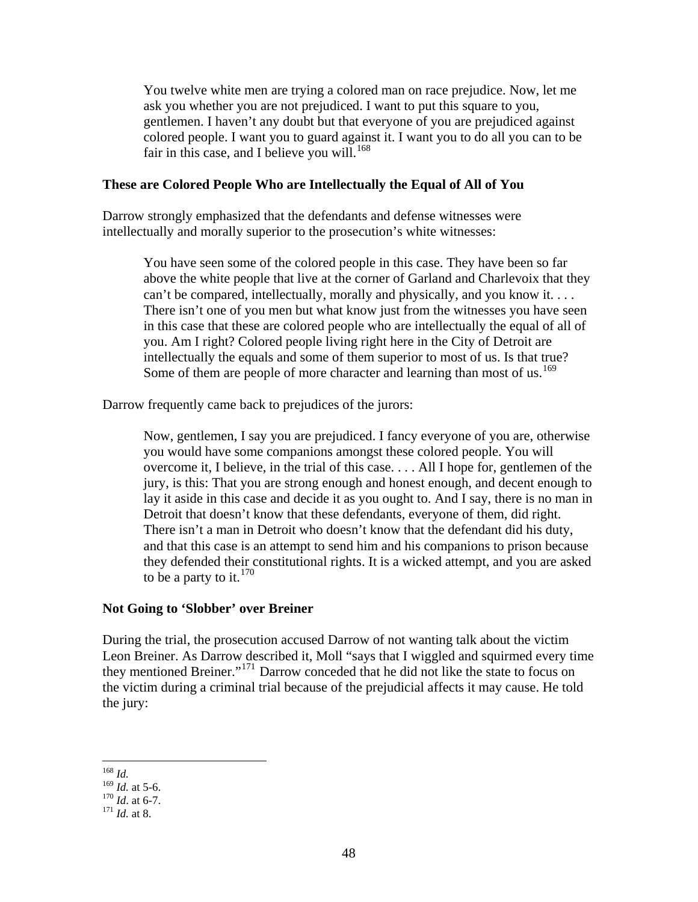> You twelve white men are trying a colored man on race prejudice. Now, let me ask you whether you are not prejudiced. I want to put this square to you, gentlemen. I haven't any doubt but that everyone of you are prejudiced against colored people. I want you to guard against it. I want you to do all you can to be fair in this case, and I believe you will.[168]

### These are Colored People Who are Intellectually the Equal of All of You

Darrow strongly emphasized that the defendants and defense witnesses were intellectually and morally superior to the prosecution's white witnesses:

> You have seen some of the colored people in this case. They have been so far above the white people that live at the corner of Garland and Charlevoix that they can't be compared, intellectually, morally and physically, and you know it. . . . There isn't one of you men but what know just from the witnesses you have seen in this case that these are colored people who are intellectually the equal of all of you. Am I right? Colored people living right here in the City of Detroit are intellectually the equals and some of them superior to most of us. Is that true? Some of them are people of more character and learning than most of us.[169]

Darrow frequently came back to prejudices of the jurors:

> Now, gentlemen, I say you are prejudiced. I fancy everyone of you are, otherwise you would have some companions amongst these colored people. You will overcome it, I believe, in the trial of this case. . . . All I hope for, gentlemen of the jury, is this: That you are strong enough and honest enough, and decent enough to lay it aside in this case and decide it as you ought to. And I say, there is no man in Detroit that doesn't know that these defendants, everyone of them, did right. There isn't a man in Detroit who doesn't know that the defendant did his duty, and that this case is an attempt to send him and his companions to prison because they defended their constitutional rights. It is a wicked attempt, and you are asked to be a party to it.[170]

### Not Going to 'Slobber' over Breiner

During the trial, the prosecution accused Darrow of not wanting talk about the victim Leon Breiner. As Darrow described it, Moll "says that I wiggled and squirmed every time they mentioned Breiner."[171] Darrow conceded that he did not like the state to focus on the victim during a criminal trial because of the prejudicial affects it may cause. He told the jury:

---

[168] *Id.*
[169] *Id.* at 5-6.
[170] *Id*. at 6-7.
[171] *Id.* at 8.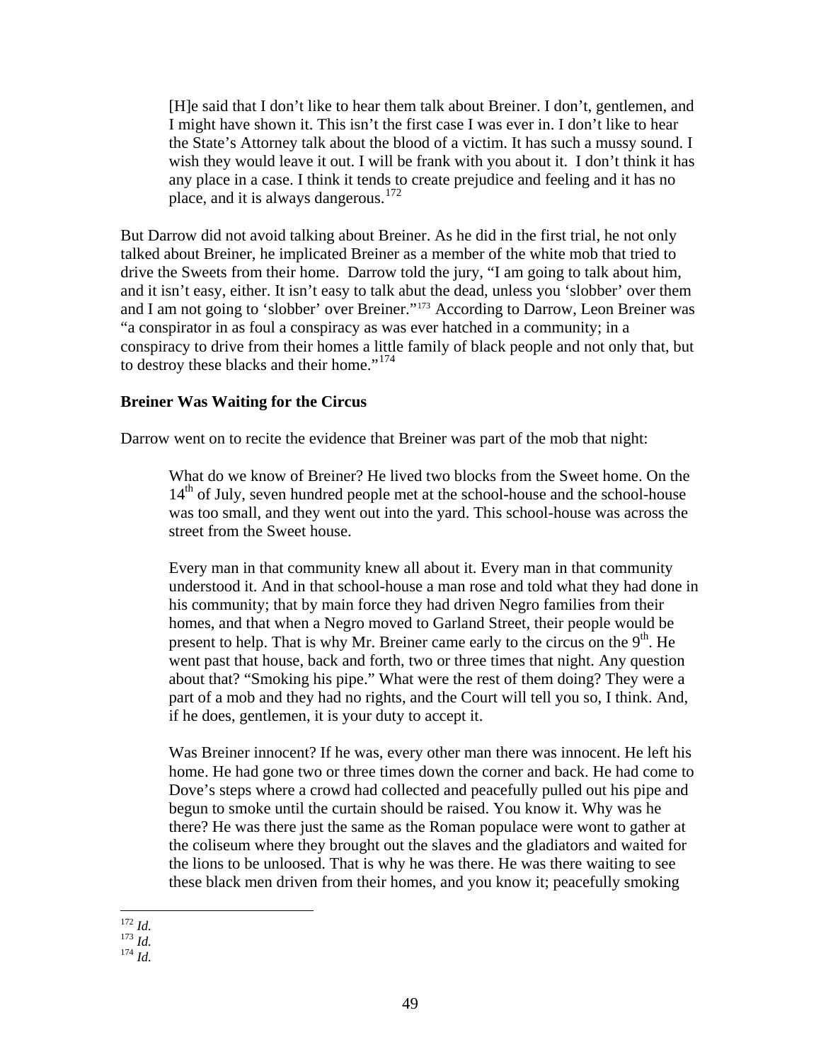> [H]e said that I don't like to hear them talk about Breiner. I don't, gentlemen, and I might have shown it. This isn't the first case I was ever in. I don't like to hear the State's Attorney talk about the blood of a victim. It has such a mussy sound. I wish they would leave it out. I will be frank with you about it. I don't think it has any place in a case. I think it tends to create prejudice and feeling and it has no place, and it is always dangerous.[172]

But Darrow did not avoid talking about Breiner. As he did in the first trial, he not only talked about Breiner, he implicated Breiner as a member of the white mob that tried to drive the Sweets from their home. Darrow told the jury, "I am going to talk about him, and it isn't easy, either. It isn't easy to talk abut the dead, unless you 'slobber' over them and I am not going to 'slobber' over Breiner."[173] According to Darrow, Leon Breiner was "a conspirator in as foul a conspiracy as was ever hatched in a community; in a conspiracy to drive from their homes a little family of black people and not only that, but to destroy these blacks and their home."[174]

**Breiner Was Waiting for the Circus**

Darrow went on to recite the evidence that Breiner was part of the mob that night:

> What do we know of Breiner? He lived two blocks from the Sweet home. On the 14th of July, seven hundred people met at the school-house and the school-house was too small, and they went out into the yard. This school-house was across the street from the Sweet house.
>
> Every man in that community knew all about it. Every man in that community understood it. And in that school-house a man rose and told what they had done in his community; that by main force they had driven Negro families from their homes, and that when a Negro moved to Garland Street, their people would be present to help. That is why Mr. Breiner came early to the circus on the 9th. He went past that house, back and forth, two or three times that night. Any question about that? "Smoking his pipe." What were the rest of them doing? They were a part of a mob and they had no rights, and the Court will tell you so, I think. And, if he does, gentlemen, it is your duty to accept it.
>
> Was Breiner innocent? If he was, every other man there was innocent. He left his home. He had gone two or three times down the corner and back. He had come to Dove's steps where a crowd had collected and peacefully pulled out his pipe and begun to smoke until the curtain should be raised. You know it. Why was he there? He was there just the same as the Roman populace were wont to gather at the coliseum where they brought out the slaves and the gladiators and waited for the lions to be unloosed. That is why he was there. He was there waiting to see these black men driven from their homes, and you know it; peacefully smoking

---

[172] *Id.*
[173] *Id.*
[174] *Id.*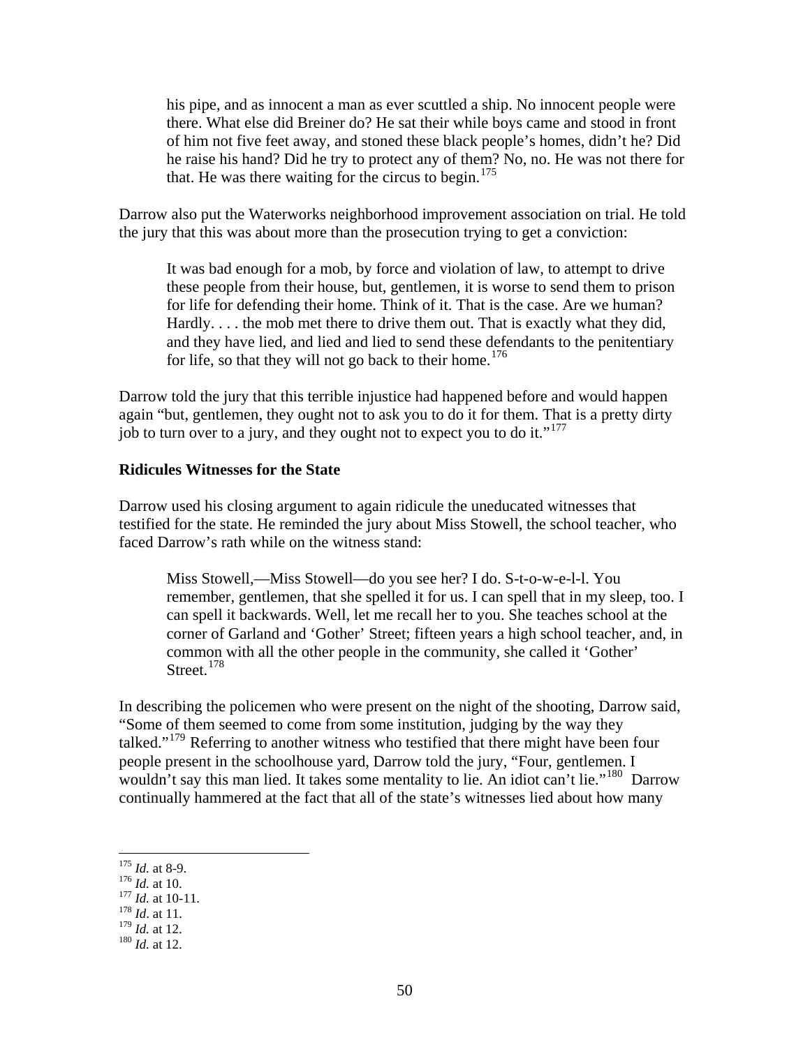> his pipe, and as innocent a man as ever scuttled a ship. No innocent people were there. What else did Breiner do? He sat their while boys came and stood in front of him not five feet away, and stoned these black people's homes, didn't he? Did he raise his hand? Did he try to protect any of them? No, no. He was not there for that. He was there waiting for the circus to begin.[175]

Darrow also put the Waterworks neighborhood improvement association on trial. He told the jury that this was about more than the prosecution trying to get a conviction:

> It was bad enough for a mob, by force and violation of law, to attempt to drive these people from their house, but, gentlemen, it is worse to send them to prison for life for defending their home. Think of it. That is the case. Are we human? Hardly. . . . the mob met there to drive them out. That is exactly what they did, and they have lied, and lied and lied to send these defendants to the penitentiary for life, so that they will not go back to their home.[176]

Darrow told the jury that this terrible injustice had happened before and would happen again "but, gentlemen, they ought not to ask you to do it for them. That is a pretty dirty job to turn over to a jury, and they ought not to expect you to do it."[177]

**Ridicules Witnesses for the State**

Darrow used his closing argument to again ridicule the uneducated witnesses that testified for the state. He reminded the jury about Miss Stowell, the school teacher, who faced Darrow's rath while on the witness stand:

> Miss Stowell,—Miss Stowell—do you see her? I do. S-t-o-w-e-l-l. You remember, gentlemen, that she spelled it for us. I can spell that in my sleep, too. I can spell it backwards. Well, let me recall her to you. She teaches school at the corner of Garland and 'Gother' Street; fifteen years a high school teacher, and, in common with all the other people in the community, she called it 'Gother' Street.[178]

In describing the policemen who were present on the night of the shooting, Darrow said, "Some of them seemed to come from some institution, judging by the way they talked."[179] Referring to another witness who testified that there might have been four people present in the schoolhouse yard, Darrow told the jury, "Four, gentlemen. I wouldn't say this man lied. It takes some mentality to lie. An idiot can't lie."[180] Darrow continually hammered at the fact that all of the state's witnesses lied about how many

---

[175] *Id.* at 8-9.
[176] *Id.* at 10.
[177] *Id.* at 10-11.
[178] *Id*. at 11.
[179] *Id.* at 12.
[180] *Id.* at 12.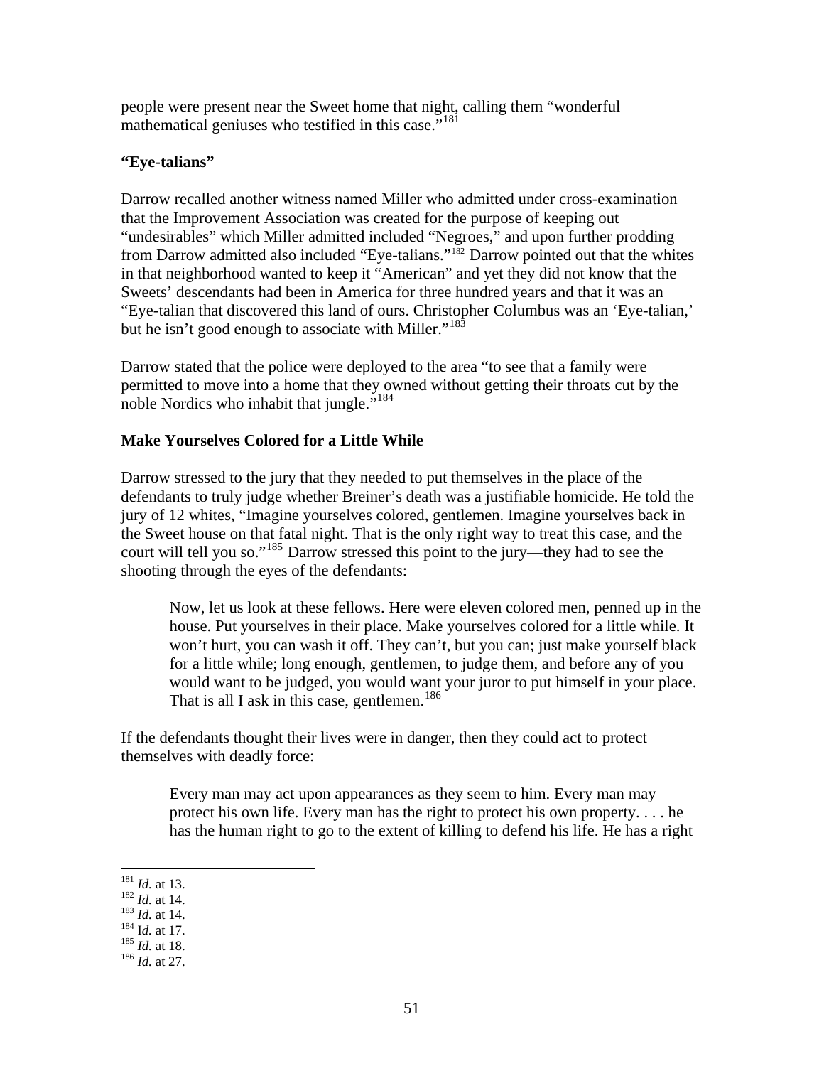people were present near the Sweet home that night, calling them "wonderful mathematical geniuses who testified in this case."[181]

**"Eye-talians"**

Darrow recalled another witness named Miller who admitted under cross-examination that the Improvement Association was created for the purpose of keeping out "undesirables" which Miller admitted included "Negroes," and upon further prodding from Darrow admitted also included "Eye-talians."[182] Darrow pointed out that the whites in that neighborhood wanted to keep it "American" and yet they did not know that the Sweets' descendants had been in America for three hundred years and that it was an "Eye-talian that discovered this land of ours. Christopher Columbus was an 'Eye-talian,' but he isn't good enough to associate with Miller."[183]

Darrow stated that the police were deployed to the area "to see that a family were permitted to move into a home that they owned without getting their throats cut by the noble Nordics who inhabit that jungle."[184]

**Make Yourselves Colored for a Little While**

Darrow stressed to the jury that they needed to put themselves in the place of the defendants to truly judge whether Breiner's death was a justifiable homicide. He told the jury of 12 whites, "Imagine yourselves colored, gentlemen. Imagine yourselves back in the Sweet house on that fatal night. That is the only right way to treat this case, and the court will tell you so."[185] Darrow stressed this point to the jury—they had to see the shooting through the eyes of the defendants:

> Now, let us look at these fellows. Here were eleven colored men, penned up in the house. Put yourselves in their place. Make yourselves colored for a little while. It won't hurt, you can wash it off. They can't, but you can; just make yourself black for a little while; long enough, gentlemen, to judge them, and before any of you would want to be judged, you would want your juror to put himself in your place. That is all I ask in this case, gentlemen.[186]

If the defendants thought their lives were in danger, then they could act to protect themselves with deadly force:

> Every man may act upon appearances as they seem to him. Every man may protect his own life. Every man has the right to protect his own property. . . . he has the human right to go to the extent of killing to defend his life. He has a right

---

[181] *Id.* at 13.
[182] *Id.* at 14.
[183] *Id.* at 14.
[184] Id. at 17.
[185] *Id.* at 18.
[186] *Id.* at 27.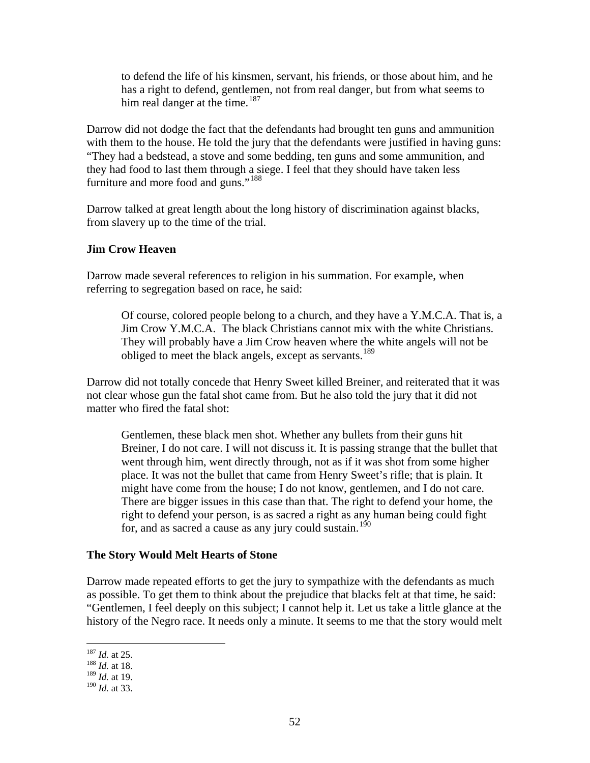> to defend the life of his kinsmen, servant, his friends, or those about him, and he has a right to defend, gentlemen, not from real danger, but from what seems to him real danger at the time.[187]

Darrow did not dodge the fact that the defendants had brought ten guns and ammunition with them to the house. He told the jury that the defendants were justified in having guns: "They had a bedstead, a stove and some bedding, ten guns and some ammunition, and they had food to last them through a siege. I feel that they should have taken less furniture and more food and guns."[188]

Darrow talked at great length about the long history of discrimination against blacks, from slavery up to the time of the trial.

**Jim Crow Heaven**

Darrow made several references to religion in his summation. For example, when referring to segregation based on race, he said:

> Of course, colored people belong to a church, and they have a Y.M.C.A. That is, a Jim Crow Y.M.C.A. The black Christians cannot mix with the white Christians. They will probably have a Jim Crow heaven where the white angels will not be obliged to meet the black angels, except as servants.[189]

Darrow did not totally concede that Henry Sweet killed Breiner, and reiterated that it was not clear whose gun the fatal shot came from. But he also told the jury that it did not matter who fired the fatal shot:

> Gentlemen, these black men shot. Whether any bullets from their guns hit Breiner, I do not care. I will not discuss it. It is passing strange that the bullet that went through him, went directly through, not as if it was shot from some higher place. It was not the bullet that came from Henry Sweet's rifle; that is plain. It might have come from the house; I do not know, gentlemen, and I do not care. There are bigger issues in this case than that. The right to defend your home, the right to defend your person, is as sacred a right as any human being could fight for, and as sacred a cause as any jury could sustain.[190]

**The Story Would Melt Hearts of Stone**

Darrow made repeated efforts to get the jury to sympathize with the defendants as much as possible. To get them to think about the prejudice that blacks felt at that time, he said: "Gentlemen, I feel deeply on this subject; I cannot help it. Let us take a little glance at the history of the Negro race. It needs only a minute. It seems to me that the story would melt

---

[187] *Id.* at 25.
[188] *Id.* at 18.
[189] *Id.* at 19.
[190] *Id.* at 33.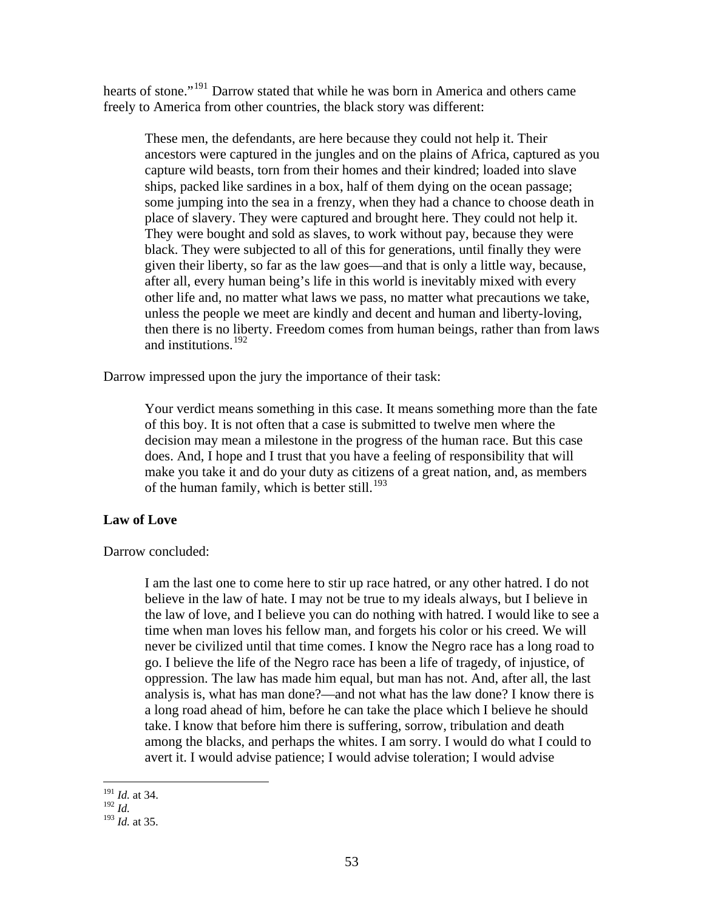hearts of stone."[191] Darrow stated that while he was born in America and others came freely to America from other countries, the black story was different:

> These men, the defendants, are here because they could not help it. Their ancestors were captured in the jungles and on the plains of Africa, captured as you capture wild beasts, torn from their homes and their kindred; loaded into slave ships, packed like sardines in a box, half of them dying on the ocean passage; some jumping into the sea in a frenzy, when they had a chance to choose death in place of slavery. They were captured and brought here. They could not help it. They were bought and sold as slaves, to work without pay, because they were black. They were subjected to all of this for generations, until finally they were given their liberty, so far as the law goes—and that is only a little way, because, after all, every human being's life in this world is inevitably mixed with every other life and, no matter what laws we pass, no matter what precautions we take, unless the people we meet are kindly and decent and human and liberty-loving, then there is no liberty. Freedom comes from human beings, rather than from laws and institutions.[192]

Darrow impressed upon the jury the importance of their task:

> Your verdict means something in this case. It means something more than the fate of this boy. It is not often that a case is submitted to twelve men where the decision may mean a milestone in the progress of the human race. But this case does. And, I hope and I trust that you have a feeling of responsibility that will make you take it and do your duty as citizens of a great nation, and, as members of the human family, which is better still.[193]

**Law of Love**

Darrow concluded:

> I am the last one to come here to stir up race hatred, or any other hatred. I do not believe in the law of hate. I may not be true to my ideals always, but I believe in the law of love, and I believe you can do nothing with hatred. I would like to see a time when man loves his fellow man, and forgets his color or his creed. We will never be civilized until that time comes. I know the Negro race has a long road to go. I believe the life of the Negro race has been a life of tragedy, of injustice, of oppression. The law has made him equal, but man has not. And, after all, the last analysis is, what has man done?—and not what has the law done? I know there is a long road ahead of him, before he can take the place which I believe he should take. I know that before him there is suffering, sorrow, tribulation and death among the blacks, and perhaps the whites. I am sorry. I would do what I could to avert it. I would advise patience; I would advise toleration; I would advise

---

[191] *Id.* at 34.
[192] *Id.*
[193] *Id.* at 35.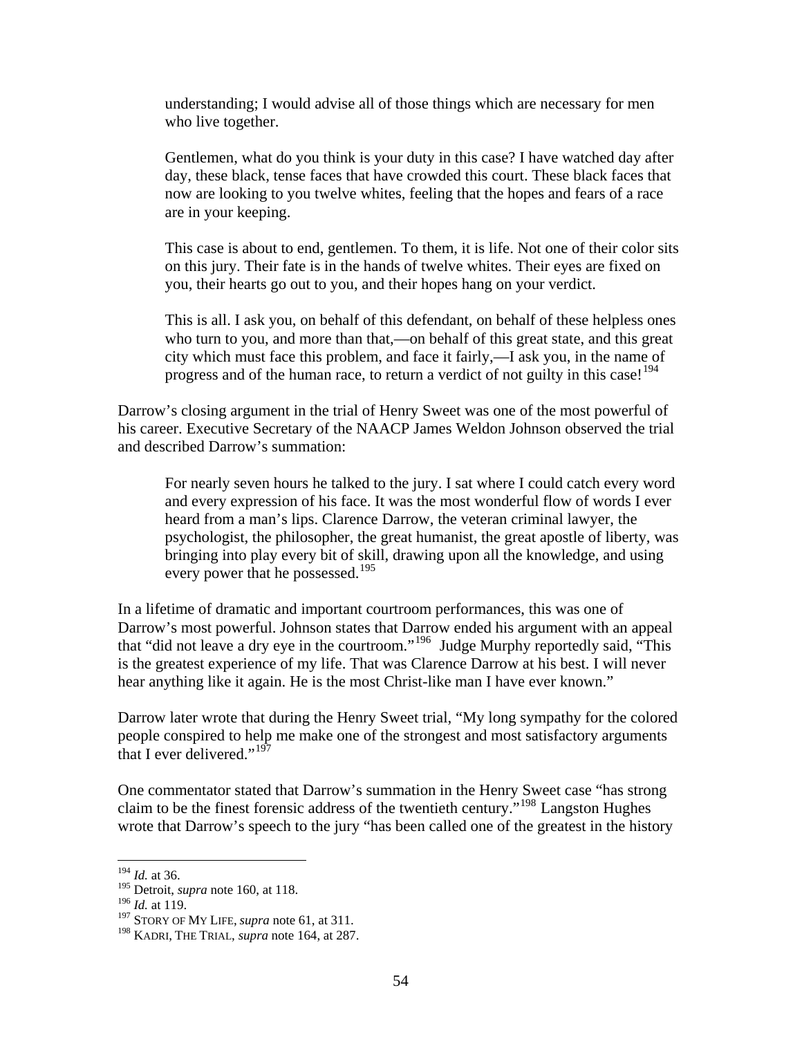> understanding; I would advise all of those things which are necessary for men who live together.
>
> Gentlemen, what do you think is your duty in this case? I have watched day after day, these black, tense faces that have crowded this court. These black faces that now are looking to you twelve whites, feeling that the hopes and fears of a race are in your keeping.
>
> This case is about to end, gentlemen. To them, it is life. Not one of their color sits on this jury. Their fate is in the hands of twelve whites. Their eyes are fixed on you, their hearts go out to you, and their hopes hang on your verdict.
>
> This is all. I ask you, on behalf of this defendant, on behalf of these helpless ones who turn to you, and more than that,—on behalf of this great state, and this great city which must face this problem, and face it fairly,—I ask you, in the name of progress and of the human race, to return a verdict of not guilty in this case![194]

Darrow's closing argument in the trial of Henry Sweet was one of the most powerful of his career. Executive Secretary of the NAACP James Weldon Johnson observed the trial and described Darrow's summation:

> For nearly seven hours he talked to the jury. I sat where I could catch every word and every expression of his face. It was the most wonderful flow of words I ever heard from a man's lips. Clarence Darrow, the veteran criminal lawyer, the psychologist, the philosopher, the great humanist, the great apostle of liberty, was bringing into play every bit of skill, drawing upon all the knowledge, and using every power that he possessed.[195]

In a lifetime of dramatic and important courtroom performances, this was one of Darrow's most powerful. Johnson states that Darrow ended his argument with an appeal that "did not leave a dry eye in the courtroom."[196] Judge Murphy reportedly said, "This is the greatest experience of my life. That was Clarence Darrow at his best. I will never hear anything like it again. He is the most Christ-like man I have ever known."

Darrow later wrote that during the Henry Sweet trial, "My long sympathy for the colored people conspired to help me make one of the strongest and most satisfactory arguments that I ever delivered."[197]

One commentator stated that Darrow's summation in the Henry Sweet case "has strong claim to be the finest forensic address of the twentieth century."[198] Langston Hughes wrote that Darrow's speech to the jury "has been called one of the greatest in the history

---

[194] *Id.* at 36.
[195] Detroit, *supra* note 160, at 118.
[196] *Id.* at 119.
[197] STORY OF MY LIFE, *supra* note 61, at 311.
[198] KADRI, THE TRIAL, *supra* note 164, at 287.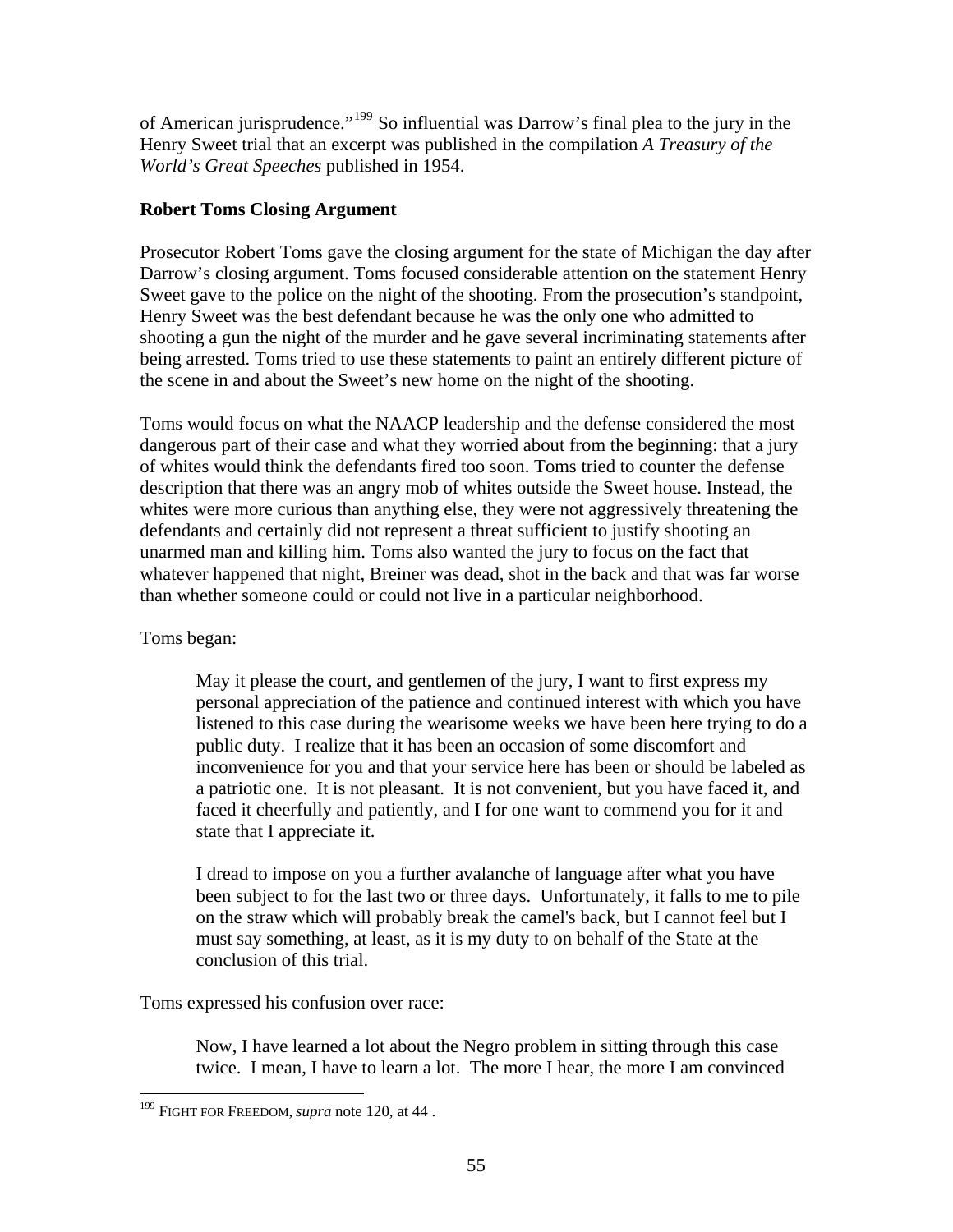of American jurisprudence."[199] So influential was Darrow's final plea to the jury in the Henry Sweet trial that an excerpt was published in the compilation *A Treasury of the World's Great Speeches* published in 1954.

**Robert Toms Closing Argument**

Prosecutor Robert Toms gave the closing argument for the state of Michigan the day after Darrow's closing argument. Toms focused considerable attention on the statement Henry Sweet gave to the police on the night of the shooting. From the prosecution's standpoint, Henry Sweet was the best defendant because he was the only one who admitted to shooting a gun the night of the murder and he gave several incriminating statements after being arrested. Toms tried to use these statements to paint an entirely different picture of the scene in and about the Sweet's new home on the night of the shooting.

Toms would focus on what the NAACP leadership and the defense considered the most dangerous part of their case and what they worried about from the beginning: that a jury of whites would think the defendants fired too soon. Toms tried to counter the defense description that there was an angry mob of whites outside the Sweet house. Instead, the whites were more curious than anything else, they were not aggressively threatening the defendants and certainly did not represent a threat sufficient to justify shooting an unarmed man and killing him. Toms also wanted the jury to focus on the fact that whatever happened that night, Breiner was dead, shot in the back and that was far worse than whether someone could or could not live in a particular neighborhood.

Toms began:

> May it please the court, and gentlemen of the jury, I want to first express my personal appreciation of the patience and continued interest with which you have listened to this case during the wearisome weeks we have been here trying to do a public duty. I realize that it has been an occasion of some discomfort and inconvenience for you and that your service here has been or should be labeled as a patriotic one. It is not pleasant. It is not convenient, but you have faced it, and faced it cheerfully and patiently, and I for one want to commend you for it and state that I appreciate it.
>
> I dread to impose on you a further avalanche of language after what you have been subject to for the last two or three days. Unfortunately, it falls to me to pile on the straw which will probably break the camel's back, but I cannot feel but I must say something, at least, as it is my duty to on behalf of the State at the conclusion of this trial.

Toms expressed his confusion over race:

> Now, I have learned a lot about the Negro problem in sitting through this case twice. I mean, I have to learn a lot. The more I hear, the more I am convinced

---

[199] FIGHT FOR FREEDOM, *supra* note 120, at 44 .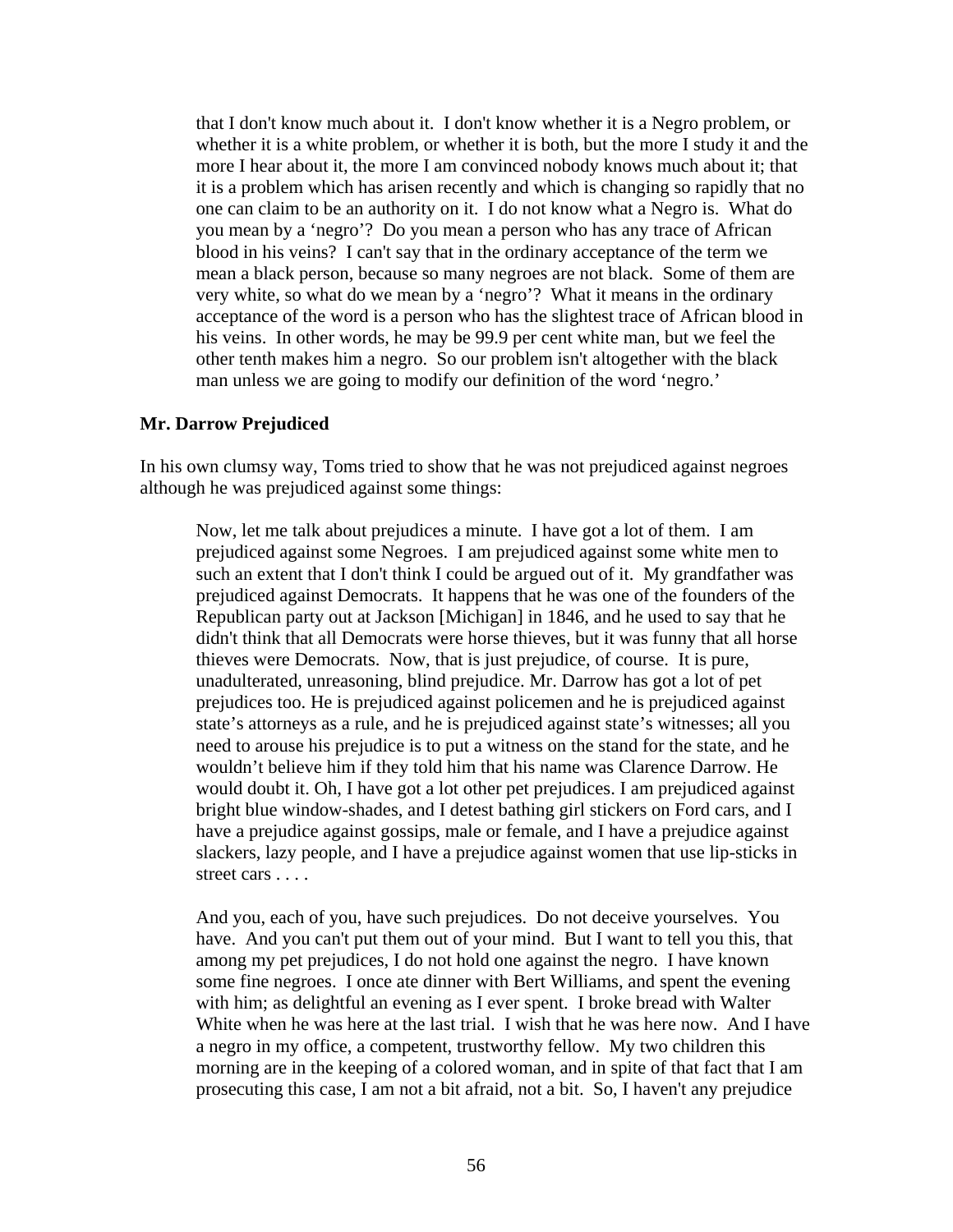> that I don't know much about it. I don't know whether it is a Negro problem, or whether it is a white problem, or whether it is both, but the more I study it and the more I hear about it, the more I am convinced nobody knows much about it; that it is a problem which has arisen recently and which is changing so rapidly that no one can claim to be an authority on it. I do not know what a Negro is. What do you mean by a 'negro'? Do you mean a person who has any trace of African blood in his veins? I can't say that in the ordinary acceptance of the term we mean a black person, because so many negroes are not black. Some of them are very white, so what do we mean by a 'negro'? What it means in the ordinary acceptance of the word is a person who has the slightest trace of African blood in his veins. In other words, he may be 99.9 per cent white man, but we feel the other tenth makes him a negro. So our problem isn't altogether with the black man unless we are going to modify our definition of the word 'negro.'

**Mr. Darrow Prejudiced**

In his own clumsy way, Toms tried to show that he was not prejudiced against negroes although he was prejudiced against some things:

> Now, let me talk about prejudices a minute. I have got a lot of them. I am prejudiced against some Negroes. I am prejudiced against some white men to such an extent that I don't think I could be argued out of it. My grandfather was prejudiced against Democrats. It happens that he was one of the founders of the Republican party out at Jackson [Michigan] in 1846, and he used to say that he didn't think that all Democrats were horse thieves, but it was funny that all horse thieves were Democrats. Now, that is just prejudice, of course. It is pure, unadulterated, unreasoning, blind prejudice. Mr. Darrow has got a lot of pet prejudices too. He is prejudiced against policemen and he is prejudiced against state's attorneys as a rule, and he is prejudiced against state's witnesses; all you need to arouse his prejudice is to put a witness on the stand for the state, and he wouldn't believe him if they told him that his name was Clarence Darrow. He would doubt it. Oh, I have got a lot other pet prejudices. I am prejudiced against bright blue window-shades, and I detest bathing girl stickers on Ford cars, and I have a prejudice against gossips, male or female, and I have a prejudice against slackers, lazy people, and I have a prejudice against women that use lip-sticks in street cars . . . .
>
> And you, each of you, have such prejudices. Do not deceive yourselves. You have. And you can't put them out of your mind. But I want to tell you this, that among my pet prejudices, I do not hold one against the negro. I have known some fine negroes. I once ate dinner with Bert Williams, and spent the evening with him; as delightful an evening as I ever spent. I broke bread with Walter White when he was here at the last trial. I wish that he was here now. And I have a negro in my office, a competent, trustworthy fellow. My two children this morning are in the keeping of a colored woman, and in spite of that fact that I am prosecuting this case, I am not a bit afraid, not a bit. So, I haven't any prejudice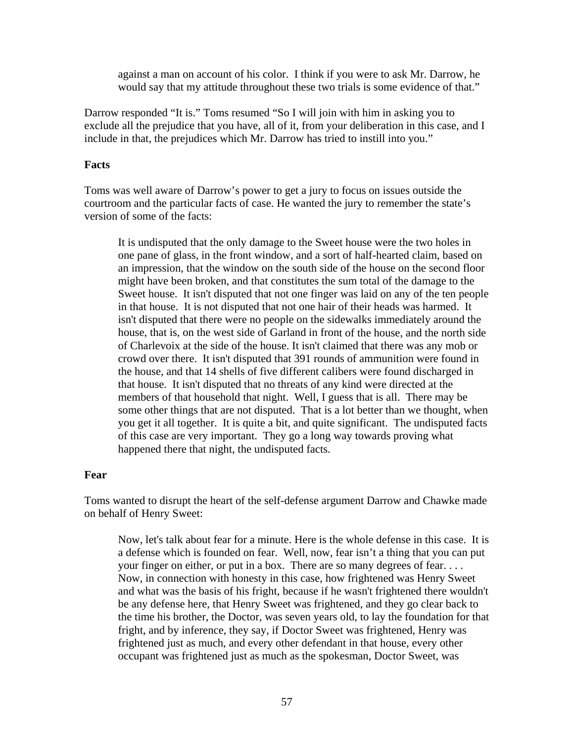> against a man on account of his color. I think if you were to ask Mr. Darrow, he would say that my attitude throughout these two trials is some evidence of that."

Darrow responded "It is." Toms resumed "So I will join with him in asking you to exclude all the prejudice that you have, all of it, from your deliberation in this case, and I include in that, the prejudices which Mr. Darrow has tried to instill into you."

**Facts**

Toms was well aware of Darrow's power to get a jury to focus on issues outside the courtroom and the particular facts of case. He wanted the jury to remember the state's version of some of the facts:

> It is undisputed that the only damage to the Sweet house were the two holes in one pane of glass, in the front window, and a sort of half-hearted claim, based on an impression, that the window on the south side of the house on the second floor might have been broken, and that constitutes the sum total of the damage to the Sweet house. It isn't disputed that not one finger was laid on any of the ten people in that house. It is not disputed that not one hair of their heads was harmed. It isn't disputed that there were no people on the sidewalks immediately around the house, that is, on the west side of Garland in front of the house, and the north side of Charlevoix at the side of the house. It isn't claimed that there was any mob or crowd over there. It isn't disputed that 391 rounds of ammunition were found in the house, and that 14 shells of five different calibers were found discharged in that house. It isn't disputed that no threats of any kind were directed at the members of that household that night. Well, I guess that is all. There may be some other things that are not disputed. That is a lot better than we thought, when you get it all together. It is quite a bit, and quite significant. The undisputed facts of this case are very important. They go a long way towards proving what happened there that night, the undisputed facts.

**Fear**

Toms wanted to disrupt the heart of the self-defense argument Darrow and Chawke made on behalf of Henry Sweet:

> Now, let's talk about fear for a minute. Here is the whole defense in this case. It is a defense which is founded on fear. Well, now, fear isn't a thing that you can put your finger on either, or put in a box. There are so many degrees of fear. . . . Now, in connection with honesty in this case, how frightened was Henry Sweet and what was the basis of his fright, because if he wasn't frightened there wouldn't be any defense here, that Henry Sweet was frightened, and they go clear back to the time his brother, the Doctor, was seven years old, to lay the foundation for that fright, and by inference, they say, if Doctor Sweet was frightened, Henry was frightened just as much, and every other defendant in that house, every other occupant was frightened just as much as the spokesman, Doctor Sweet, was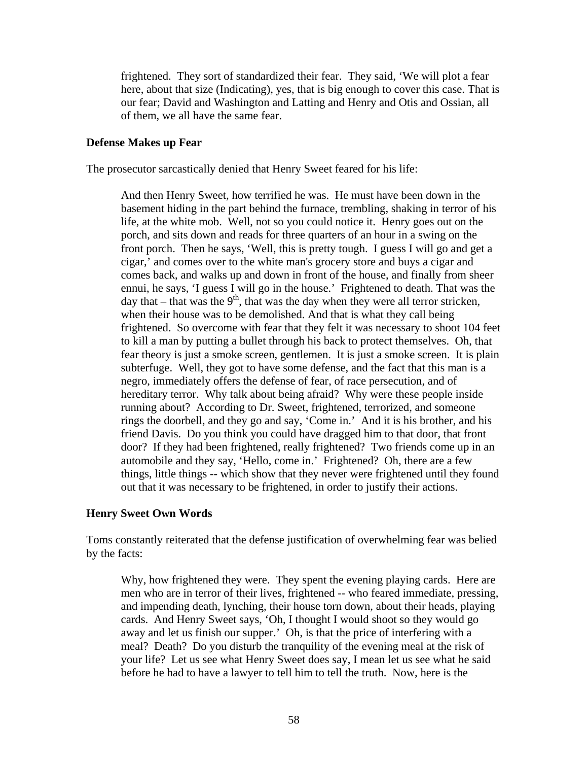> frightened. They sort of standardized their fear. They said, 'We will plot a fear here, about that size (Indicating), yes, that is big enough to cover this case. That is our fear; David and Washington and Latting and Henry and Otis and Ossian, all of them, we all have the same fear.

### Defense Makes up Fear

The prosecutor sarcastically denied that Henry Sweet feared for his life:

> And then Henry Sweet, how terrified he was. He must have been down in the basement hiding in the part behind the furnace, trembling, shaking in terror of his life, at the white mob. Well, not so you could notice it. Henry goes out on the porch, and sits down and reads for three quarters of an hour in a swing on the front porch. Then he says, 'Well, this is pretty tough. I guess I will go and get a cigar,' and comes over to the white man's grocery store and buys a cigar and comes back, and walks up and down in front of the house, and finally from sheer ennui, he says, 'I guess I will go in the house.' Frightened to death. That was the day that – that was the 9th, that was the day when they were all terror stricken, when their house was to be demolished. And that is what they call being frightened. So overcome with fear that they felt it was necessary to shoot 104 feet to kill a man by putting a bullet through his back to protect themselves. Oh, that fear theory is just a smoke screen, gentlemen. It is just a smoke screen. It is plain subterfuge. Well, they got to have some defense, and the fact that this man is a negro, immediately offers the defense of fear, of race persecution, and of hereditary terror. Why talk about being afraid? Why were these people inside running about? According to Dr. Sweet, frightened, terrorized, and someone rings the doorbell, and they go and say, 'Come in.' And it is his brother, and his friend Davis. Do you think you could have dragged him to that door, that front door? If they had been frightened, really frightened? Two friends come up in an automobile and they say, 'Hello, come in.' Frightened? Oh, there are a few things, little things -- which show that they never were frightened until they found out that it was necessary to be frightened, in order to justify their actions.

### Henry Sweet Own Words

Toms constantly reiterated that the defense justification of overwhelming fear was belied by the facts:

> Why, how frightened they were. They spent the evening playing cards. Here are men who are in terror of their lives, frightened -- who feared immediate, pressing, and impending death, lynching, their house torn down, about their heads, playing cards. And Henry Sweet says, 'Oh, I thought I would shoot so they would go away and let us finish our supper.' Oh, is that the price of interfering with a meal? Death? Do you disturb the tranquility of the evening meal at the risk of your life? Let us see what Henry Sweet does say, I mean let us see what he said before he had to have a lawyer to tell him to tell the truth. Now, here is the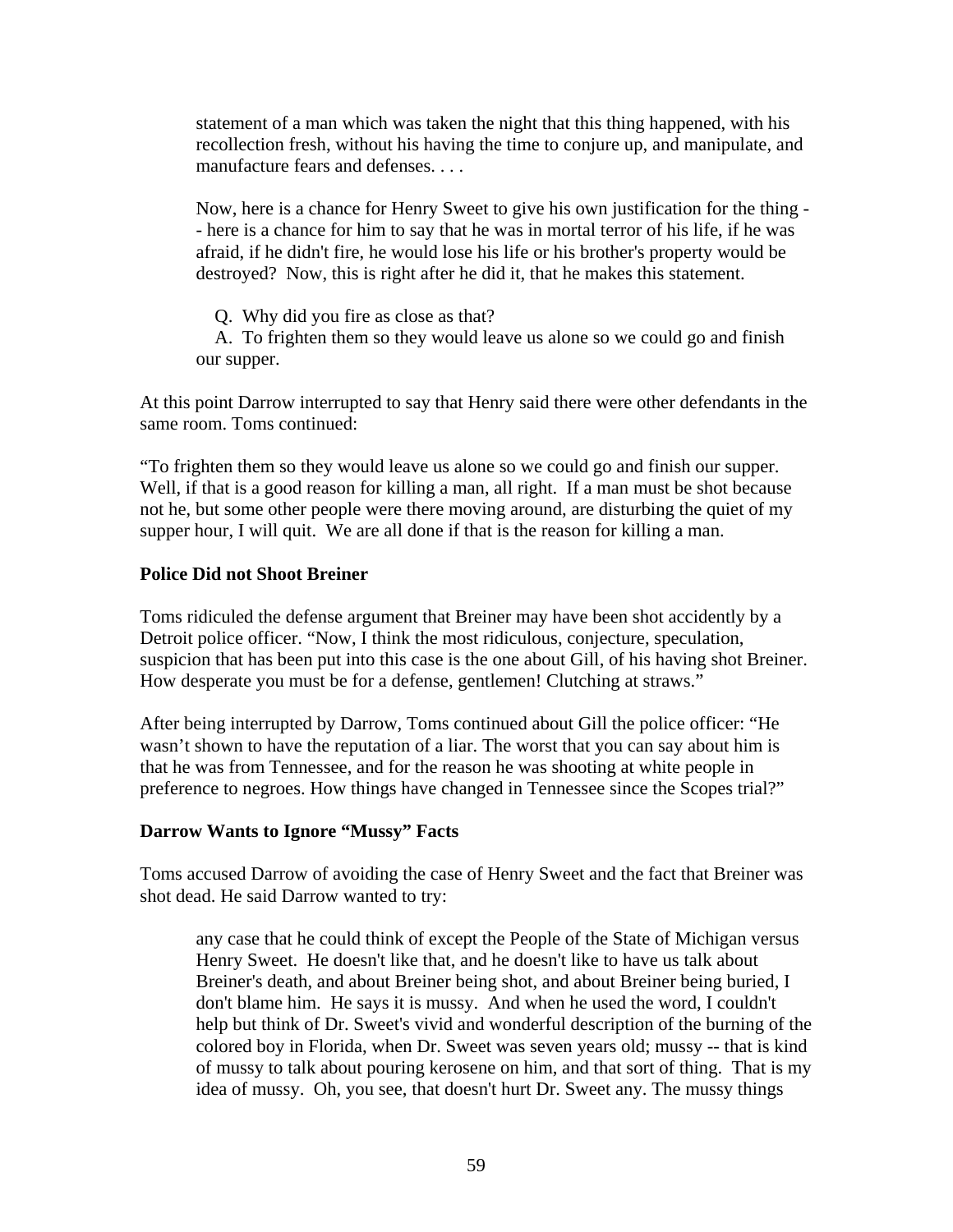> statement of a man which was taken the night that this thing happened, with his recollection fresh, without his having the time to conjure up, and manipulate, and manufacture fears and defenses. . . .
>
> Now, here is a chance for Henry Sweet to give his own justification for the thing -- here is a chance for him to say that he was in mortal terror of his life, if he was afraid, if he didn't fire, he would lose his life or his brother's property would be destroyed? Now, this is right after he did it, that he makes this statement.
>
> Q. Why did you fire as close as that?
> A. To frighten them so they would leave us alone so we could go and finish our supper.

At this point Darrow interrupted to say that Henry said there were other defendants in the same room. Toms continued:

"To frighten them so they would leave us alone so we could go and finish our supper. Well, if that is a good reason for killing a man, all right. If a man must be shot because not he, but some other people were there moving around, are disturbing the quiet of my supper hour, I will quit. We are all done if that is the reason for killing a man.

### Police Did not Shoot Breiner

Toms ridiculed the defense argument that Breiner may have been shot accidently by a Detroit police officer. "Now, I think the most ridiculous, conjecture, speculation, suspicion that has been put into this case is the one about Gill, of his having shot Breiner. How desperate you must be for a defense, gentlemen! Clutching at straws."

After being interrupted by Darrow, Toms continued about Gill the police officer: "He wasn't shown to have the reputation of a liar. The worst that you can say about him is that he was from Tennessee, and for the reason he was shooting at white people in preference to negroes. How things have changed in Tennessee since the Scopes trial?"

### Darrow Wants to Ignore "Mussy" Facts

Toms accused Darrow of avoiding the case of Henry Sweet and the fact that Breiner was shot dead. He said Darrow wanted to try:

> any case that he could think of except the People of the State of Michigan versus Henry Sweet. He doesn't like that, and he doesn't like to have us talk about Breiner's death, and about Breiner being shot, and about Breiner being buried, I don't blame him. He says it is mussy. And when he used the word, I couldn't help but think of Dr. Sweet's vivid and wonderful description of the burning of the colored boy in Florida, when Dr. Sweet was seven years old; mussy -- that is kind of mussy to talk about pouring kerosene on him, and that sort of thing. That is my idea of mussy. Oh, you see, that doesn't hurt Dr. Sweet any. The mussy things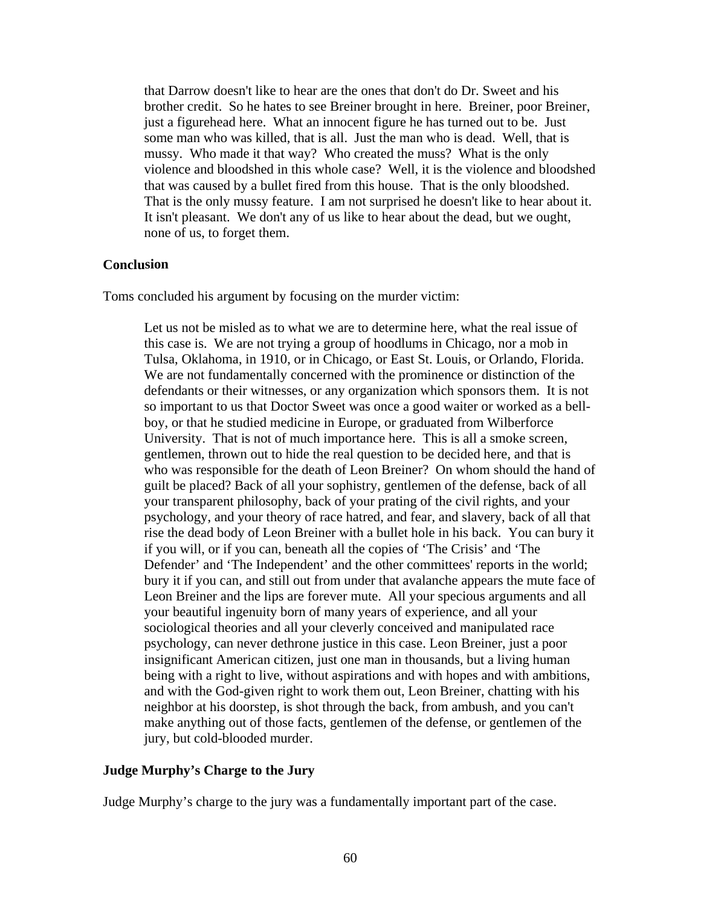> that Darrow doesn't like to hear are the ones that don't do Dr. Sweet and his brother credit. So he hates to see Breiner brought in here. Breiner, poor Breiner, just a figurehead here. What an innocent figure he has turned out to be. Just some man who was killed, that is all. Just the man who is dead. Well, that is mussy. Who made it that way? Who created the muss? What is the only violence and bloodshed in this whole case? Well, it is the violence and bloodshed that was caused by a bullet fired from this house. That is the only bloodshed. That is the only mussy feature. I am not surprised he doesn't like to hear about it. It isn't pleasant. We don't any of us like to hear about the dead, but we ought, none of us, to forget them.

### Conclusion

Toms concluded his argument by focusing on the murder victim:

> Let us not be misled as to what we are to determine here, what the real issue of this case is. We are not trying a group of hoodlums in Chicago, nor a mob in Tulsa, Oklahoma, in 1910, or in Chicago, or East St. Louis, or Orlando, Florida. We are not fundamentally concerned with the prominence or distinction of the defendants or their witnesses, or any organization which sponsors them. It is not so important to us that Doctor Sweet was once a good waiter or worked as a bell-boy, or that he studied medicine in Europe, or graduated from Wilberforce University. That is not of much importance here. This is all a smoke screen, gentlemen, thrown out to hide the real question to be decided here, and that is who was responsible for the death of Leon Breiner? On whom should the hand of guilt be placed? Back of all your sophistry, gentlemen of the defense, back of all your transparent philosophy, back of your prating of the civil rights, and your psychology, and your theory of race hatred, and fear, and slavery, back of all that rise the dead body of Leon Breiner with a bullet hole in his back. You can bury it if you will, or if you can, beneath all the copies of 'The Crisis' and 'The Defender' and 'The Independent' and the other committees' reports in the world; bury it if you can, and still out from under that avalanche appears the mute face of Leon Breiner and the lips are forever mute. All your specious arguments and all your beautiful ingenuity born of many years of experience, and all your sociological theories and all your cleverly conceived and manipulated race psychology, can never dethrone justice in this case. Leon Breiner, just a poor insignificant American citizen, just one man in thousands, but a living human being with a right to live, without aspirations and with hopes and with ambitions, and with the God-given right to work them out, Leon Breiner, chatting with his neighbor at his doorstep, is shot through the back, from ambush, and you can't make anything out of those facts, gentlemen of the defense, or gentlemen of the jury, but cold-blooded murder.

### Judge Murphy's Charge to the Jury

Judge Murphy's charge to the jury was a fundamentally important part of the case.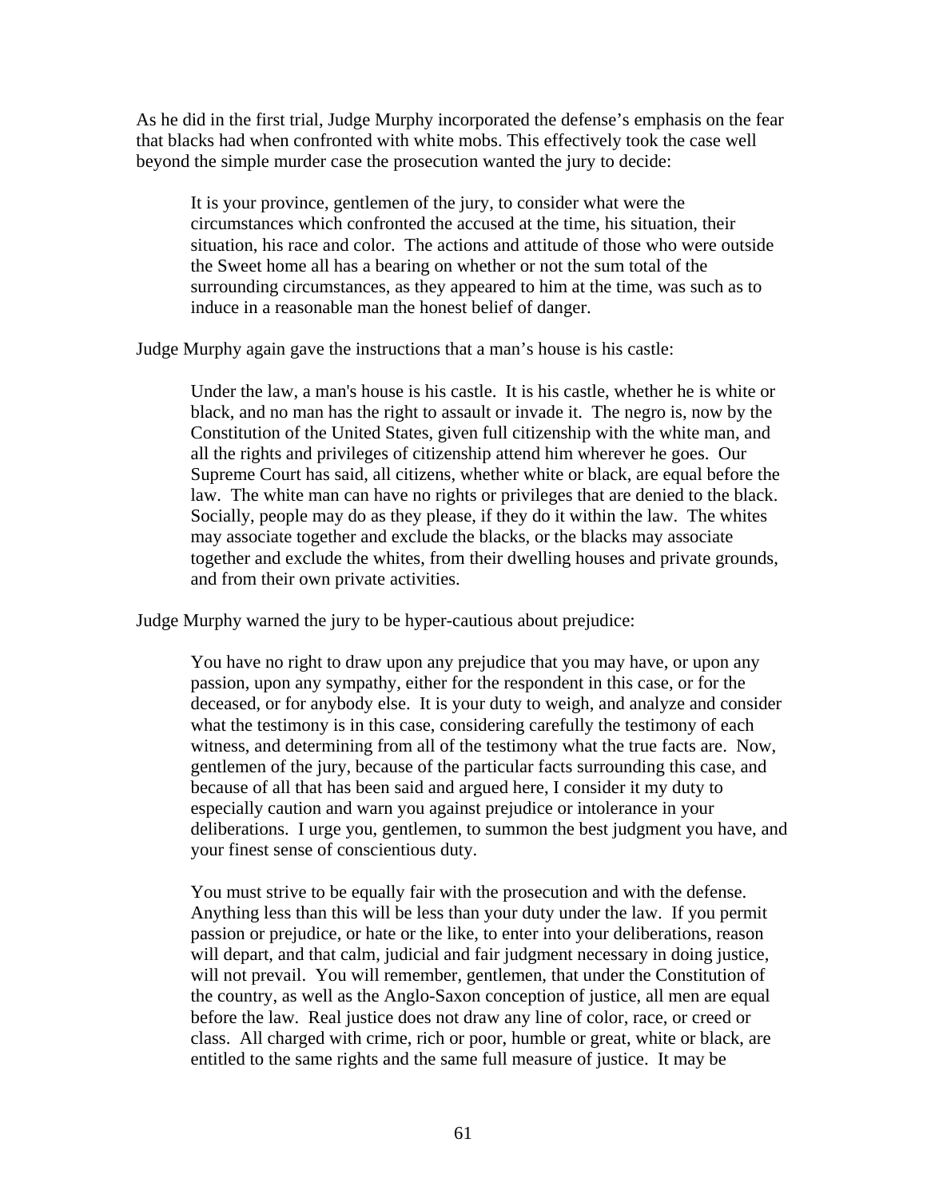As he did in the first trial, Judge Murphy incorporated the defense's emphasis on the fear that blacks had when confronted with white mobs. This effectively took the case well beyond the simple murder case the prosecution wanted the jury to decide:

> It is your province, gentlemen of the jury, to consider what were the circumstances which confronted the accused at the time, his situation, their situation, his race and color. The actions and attitude of those who were outside the Sweet home all has a bearing on whether or not the sum total of the surrounding circumstances, as they appeared to him at the time, was such as to induce in a reasonable man the honest belief of danger.

Judge Murphy again gave the instructions that a man's house is his castle:

> Under the law, a man's house is his castle. It is his castle, whether he is white or black, and no man has the right to assault or invade it. The negro is, now by the Constitution of the United States, given full citizenship with the white man, and all the rights and privileges of citizenship attend him wherever he goes. Our Supreme Court has said, all citizens, whether white or black, are equal before the law. The white man can have no rights or privileges that are denied to the black. Socially, people may do as they please, if they do it within the law. The whites may associate together and exclude the blacks, or the blacks may associate together and exclude the whites, from their dwelling houses and private grounds, and from their own private activities.

Judge Murphy warned the jury to be hyper-cautious about prejudice:

> You have no right to draw upon any prejudice that you may have, or upon any passion, upon any sympathy, either for the respondent in this case, or for the deceased, or for anybody else. It is your duty to weigh, and analyze and consider what the testimony is in this case, considering carefully the testimony of each witness, and determining from all of the testimony what the true facts are. Now, gentlemen of the jury, because of the particular facts surrounding this case, and because of all that has been said and argued here, I consider it my duty to especially caution and warn you against prejudice or intolerance in your deliberations. I urge you, gentlemen, to summon the best judgment you have, and your finest sense of conscientious duty.
>
> You must strive to be equally fair with the prosecution and with the defense. Anything less than this will be less than your duty under the law. If you permit passion or prejudice, or hate or the like, to enter into your deliberations, reason will depart, and that calm, judicial and fair judgment necessary in doing justice, will not prevail. You will remember, gentlemen, that under the Constitution of the country, as well as the Anglo-Saxon conception of justice, all men are equal before the law. Real justice does not draw any line of color, race, or creed or class. All charged with crime, rich or poor, humble or great, white or black, are entitled to the same rights and the same full measure of justice. It may be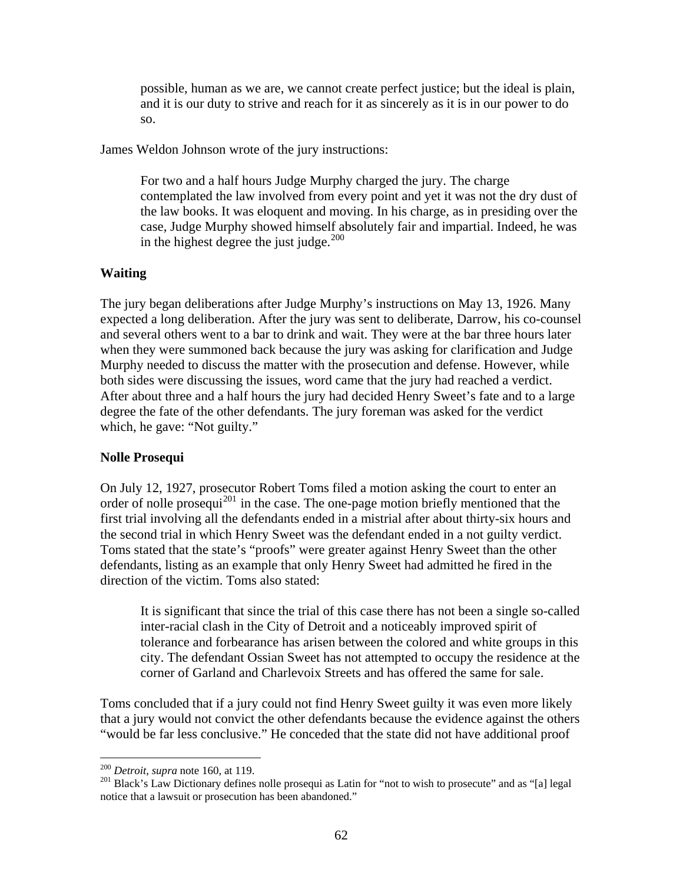> possible, human as we are, we cannot create perfect justice; but the ideal is plain, and it is our duty to strive and reach for it as sincerely as it is in our power to do so.

James Weldon Johnson wrote of the jury instructions:

> For two and a half hours Judge Murphy charged the jury. The charge contemplated the law involved from every point and yet it was not the dry dust of the law books. It was eloquent and moving. In his charge, as in presiding over the case, Judge Murphy showed himself absolutely fair and impartial. Indeed, he was in the highest degree the just judge.[200]

**Waiting**

The jury began deliberations after Judge Murphy's instructions on May 13, 1926. Many expected a long deliberation. After the jury was sent to deliberate, Darrow, his co-counsel and several others went to a bar to drink and wait. They were at the bar three hours later when they were summoned back because the jury was asking for clarification and Judge Murphy needed to discuss the matter with the prosecution and defense. However, while both sides were discussing the issues, word came that the jury had reached a verdict. After about three and a half hours the jury had decided Henry Sweet's fate and to a large degree the fate of the other defendants. The jury foreman was asked for the verdict which, he gave: "Not guilty."

**Nolle Prosequi**

On July 12, 1927, prosecutor Robert Toms filed a motion asking the court to enter an order of nolle prosequi[201] in the case. The one-page motion briefly mentioned that the first trial involving all the defendants ended in a mistrial after about thirty-six hours and the second trial in which Henry Sweet was the defendant ended in a not guilty verdict. Toms stated that the state's "proofs" were greater against Henry Sweet than the other defendants, listing as an example that only Henry Sweet had admitted he fired in the direction of the victim. Toms also stated:

> It is significant that since the trial of this case there has not been a single so-called inter-racial clash in the City of Detroit and a noticeably improved spirit of tolerance and forbearance has arisen between the colored and white groups in this city. The defendant Ossian Sweet has not attempted to occupy the residence at the corner of Garland and Charlevoix Streets and has offered the same for sale.

Toms concluded that if a jury could not find Henry Sweet guilty it was even more likely that a jury would not convict the other defendants because the evidence against the others "would be far less conclusive." He conceded that the state did not have additional proof

---

[200] *Detroit*, *supra* note 160, at 119.

[201] Black's Law Dictionary defines nolle prosequi as Latin for "not to wish to prosecute" and as "[a] legal notice that a lawsuit or prosecution has been abandoned."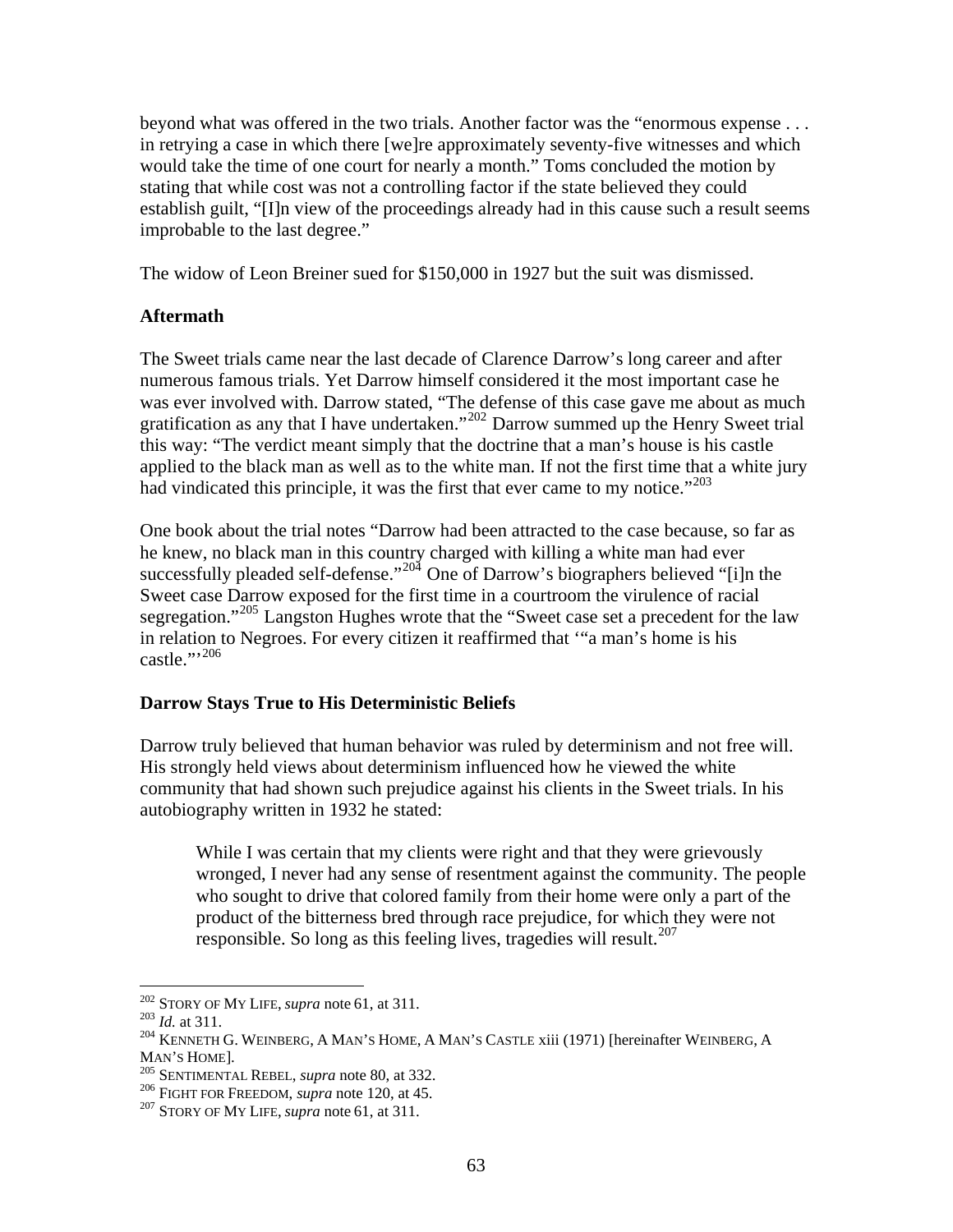beyond what was offered in the two trials. Another factor was the "enormous expense . . . in retrying a case in which there [we]re approximately seventy-five witnesses and which would take the time of one court for nearly a month." Toms concluded the motion by stating that while cost was not a controlling factor if the state believed they could establish guilt, "[I]n view of the proceedings already had in this cause such a result seems improbable to the last degree."

The widow of Leon Breiner sued for $150,000 in 1927 but the suit was dismissed.

### Aftermath

The Sweet trials came near the last decade of Clarence Darrow's long career and after numerous famous trials. Yet Darrow himself considered it the most important case he was ever involved with. Darrow stated, "The defense of this case gave me about as much gratification as any that I have undertaken."[202] Darrow summed up the Henry Sweet trial this way: "The verdict meant simply that the doctrine that a man's house is his castle applied to the black man as well as to the white man. If not the first time that a white jury had vindicated this principle, it was the first that ever came to my notice."[203]

One book about the trial notes "Darrow had been attracted to the case because, so far as he knew, no black man in this country charged with killing a white man had ever successfully pleaded self-defense."[204] One of Darrow's biographers believed "[i]n the Sweet case Darrow exposed for the first time in a courtroom the virulence of racial segregation."[205] Langston Hughes wrote that the "Sweet case set a precedent for the law in relation to Negroes. For every citizen it reaffirmed that '"a man's home is his castle."'[206]

### Darrow Stays True to His Deterministic Beliefs

Darrow truly believed that human behavior was ruled by determinism and not free will. His strongly held views about determinism influenced how he viewed the white community that had shown such prejudice against his clients in the Sweet trials. In his autobiography written in 1932 he stated:

> While I was certain that my clients were right and that they were grievously wronged, I never had any sense of resentment against the community. The people who sought to drive that colored family from their home were only a part of the product of the bitterness bred through race prejudice, for which they were not responsible. So long as this feeling lives, tragedies will result.[207]

---

[202] STORY OF MY LIFE, *supra* note 61, at 311.
[203] *Id.* at 311.
[204] KENNETH G. WEINBERG, A MAN'S HOME, A MAN'S CASTLE xiii (1971) [hereinafter WEINBERG, A MAN'S HOME].
[205] SENTIMENTAL REBEL, *supra* note 80, at 332.
[206] FIGHT FOR FREEDOM, *supra* note 120, at 45.
[207] STORY OF MY LIFE, *supra* note 61, at 311.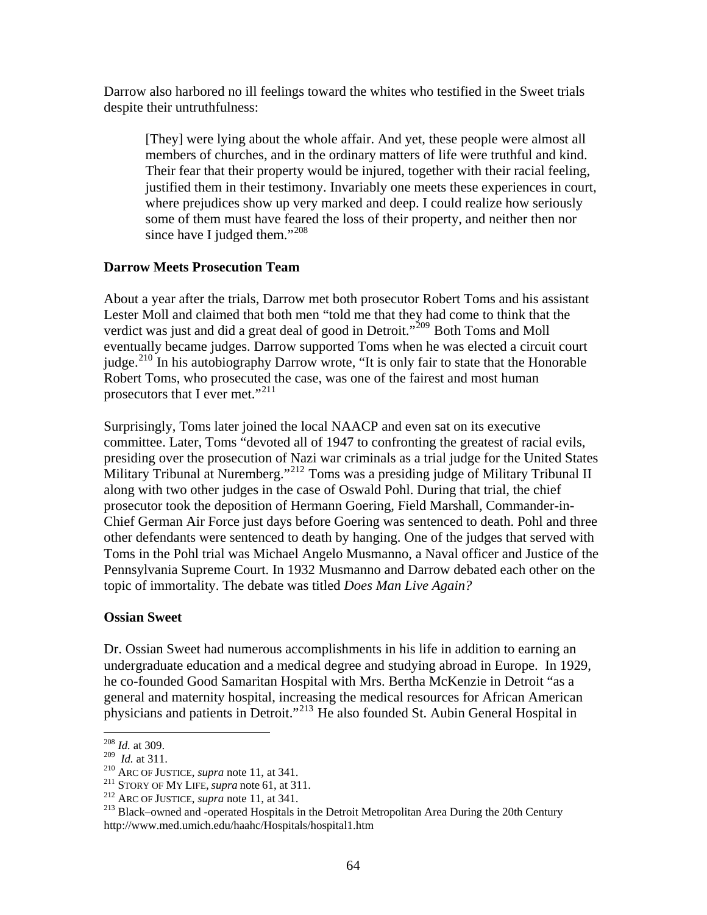Darrow also harbored no ill feelings toward the whites who testified in the Sweet trials despite their untruthfulness:

> [They] were lying about the whole affair. And yet, these people were almost all members of churches, and in the ordinary matters of life were truthful and kind. Their fear that their property would be injured, together with their racial feeling, justified them in their testimony. Invariably one meets these experiences in court, where prejudices show up very marked and deep. I could realize how seriously some of them must have feared the loss of their property, and neither then nor since have I judged them."[208]

**Darrow Meets Prosecution Team**

About a year after the trials, Darrow met both prosecutor Robert Toms and his assistant Lester Moll and claimed that both men "told me that they had come to think that the verdict was just and did a great deal of good in Detroit."[209] Both Toms and Moll eventually became judges. Darrow supported Toms when he was elected a circuit court judge.[210] In his autobiography Darrow wrote, "It is only fair to state that the Honorable Robert Toms, who prosecuted the case, was one of the fairest and most human prosecutors that I ever met."[211]

Surprisingly, Toms later joined the local NAACP and even sat on its executive committee. Later, Toms "devoted all of 1947 to confronting the greatest of racial evils, presiding over the prosecution of Nazi war criminals as a trial judge for the United States Military Tribunal at Nuremberg."[212] Toms was a presiding judge of Military Tribunal II along with two other judges in the case of Oswald Pohl. During that trial, the chief prosecutor took the deposition of Hermann Goering, Field Marshall, Commander-in-Chief German Air Force just days before Goering was sentenced to death. Pohl and three other defendants were sentenced to death by hanging. One of the judges that served with Toms in the Pohl trial was Michael Angelo Musmanno, a Naval officer and Justice of the Pennsylvania Supreme Court. In 1932 Musmanno and Darrow debated each other on the topic of immortality. The debate was titled *Does Man Live Again?*

**Ossian Sweet**

Dr. Ossian Sweet had numerous accomplishments in his life in addition to earning an undergraduate education and a medical degree and studying abroad in Europe. In 1929, he co-founded Good Samaritan Hospital with Mrs. Bertha McKenzie in Detroit "as a general and maternity hospital, increasing the medical resources for African American physicians and patients in Detroit."[213] He also founded St. Aubin General Hospital in

---

[208] *Id.* at 309.
[209] *Id.* at 311.
[210] ARC OF JUSTICE, *supra* note 11, at 341.
[211] STORY OF MY LIFE, *supra* note 61, at 311.
[212] ARC OF JUSTICE, *supra* note 11, at 341.
[213] Black–owned and -operated Hospitals in the Detroit Metropolitan Area During the 20th Century http://www.med.umich.edu/haahc/Hospitals/hospital1.htm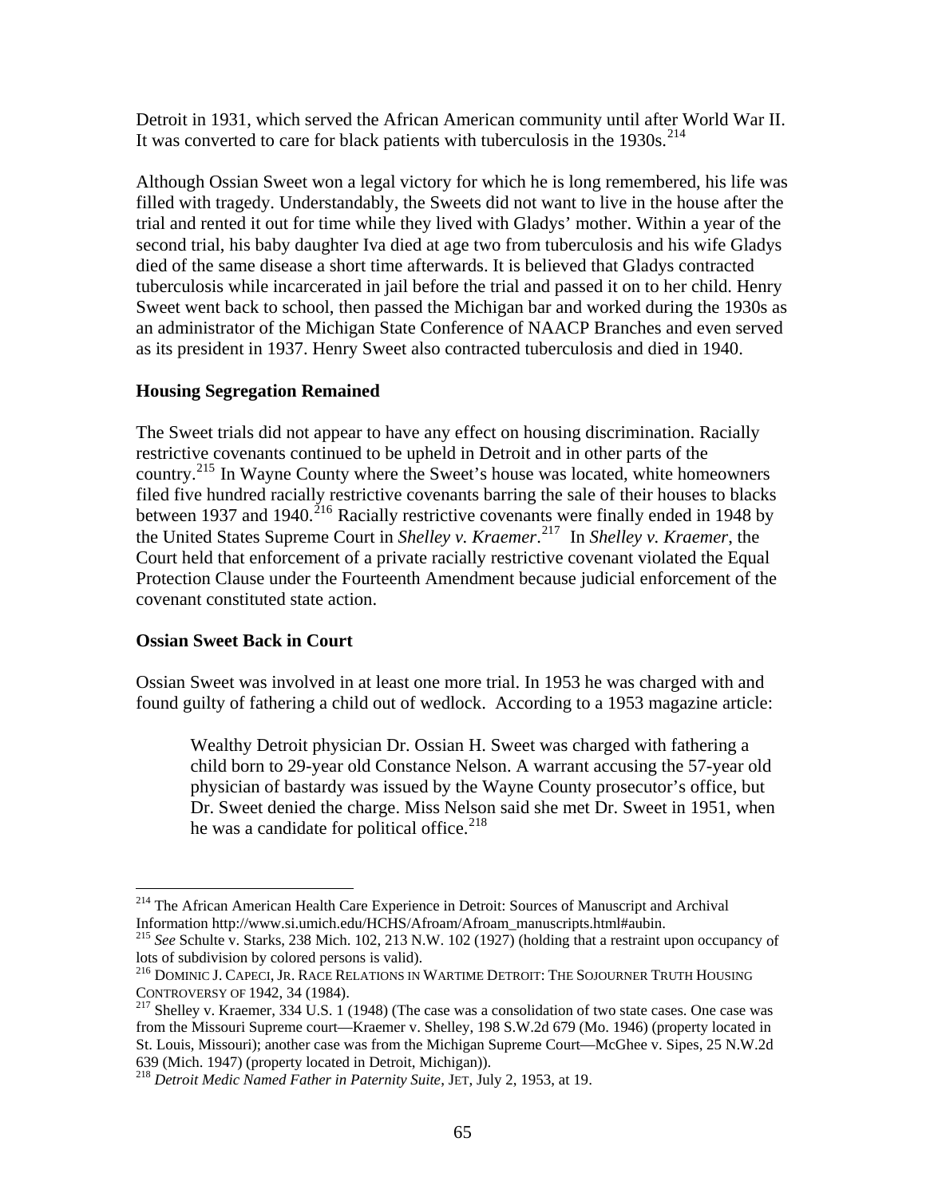Detroit in 1931, which served the African American community until after World War II. It was converted to care for black patients with tuberculosis in the 1930s.[214]

Although Ossian Sweet won a legal victory for which he is long remembered, his life was filled with tragedy. Understandably, the Sweets did not want to live in the house after the trial and rented it out for time while they lived with Gladys' mother. Within a year of the second trial, his baby daughter Iva died at age two from tuberculosis and his wife Gladys died of the same disease a short time afterwards. It is believed that Gladys contracted tuberculosis while incarcerated in jail before the trial and passed it on to her child. Henry Sweet went back to school, then passed the Michigan bar and worked during the 1930s as an administrator of the Michigan State Conference of NAACP Branches and even served as its president in 1937. Henry Sweet also contracted tuberculosis and died in 1940.

**Housing Segregation Remained**

The Sweet trials did not appear to have any effect on housing discrimination. Racially restrictive covenants continued to be upheld in Detroit and in other parts of the country.[215] In Wayne County where the Sweet's house was located, white homeowners filed five hundred racially restrictive covenants barring the sale of their houses to blacks between 1937 and 1940.[216] Racially restrictive covenants were finally ended in 1948 by the United States Supreme Court in *Shelley v. Kraemer*.[217] In *Shelley v. Kraemer*, the Court held that enforcement of a private racially restrictive covenant violated the Equal Protection Clause under the Fourteenth Amendment because judicial enforcement of the covenant constituted state action.

**Ossian Sweet Back in Court**

Ossian Sweet was involved in at least one more trial. In 1953 he was charged with and found guilty of fathering a child out of wedlock. According to a 1953 magazine article:

> Wealthy Detroit physician Dr. Ossian H. Sweet was charged with fathering a child born to 29-year old Constance Nelson. A warrant accusing the 57-year old physician of bastardy was issued by the Wayne County prosecutor's office, but Dr. Sweet denied the charge. Miss Nelson said she met Dr. Sweet in 1951, when he was a candidate for political office.[218]

---

[214] The African American Health Care Experience in Detroit: Sources of Manuscript and Archival Information http://www.si.umich.edu/HCHS/Afroam/Afroam_manuscripts.html#aubin.

[215] *See* Schulte v. Starks, 238 Mich. 102, 213 N.W. 102 (1927) (holding that a restraint upon occupancy of lots of subdivision by colored persons is valid).

[216] DOMINIC J. CAPECI, JR. RACE RELATIONS IN WARTIME DETROIT: THE SOJOURNER TRUTH HOUSING CONTROVERSY OF 1942, 34 (1984).

[217] Shelley v. Kraemer, 334 U.S. 1 (1948) (The case was a consolidation of two state cases. One case was from the Missouri Supreme court—Kraemer v. Shelley, 198 S.W.2d 679 (Mo. 1946) (property located in St. Louis, Missouri); another case was from the Michigan Supreme Court—McGhee v. Sipes, 25 N.W.2d 639 (Mich. 1947) (property located in Detroit, Michigan)).

[218] *Detroit Medic Named Father in Paternity Suite*, JET, July 2, 1953, at 19.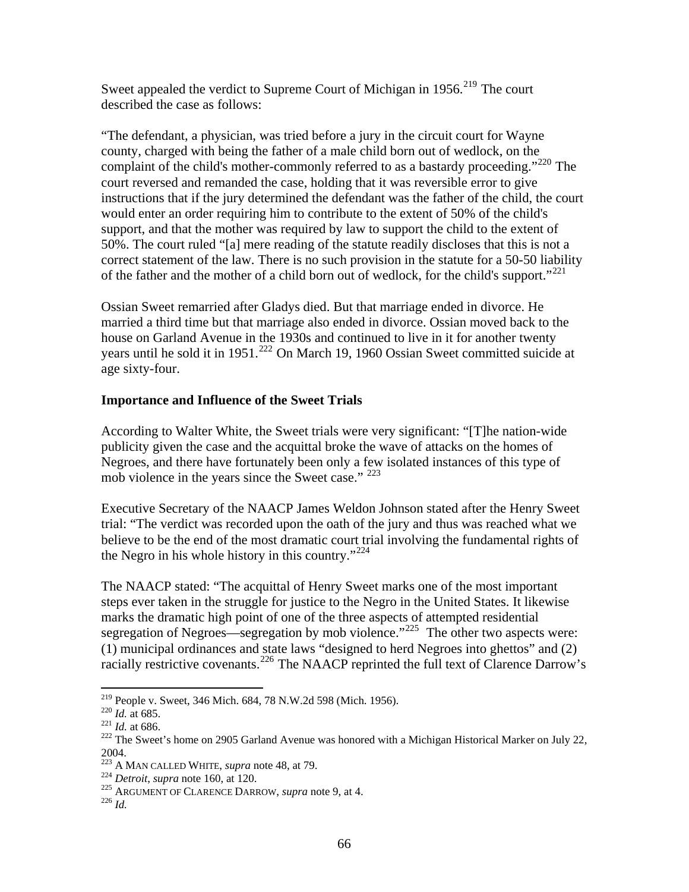Sweet appealed the verdict to Supreme Court of Michigan in 1956.[219] The court described the case as follows:

"The defendant, a physician, was tried before a jury in the circuit court for Wayne county, charged with being the father of a male child born out of wedlock, on the complaint of the child's mother-commonly referred to as a bastardy proceeding."[220] The court reversed and remanded the case, holding that it was reversible error to give instructions that if the jury determined the defendant was the father of the child, the court would enter an order requiring him to contribute to the extent of 50% of the child's support, and that the mother was required by law to support the child to the extent of 50%. The court ruled "[a] mere reading of the statute readily discloses that this is not a correct statement of the law. There is no such provision in the statute for a 50-50 liability of the father and the mother of a child born out of wedlock, for the child's support."[221]

Ossian Sweet remarried after Gladys died. But that marriage ended in divorce. He married a third time but that marriage also ended in divorce. Ossian moved back to the house on Garland Avenue in the 1930s and continued to live in it for another twenty years until he sold it in 1951.[222] On March 19, 1960 Ossian Sweet committed suicide at age sixty-four.

**Importance and Influence of the Sweet Trials**

According to Walter White, the Sweet trials were very significant: "[T]he nation-wide publicity given the case and the acquittal broke the wave of attacks on the homes of Negroes, and there have fortunately been only a few isolated instances of this type of mob violence in the years since the Sweet case." [223]

Executive Secretary of the NAACP James Weldon Johnson stated after the Henry Sweet trial: "The verdict was recorded upon the oath of the jury and thus was reached what we believe to be the end of the most dramatic court trial involving the fundamental rights of the Negro in his whole history in this country."[224]

The NAACP stated: "The acquittal of Henry Sweet marks one of the most important steps ever taken in the struggle for justice to the Negro in the United States. It likewise marks the dramatic high point of one of the three aspects of attempted residential segregation of Negroes—segregation by mob violence."[225] The other two aspects were: (1) municipal ordinances and state laws "designed to herd Negroes into ghettos" and (2) racially restrictive covenants.[226] The NAACP reprinted the full text of Clarence Darrow's

---

[219] People v. Sweet, 346 Mich. 684, 78 N.W.2d 598 (Mich. 1956).

[220] *Id.* at 685.

[221] *Id.* at 686.

[222] The Sweet's home on 2905 Garland Avenue was honored with a Michigan Historical Marker on July 22, 2004.

[223] A MAN CALLED WHITE, *supra* note 48, at 79.

[224] *Detroit*, *supra* note 160, at 120.

[225] ARGUMENT OF CLARENCE DARROW, *supra* note 9, at 4.

[226] *Id.*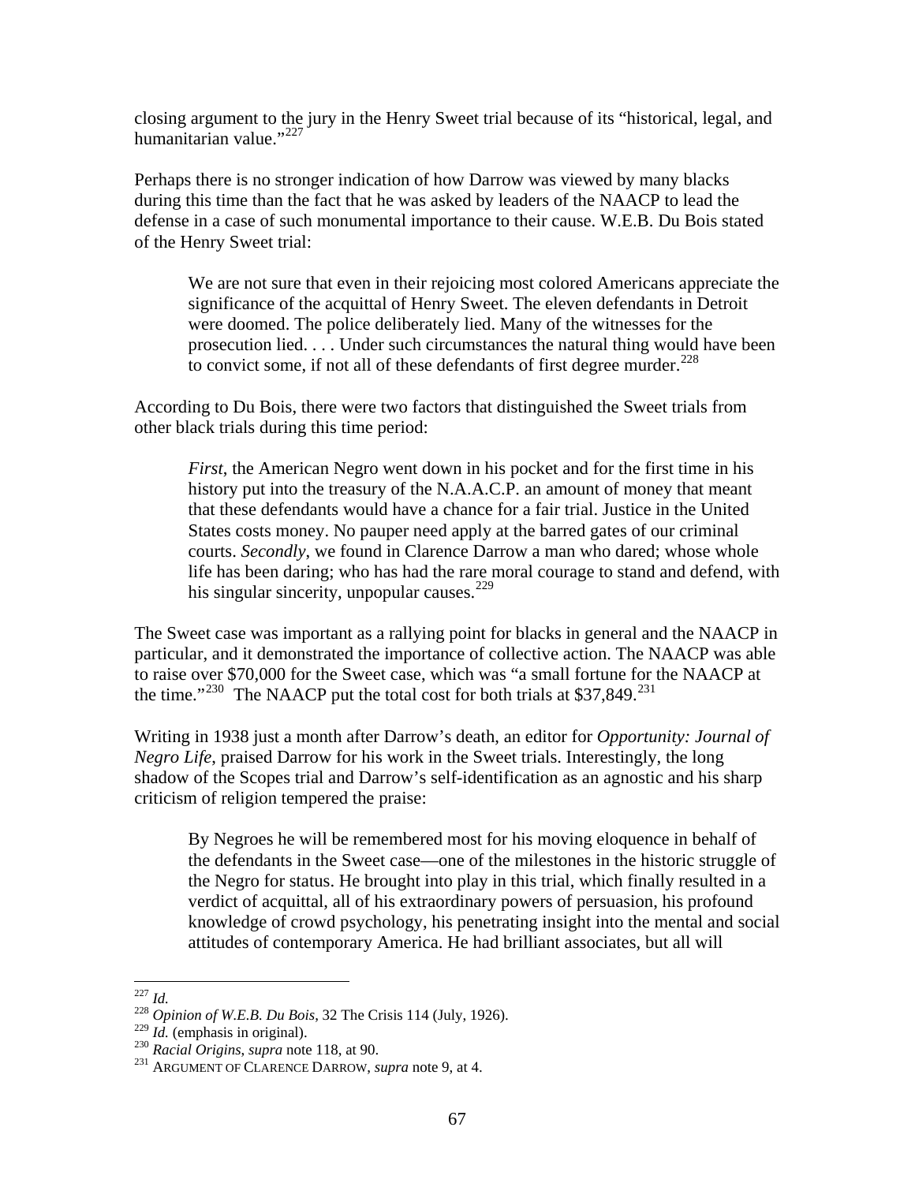closing argument to the jury in the Henry Sweet trial because of its "historical, legal, and humanitarian value."[227]

Perhaps there is no stronger indication of how Darrow was viewed by many blacks during this time than the fact that he was asked by leaders of the NAACP to lead the defense in a case of such monumental importance to their cause. W.E.B. Du Bois stated of the Henry Sweet trial:

> We are not sure that even in their rejoicing most colored Americans appreciate the significance of the acquittal of Henry Sweet. The eleven defendants in Detroit were doomed. The police deliberately lied. Many of the witnesses for the prosecution lied. . . . Under such circumstances the natural thing would have been to convict some, if not all of these defendants of first degree murder.[228]

According to Du Bois, there were two factors that distinguished the Sweet trials from other black trials during this time period:

> *First*, the American Negro went down in his pocket and for the first time in his history put into the treasury of the N.A.A.C.P. an amount of money that meant that these defendants would have a chance for a fair trial. Justice in the United States costs money. No pauper need apply at the barred gates of our criminal courts. *Secondly*, we found in Clarence Darrow a man who dared; whose whole life has been daring; who has had the rare moral courage to stand and defend, with his singular sincerity, unpopular causes.[229]

The Sweet case was important as a rallying point for blacks in general and the NAACP in particular, and it demonstrated the importance of collective action. The NAACP was able to raise over $70,000 for the Sweet case, which was "a small fortune for the NAACP at the time."[230] The NAACP put the total cost for both trials at $37,849.[231]

Writing in 1938 just a month after Darrow's death, an editor for *Opportunity: Journal of Negro Life*, praised Darrow for his work in the Sweet trials. Interestingly, the long shadow of the Scopes trial and Darrow's self-identification as an agnostic and his sharp criticism of religion tempered the praise:

> By Negroes he will be remembered most for his moving eloquence in behalf of the defendants in the Sweet case—one of the milestones in the historic struggle of the Negro for status. He brought into play in this trial, which finally resulted in a verdict of acquittal, all of his extraordinary powers of persuasion, his profound knowledge of crowd psychology, his penetrating insight into the mental and social attitudes of contemporary America. He had brilliant associates, but all will

---

[227] *Id.*

[228] *Opinion of W.E.B. Du Bois*, 32 The Crisis 114 (July, 1926).

[229] *Id.* (emphasis in original).

[230] *Racial Origins*, *supra* note 118, at 90.

[231] ARGUMENT OF CLARENCE DARROW, *supra* note 9, at 4.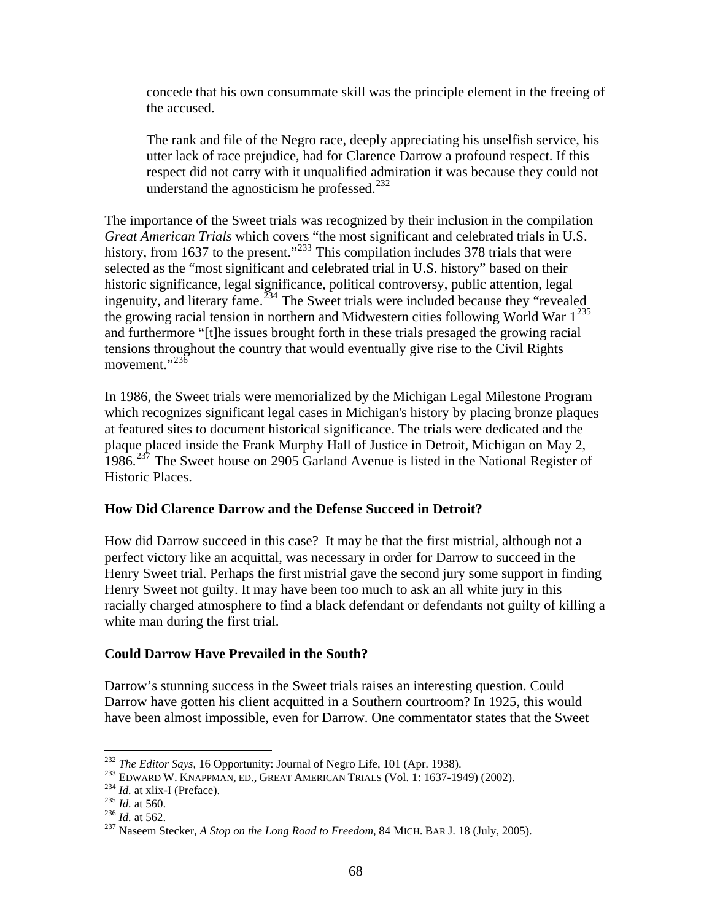> concede that his own consummate skill was the principle element in the freeing of the accused.
>
> The rank and file of the Negro race, deeply appreciating his unselfish service, his utter lack of race prejudice, had for Clarence Darrow a profound respect. If this respect did not carry with it unqualified admiration it was because they could not understand the agnosticism he professed.[232]

The importance of the Sweet trials was recognized by their inclusion in the compilation *Great American Trials* which covers "the most significant and celebrated trials in U.S. history, from 1637 to the present."[233] This compilation includes 378 trials that were selected as the "most significant and celebrated trial in U.S. history" based on their historic significance, legal significance, political controversy, public attention, legal ingenuity, and literary fame.[234] The Sweet trials were included because they "revealed the growing racial tension in northern and Midwestern cities following World War 1[235] and furthermore "[t]he issues brought forth in these trials presaged the growing racial tensions throughout the country that would eventually give rise to the Civil Rights movement."[236]

In 1986, the Sweet trials were memorialized by the Michigan Legal Milestone Program which recognizes significant legal cases in Michigan's history by placing bronze plaques at featured sites to document historical significance. The trials were dedicated and the plaque placed inside the Frank Murphy Hall of Justice in Detroit, Michigan on May 2, 1986.[237] The Sweet house on 2905 Garland Avenue is listed in the National Register of Historic Places.

**How Did Clarence Darrow and the Defense Succeed in Detroit?**

How did Darrow succeed in this case? It may be that the first mistrial, although not a perfect victory like an acquittal, was necessary in order for Darrow to succeed in the Henry Sweet trial. Perhaps the first mistrial gave the second jury some support in finding Henry Sweet not guilty. It may have been too much to ask an all white jury in this racially charged atmosphere to find a black defendant or defendants not guilty of killing a white man during the first trial.

**Could Darrow Have Prevailed in the South?**

Darrow's stunning success in the Sweet trials raises an interesting question. Could Darrow have gotten his client acquitted in a Southern courtroom? In 1925, this would have been almost impossible, even for Darrow. One commentator states that the Sweet

---

[232] *The Editor Says*, 16 Opportunity: Journal of Negro Life, 101 (Apr. 1938).
[233] EDWARD W. KNAPPMAN, ED., GREAT AMERICAN TRIALS (Vol. 1: 1637-1949) (2002).
[234] *Id.* at xlix-I (Preface).
[235] *Id.* at 560.
[236] *Id.* at 562.
[237] Naseem Stecker, *A Stop on the Long Road to Freedom*, 84 MICH. BAR J. 18 (July, 2005).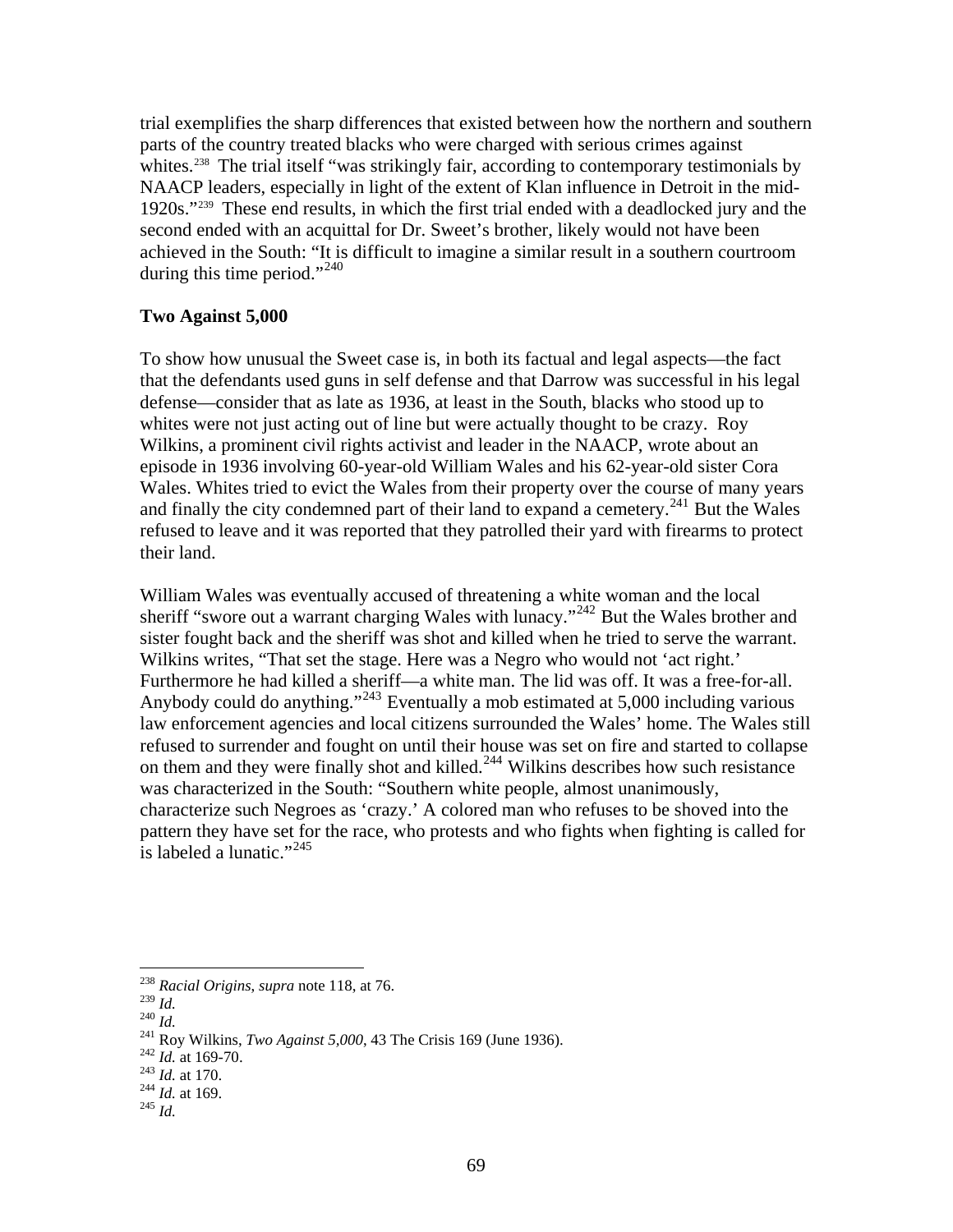trial exemplifies the sharp differences that existed between how the northern and southern parts of the country treated blacks who were charged with serious crimes against whites.[238] The trial itself "was strikingly fair, according to contemporary testimonials by NAACP leaders, especially in light of the extent of Klan influence in Detroit in the mid-1920s."[239] These end results, in which the first trial ended with a deadlocked jury and the second ended with an acquittal for Dr. Sweet's brother, likely would not have been achieved in the South: "It is difficult to imagine a similar result in a southern courtroom during this time period."[240]

**Two Against 5,000**

To show how unusual the Sweet case is, in both its factual and legal aspects—the fact that the defendants used guns in self defense and that Darrow was successful in his legal defense—consider that as late as 1936, at least in the South, blacks who stood up to whites were not just acting out of line but were actually thought to be crazy. Roy Wilkins, a prominent civil rights activist and leader in the NAACP, wrote about an episode in 1936 involving 60-year-old William Wales and his 62-year-old sister Cora Wales. Whites tried to evict the Wales from their property over the course of many years and finally the city condemned part of their land to expand a cemetery.[241] But the Wales refused to leave and it was reported that they patrolled their yard with firearms to protect their land.

William Wales was eventually accused of threatening a white woman and the local sheriff "swore out a warrant charging Wales with lunacy."[242] But the Wales brother and sister fought back and the sheriff was shot and killed when he tried to serve the warrant. Wilkins writes, "That set the stage. Here was a Negro who would not 'act right.' Furthermore he had killed a sheriff—a white man. The lid was off. It was a free-for-all. Anybody could do anything."[243] Eventually a mob estimated at 5,000 including various law enforcement agencies and local citizens surrounded the Wales' home. The Wales still refused to surrender and fought on until their house was set on fire and started to collapse on them and they were finally shot and killed.[244] Wilkins describes how such resistance was characterized in the South: "Southern white people, almost unanimously, characterize such Negroes as 'crazy.' A colored man who refuses to be shoved into the pattern they have set for the race, who protests and who fights when fighting is called for is labeled a lunatic."[245]

---

[238] *Racial Origins*, *supra* note 118, at 76.
[239] *Id.*
[240] *Id.*
[241] Roy Wilkins, *Two Against 5,000*, 43 The Crisis 169 (June 1936).
[242] *Id.* at 169-70.
[243] *Id.* at 170.
[244] *Id.* at 169.
[245] *Id.*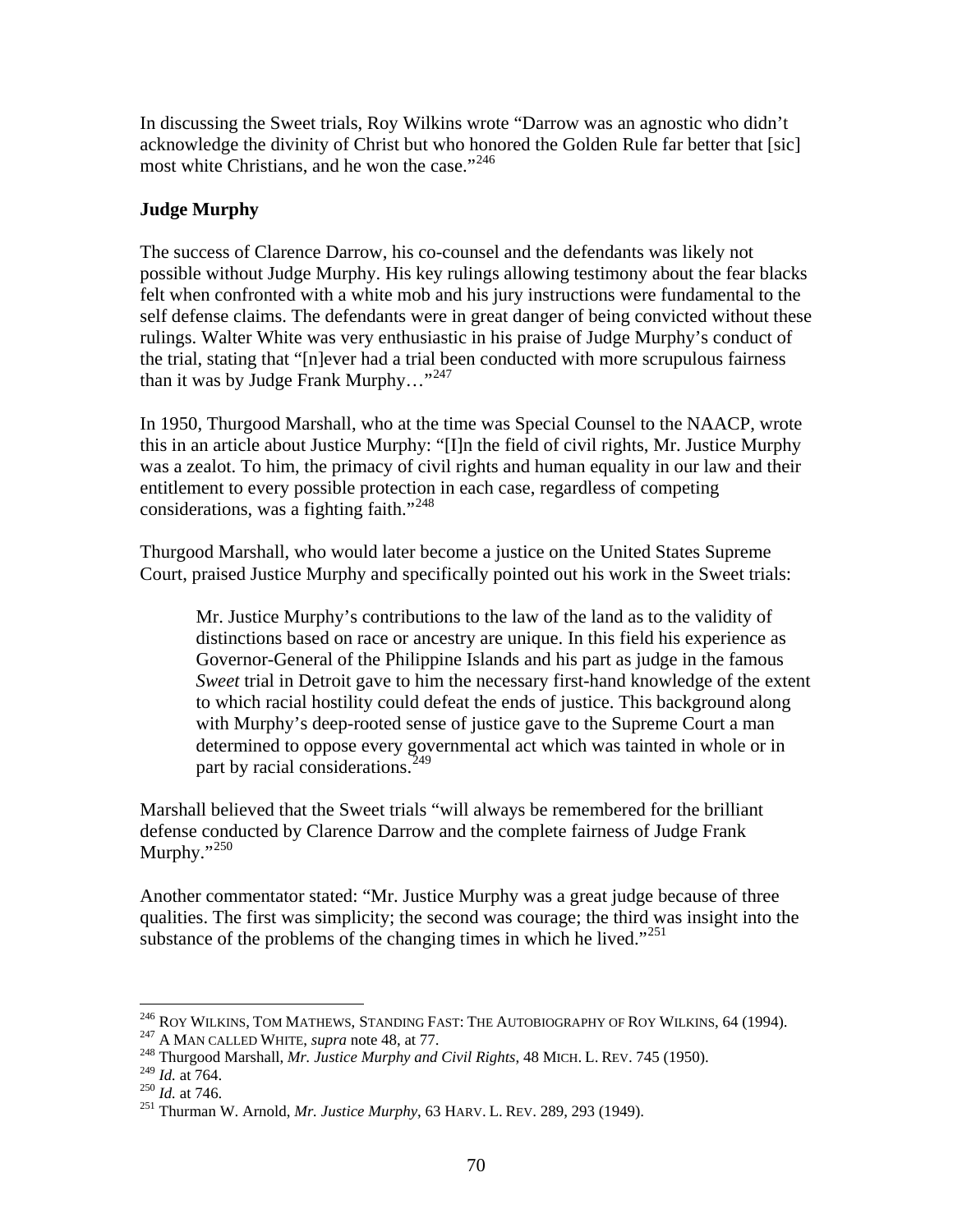In discussing the Sweet trials, Roy Wilkins wrote "Darrow was an agnostic who didn't acknowledge the divinity of Christ but who honored the Golden Rule far better that [sic] most white Christians, and he won the case."[246]

**Judge Murphy**

The success of Clarence Darrow, his co-counsel and the defendants was likely not possible without Judge Murphy. His key rulings allowing testimony about the fear blacks felt when confronted with a white mob and his jury instructions were fundamental to the self defense claims. The defendants were in great danger of being convicted without these rulings. Walter White was very enthusiastic in his praise of Judge Murphy's conduct of the trial, stating that "[n]ever had a trial been conducted with more scrupulous fairness than it was by Judge Frank Murphy…"[247]

In 1950, Thurgood Marshall, who at the time was Special Counsel to the NAACP, wrote this in an article about Justice Murphy: "[I]n the field of civil rights, Mr. Justice Murphy was a zealot. To him, the primacy of civil rights and human equality in our law and their entitlement to every possible protection in each case, regardless of competing considerations, was a fighting faith."[248]

Thurgood Marshall, who would later become a justice on the United States Supreme Court, praised Justice Murphy and specifically pointed out his work in the Sweet trials:

> Mr. Justice Murphy's contributions to the law of the land as to the validity of distinctions based on race or ancestry are unique. In this field his experience as Governor-General of the Philippine Islands and his part as judge in the famous *Sweet* trial in Detroit gave to him the necessary first-hand knowledge of the extent to which racial hostility could defeat the ends of justice. This background along with Murphy's deep-rooted sense of justice gave to the Supreme Court a man determined to oppose every governmental act which was tainted in whole or in part by racial considerations.[249]

Marshall believed that the Sweet trials "will always be remembered for the brilliant defense conducted by Clarence Darrow and the complete fairness of Judge Frank Murphy."[250]

Another commentator stated: "Mr. Justice Murphy was a great judge because of three qualities. The first was simplicity; the second was courage; the third was insight into the substance of the problems of the changing times in which he lived."[251]

---

[246] ROY WILKINS, TOM MATHEWS, STANDING FAST: THE AUTOBIOGRAPHY OF ROY WILKINS, 64 (1994).
[247] A MAN CALLED WHITE, *supra* note 48, at 77.
[248] Thurgood Marshall, *Mr. Justice Murphy and Civil Rights*, 48 MICH. L. REV. 745 (1950).
[249] *Id.* at 764.
[250] *Id.* at 746.
[251] Thurman W. Arnold, *Mr. Justice Murphy*, 63 HARV. L. REV. 289, 293 (1949).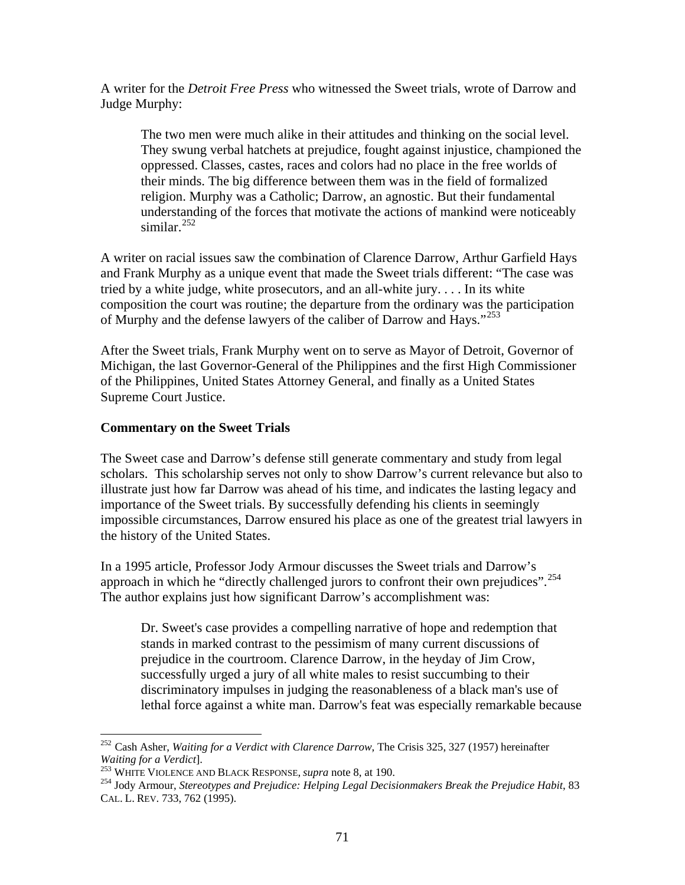A writer for the *Detroit Free Press* who witnessed the Sweet trials, wrote of Darrow and Judge Murphy:

> The two men were much alike in their attitudes and thinking on the social level. They swung verbal hatchets at prejudice, fought against injustice, championed the oppressed. Classes, castes, races and colors had no place in the free worlds of their minds. The big difference between them was in the field of formalized religion. Murphy was a Catholic; Darrow, an agnostic. But their fundamental understanding of the forces that motivate the actions of mankind were noticeably similar.[252]

A writer on racial issues saw the combination of Clarence Darrow, Arthur Garfield Hays and Frank Murphy as a unique event that made the Sweet trials different: "The case was tried by a white judge, white prosecutors, and an all-white jury. . . . In its white composition the court was routine; the departure from the ordinary was the participation of Murphy and the defense lawyers of the caliber of Darrow and Hays."[253]

After the Sweet trials, Frank Murphy went on to serve as Mayor of Detroit, Governor of Michigan, the last Governor-General of the Philippines and the first High Commissioner of the Philippines, United States Attorney General, and finally as a United States Supreme Court Justice.

**Commentary on the Sweet Trials**

The Sweet case and Darrow's defense still generate commentary and study from legal scholars. This scholarship serves not only to show Darrow's current relevance but also to illustrate just how far Darrow was ahead of his time, and indicates the lasting legacy and importance of the Sweet trials. By successfully defending his clients in seemingly impossible circumstances, Darrow ensured his place as one of the greatest trial lawyers in the history of the United States.

In a 1995 article, Professor Jody Armour discusses the Sweet trials and Darrow's approach in which he "directly challenged jurors to confront their own prejudices".[254] The author explains just how significant Darrow's accomplishment was:

> Dr. Sweet's case provides a compelling narrative of hope and redemption that stands in marked contrast to the pessimism of many current discussions of prejudice in the courtroom. Clarence Darrow, in the heyday of Jim Crow, successfully urged a jury of all white males to resist succumbing to their discriminatory impulses in judging the reasonableness of a black man's use of lethal force against a white man. Darrow's feat was especially remarkable because

---

[252] Cash Asher, *Waiting for a Verdict with Clarence Darrow*, The Crisis 325, 327 (1957) hereinafter *Waiting for a Verdict*].

[253] WHITE VIOLENCE AND BLACK RESPONSE, *supra* note 8, at 190.

[254] Jody Armour, *Stereotypes and Prejudice: Helping Legal Decisionmakers Break the Prejudice Habit*, 83 CAL. L. REV. 733, 762 (1995).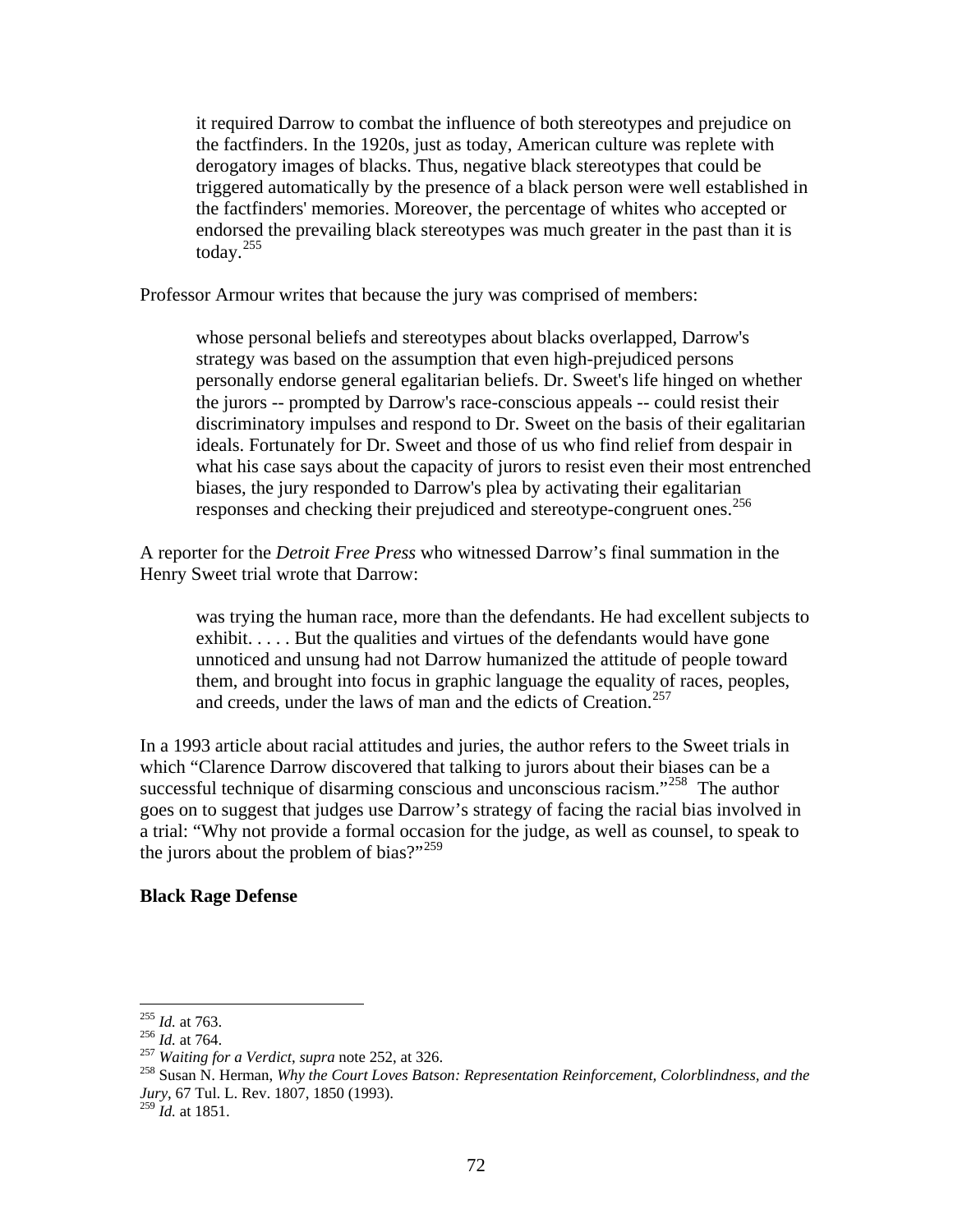> it required Darrow to combat the influence of both stereotypes and prejudice on the factfinders. In the 1920s, just as today, American culture was replete with derogatory images of blacks. Thus, negative black stereotypes that could be triggered automatically by the presence of a black person were well established in the factfinders' memories. Moreover, the percentage of whites who accepted or endorsed the prevailing black stereotypes was much greater in the past than it is today.[255]

Professor Armour writes that because the jury was comprised of members:

> whose personal beliefs and stereotypes about blacks overlapped, Darrow's strategy was based on the assumption that even high-prejudiced persons personally endorse general egalitarian beliefs. Dr. Sweet's life hinged on whether the jurors -- prompted by Darrow's race-conscious appeals -- could resist their discriminatory impulses and respond to Dr. Sweet on the basis of their egalitarian ideals. Fortunately for Dr. Sweet and those of us who find relief from despair in what his case says about the capacity of jurors to resist even their most entrenched biases, the jury responded to Darrow's plea by activating their egalitarian responses and checking their prejudiced and stereotype-congruent ones.[256]

A reporter for the *Detroit Free Press* who witnessed Darrow's final summation in the Henry Sweet trial wrote that Darrow:

> was trying the human race, more than the defendants. He had excellent subjects to exhibit. . . . . But the qualities and virtues of the defendants would have gone unnoticed and unsung had not Darrow humanized the attitude of people toward them, and brought into focus in graphic language the equality of races, peoples, and creeds, under the laws of man and the edicts of Creation.[257]

In a 1993 article about racial attitudes and juries, the author refers to the Sweet trials in which "Clarence Darrow discovered that talking to jurors about their biases can be a successful technique of disarming conscious and unconscious racism."[258] The author goes on to suggest that judges use Darrow's strategy of facing the racial bias involved in a trial: "Why not provide a formal occasion for the judge, as well as counsel, to speak to the jurors about the problem of bias?"[259]

**Black Rage Defense**

---

[255] *Id.* at 763.
[256] *Id.* at 764.
[257] *Waiting for a Verdict*, *supra* note 252, at 326.
[258] Susan N. Herman, *Why the Court Loves Batson: Representation Reinforcement, Colorblindness, and the Jury*, 67 Tul. L. Rev. 1807, 1850 (1993).
[259] *Id.* at 1851.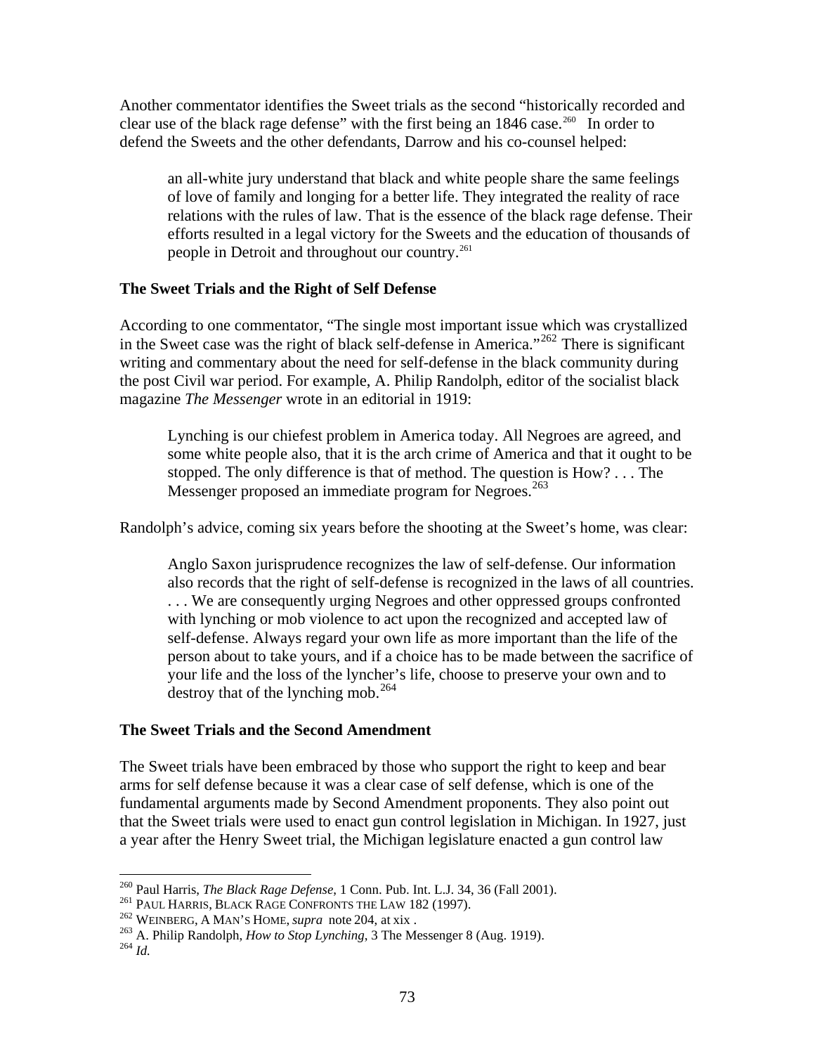Another commentator identifies the Sweet trials as the second "historically recorded and clear use of the black rage defense" with the first being an 1846 case.[260] In order to defend the Sweets and the other defendants, Darrow and his co-counsel helped:

> an all-white jury understand that black and white people share the same feelings of love of family and longing for a better life. They integrated the reality of race relations with the rules of law. That is the essence of the black rage defense. Their efforts resulted in a legal victory for the Sweets and the education of thousands of people in Detroit and throughout our country.[261]

**The Sweet Trials and the Right of Self Defense**

According to one commentator, "The single most important issue which was crystallized in the Sweet case was the right of black self-defense in America."[262] There is significant writing and commentary about the need for self-defense in the black community during the post Civil war period. For example, A. Philip Randolph, editor of the socialist black magazine *The Messenger* wrote in an editorial in 1919:

> Lynching is our chiefest problem in America today. All Negroes are agreed, and some white people also, that it is the arch crime of America and that it ought to be stopped. The only difference is that of method. The question is How? . . . The Messenger proposed an immediate program for Negroes.[263]

Randolph's advice, coming six years before the shooting at the Sweet's home, was clear:

> Anglo Saxon jurisprudence recognizes the law of self-defense. Our information also records that the right of self-defense is recognized in the laws of all countries. . . . We are consequently urging Negroes and other oppressed groups confronted with lynching or mob violence to act upon the recognized and accepted law of self-defense. Always regard your own life as more important than the life of the person about to take yours, and if a choice has to be made between the sacrifice of your life and the loss of the lyncher's life, choose to preserve your own and to destroy that of the lynching mob.[264]

**The Sweet Trials and the Second Amendment**

The Sweet trials have been embraced by those who support the right to keep and bear arms for self defense because it was a clear case of self defense, which is one of the fundamental arguments made by Second Amendment proponents. They also point out that the Sweet trials were used to enact gun control legislation in Michigan. In 1927, just a year after the Henry Sweet trial, the Michigan legislature enacted a gun control law

---

[260] Paul Harris, *The Black Rage Defense*, 1 Conn. Pub. Int. L.J. 34, 36 (Fall 2001).

[261] PAUL HARRIS, BLACK RAGE CONFRONTS THE LAW 182 (1997).

[262] WEINBERG, A MAN'S HOME, *supra* note 204, at xix .

[263] A. Philip Randolph, *How to Stop Lynching*, 3 The Messenger 8 (Aug. 1919).

[264] *Id.*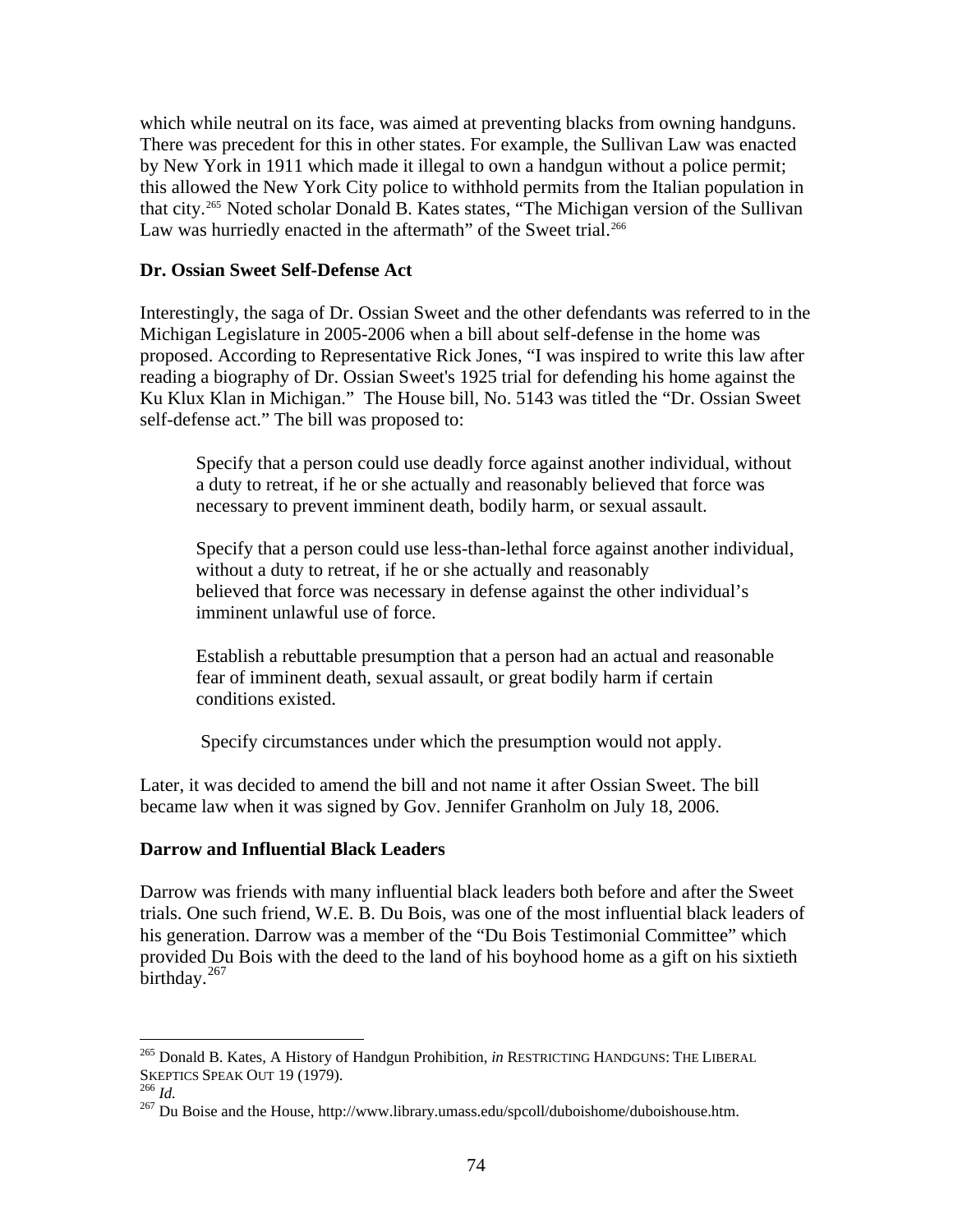which while neutral on its face, was aimed at preventing blacks from owning handguns. There was precedent for this in other states. For example, the Sullivan Law was enacted by New York in 1911 which made it illegal to own a handgun without a police permit; this allowed the New York City police to withhold permits from the Italian population in that city.[265] Noted scholar Donald B. Kates states, "The Michigan version of the Sullivan Law was hurriedly enacted in the aftermath" of the Sweet trial.[266]

**Dr. Ossian Sweet Self-Defense Act**

Interestingly, the saga of Dr. Ossian Sweet and the other defendants was referred to in the Michigan Legislature in 2005-2006 when a bill about self-defense in the home was proposed. According to Representative Rick Jones, "I was inspired to write this law after reading a biography of Dr. Ossian Sweet's 1925 trial for defending his home against the Ku Klux Klan in Michigan." The House bill, No. 5143 was titled the "Dr. Ossian Sweet self-defense act." The bill was proposed to:

> Specify that a person could use deadly force against another individual, without a duty to retreat, if he or she actually and reasonably believed that force was necessary to prevent imminent death, bodily harm, or sexual assault.
>
> Specify that a person could use less-than-lethal force against another individual, without a duty to retreat, if he or she actually and reasonably believed that force was necessary in defense against the other individual's imminent unlawful use of force.
>
> Establish a rebuttable presumption that a person had an actual and reasonable fear of imminent death, sexual assault, or great bodily harm if certain conditions existed.
>
> Specify circumstances under which the presumption would not apply.

Later, it was decided to amend the bill and not name it after Ossian Sweet. The bill became law when it was signed by Gov. Jennifer Granholm on July 18, 2006.

**Darrow and Influential Black Leaders**

Darrow was friends with many influential black leaders both before and after the Sweet trials. One such friend, W.E. B. Du Bois, was one of the most influential black leaders of his generation. Darrow was a member of the "Du Bois Testimonial Committee" which provided Du Bois with the deed to the land of his boyhood home as a gift on his sixtieth birthday.[267]

---

[265] Donald B. Kates, A History of Handgun Prohibition, *in* RESTRICTING HANDGUNS: THE LIBERAL SKEPTICS SPEAK OUT 19 (1979).

[266] *Id.*

[267] Du Boise and the House, http://www.library.umass.edu/spcoll/duboishome/duboishouse.htm.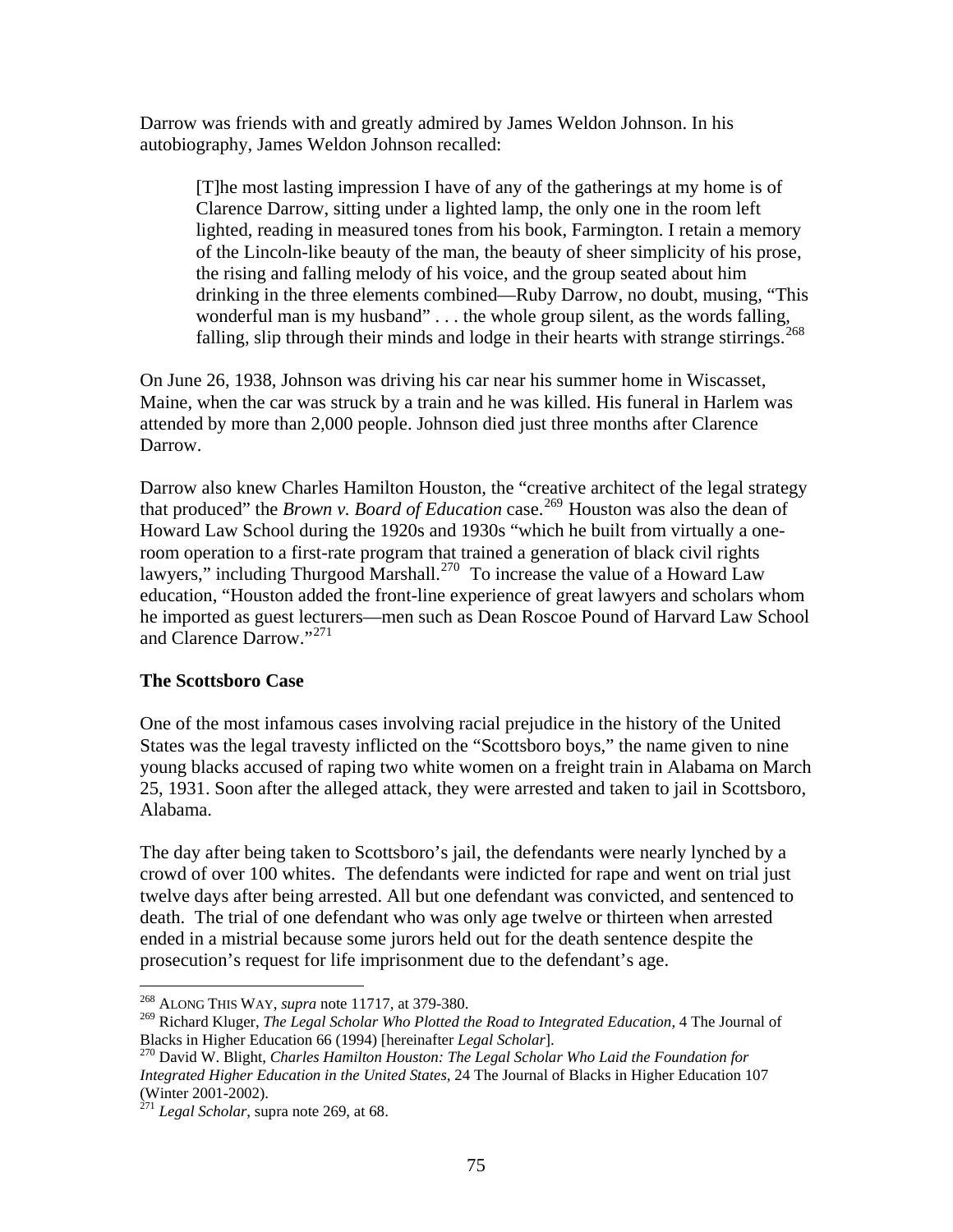Darrow was friends with and greatly admired by James Weldon Johnson. In his autobiography, James Weldon Johnson recalled:

> [T]he most lasting impression I have of any of the gatherings at my home is of Clarence Darrow, sitting under a lighted lamp, the only one in the room left lighted, reading in measured tones from his book, Farmington. I retain a memory of the Lincoln-like beauty of the man, the beauty of sheer simplicity of his prose, the rising and falling melody of his voice, and the group seated about him drinking in the three elements combined—Ruby Darrow, no doubt, musing, "This wonderful man is my husband" . . . the whole group silent, as the words falling, falling, slip through their minds and lodge in their hearts with strange stirrings.[268]

On June 26, 1938, Johnson was driving his car near his summer home in Wiscasset, Maine, when the car was struck by a train and he was killed. His funeral in Harlem was attended by more than 2,000 people. Johnson died just three months after Clarence Darrow.

Darrow also knew Charles Hamilton Houston, the "creative architect of the legal strategy that produced" the *Brown v. Board of Education* case.[269] Houston was also the dean of Howard Law School during the 1920s and 1930s "which he built from virtually a one-room operation to a first-rate program that trained a generation of black civil rights lawyers," including Thurgood Marshall.[270] To increase the value of a Howard Law education, "Houston added the front-line experience of great lawyers and scholars whom he imported as guest lecturers—men such as Dean Roscoe Pound of Harvard Law School and Clarence Darrow."[271]

**The Scottsboro Case**

One of the most infamous cases involving racial prejudice in the history of the United States was the legal travesty inflicted on the "Scottsboro boys," the name given to nine young blacks accused of raping two white women on a freight train in Alabama on March 25, 1931. Soon after the alleged attack, they were arrested and taken to jail in Scottsboro, Alabama.

The day after being taken to Scottsboro's jail, the defendants were nearly lynched by a crowd of over 100 whites. The defendants were indicted for rape and went on trial just twelve days after being arrested. All but one defendant was convicted, and sentenced to death. The trial of one defendant who was only age twelve or thirteen when arrested ended in a mistrial because some jurors held out for the death sentence despite the prosecution's request for life imprisonment due to the defendant's age.

---

[268] ALONG THIS WAY, *supra* note 11717, at 379-380.

[269] Richard Kluger, *The Legal Scholar Who Plotted the Road to Integrated Education*, 4 The Journal of Blacks in Higher Education 66 (1994) [hereinafter *Legal Scholar*].

[270] David W. Blight, *Charles Hamilton Houston: The Legal Scholar Who Laid the Foundation for Integrated Higher Education in the United States*, 24 The Journal of Blacks in Higher Education 107 (Winter 2001-2002).

[271] *Legal Scholar*, supra note 269, at 68.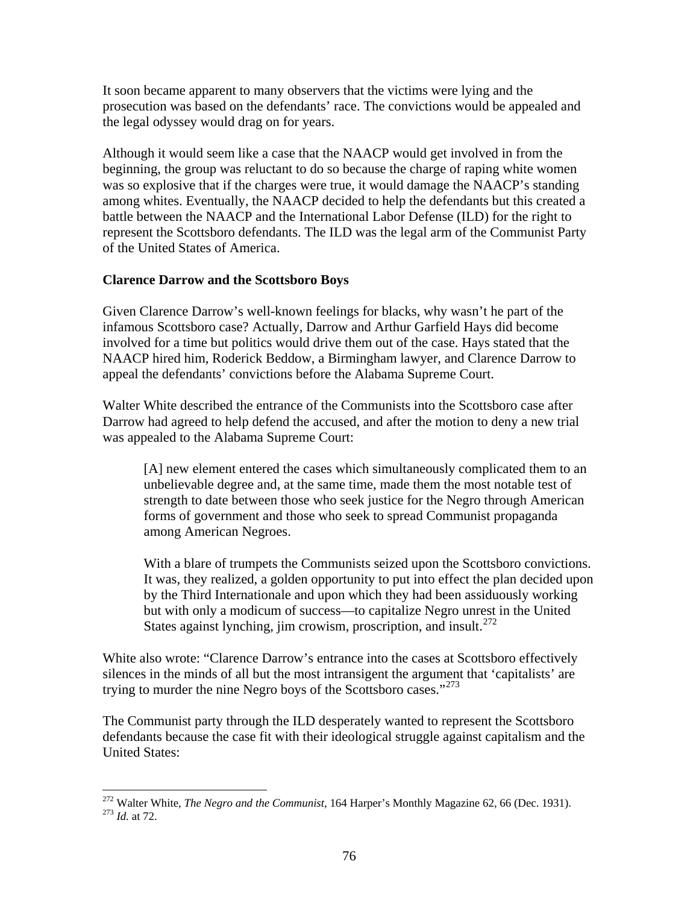It soon became apparent to many observers that the victims were lying and the prosecution was based on the defendants' race. The convictions would be appealed and the legal odyssey would drag on for years.

Although it would seem like a case that the NAACP would get involved in from the beginning, the group was reluctant to do so because the charge of raping white women was so explosive that if the charges were true, it would damage the NAACP's standing among whites. Eventually, the NAACP decided to help the defendants but this created a battle between the NAACP and the International Labor Defense (ILD) for the right to represent the Scottsboro defendants. The ILD was the legal arm of the Communist Party of the United States of America.

**Clarence Darrow and the Scottsboro Boys**

Given Clarence Darrow's well-known feelings for blacks, why wasn't he part of the infamous Scottsboro case? Actually, Darrow and Arthur Garfield Hays did become involved for a time but politics would drive them out of the case. Hays stated that the NAACP hired him, Roderick Beddow, a Birmingham lawyer, and Clarence Darrow to appeal the defendants' convictions before the Alabama Supreme Court.

Walter White described the entrance of the Communists into the Scottsboro case after Darrow had agreed to help defend the accused, and after the motion to deny a new trial was appealed to the Alabama Supreme Court:

> [A] new element entered the cases which simultaneously complicated them to an unbelievable degree and, at the same time, made them the most notable test of strength to date between those who seek justice for the Negro through American forms of government and those who seek to spread Communist propaganda among American Negroes.
>
> With a blare of trumpets the Communists seized upon the Scottsboro convictions. It was, they realized, a golden opportunity to put into effect the plan decided upon by the Third Internationale and upon which they had been assiduously working but with only a modicum of success—to capitalize Negro unrest in the United States against lynching, jim crowism, proscription, and insult.[272]

White also wrote: "Clarence Darrow's entrance into the cases at Scottsboro effectively silences in the minds of all but the most intransigent the argument that 'capitalists' are trying to murder the nine Negro boys of the Scottsboro cases."[273]

The Communist party through the ILD desperately wanted to represent the Scottsboro defendants because the case fit with their ideological struggle against capitalism and the United States:

---

[272] Walter White, *The Negro and the Communist*, 164 Harper's Monthly Magazine 62, 66 (Dec. 1931).
[273] *Id.* at 72.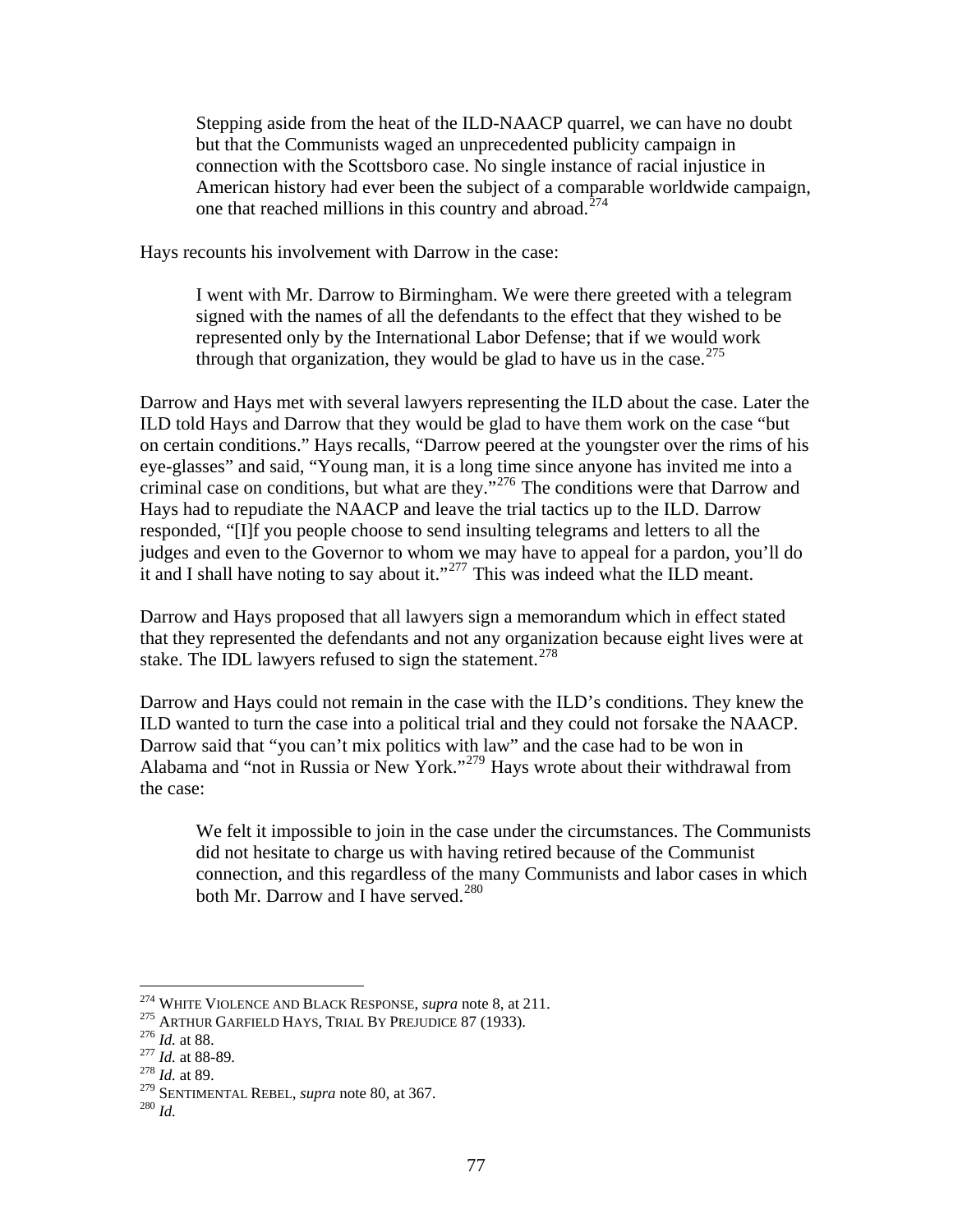> Stepping aside from the heat of the ILD-NAACP quarrel, we can have no doubt but that the Communists waged an unprecedented publicity campaign in connection with the Scottsboro case. No single instance of racial injustice in American history had ever been the subject of a comparable worldwide campaign, one that reached millions in this country and abroad.[274]

Hays recounts his involvement with Darrow in the case:

> I went with Mr. Darrow to Birmingham. We were there greeted with a telegram signed with the names of all the defendants to the effect that they wished to be represented only by the International Labor Defense; that if we would work through that organization, they would be glad to have us in the case.[275]

Darrow and Hays met with several lawyers representing the ILD about the case. Later the ILD told Hays and Darrow that they would be glad to have them work on the case "but on certain conditions." Hays recalls, "Darrow peered at the youngster over the rims of his eye-glasses" and said, "Young man, it is a long time since anyone has invited me into a criminal case on conditions, but what are they."[276] The conditions were that Darrow and Hays had to repudiate the NAACP and leave the trial tactics up to the ILD. Darrow responded, "[I]f you people choose to send insulting telegrams and letters to all the judges and even to the Governor to whom we may have to appeal for a pardon, you'll do it and I shall have noting to say about it."[277] This was indeed what the ILD meant.

Darrow and Hays proposed that all lawyers sign a memorandum which in effect stated that they represented the defendants and not any organization because eight lives were at stake. The IDL lawyers refused to sign the statement.[278]

Darrow and Hays could not remain in the case with the ILD's conditions. They knew the ILD wanted to turn the case into a political trial and they could not forsake the NAACP. Darrow said that "you can't mix politics with law" and the case had to be won in Alabama and "not in Russia or New York."[279] Hays wrote about their withdrawal from the case:

> We felt it impossible to join in the case under the circumstances. The Communists did not hesitate to charge us with having retired because of the Communist connection, and this regardless of the many Communists and labor cases in which both Mr. Darrow and I have served.[280]

---

[274] WHITE VIOLENCE AND BLACK RESPONSE, *supra* note 8, at 211.
[275] ARTHUR GARFIELD HAYS, TRIAL BY PREJUDICE 87 (1933).
[276] *Id.* at 88.
[277] *Id.* at 88-89.
[278] *Id.* at 89.
[279] SENTIMENTAL REBEL, *supra* note 80, at 367.
[280] *Id.*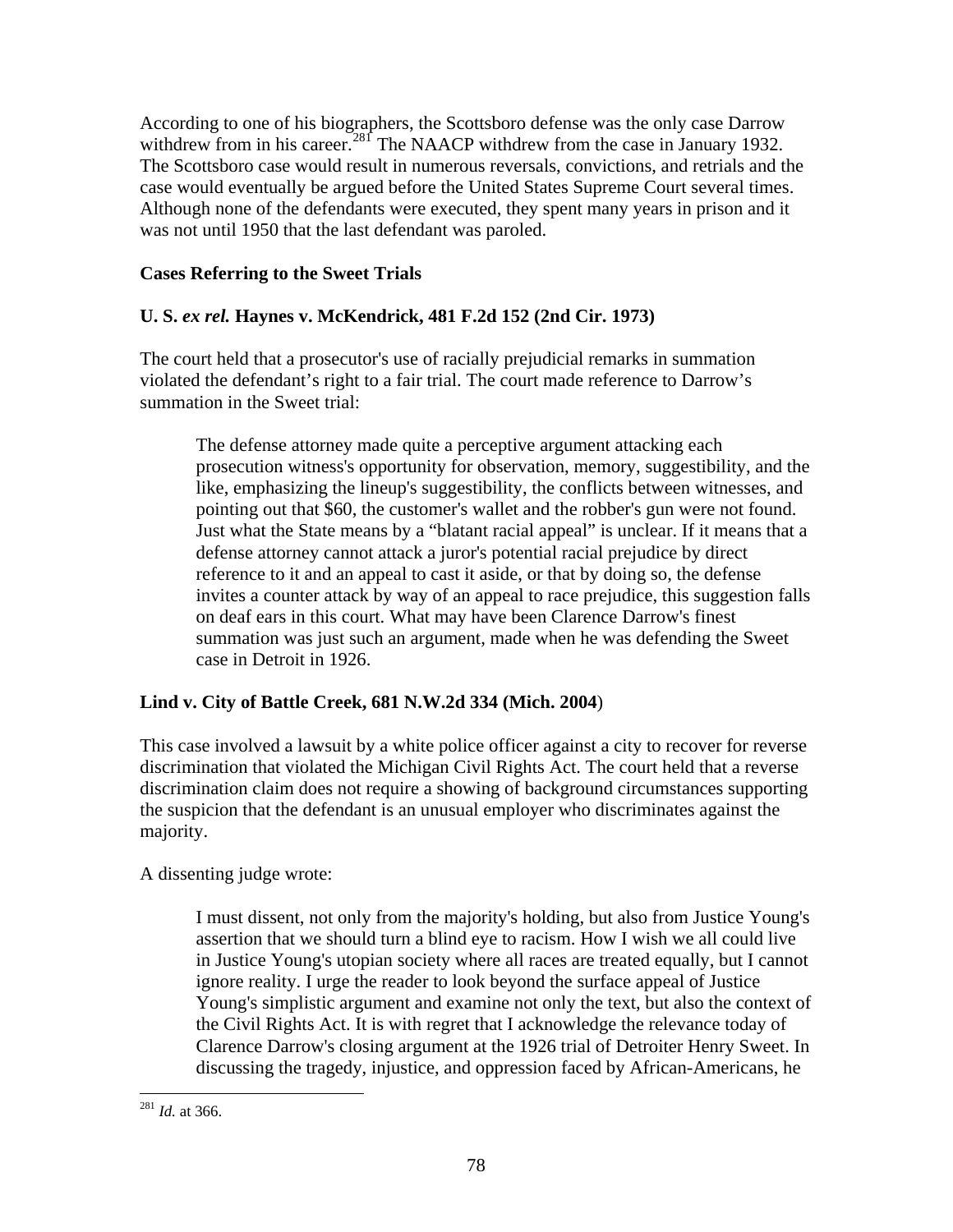According to one of his biographers, the Scottsboro defense was the only case Darrow withdrew from in his career.[281] The NAACP withdrew from the case in January 1932. The Scottsboro case would result in numerous reversals, convictions, and retrials and the case would eventually be argued before the United States Supreme Court several times. Although none of the defendants were executed, they spent many years in prison and it was not until 1950 that the last defendant was paroled.

### Cases Referring to the Sweet Trials

### U. S. *ex rel.* Haynes v. McKendrick, 481 F.2d 152 (2nd Cir. 1973)

The court held that a prosecutor's use of racially prejudicial remarks in summation violated the defendant's right to a fair trial. The court made reference to Darrow's summation in the Sweet trial:

> The defense attorney made quite a perceptive argument attacking each prosecution witness's opportunity for observation, memory, suggestibility, and the like, emphasizing the lineup's suggestibility, the conflicts between witnesses, and pointing out that $60, the customer's wallet and the robber's gun were not found. Just what the State means by a "blatant racial appeal" is unclear. If it means that a defense attorney cannot attack a juror's potential racial prejudice by direct reference to it and an appeal to cast it aside, or that by doing so, the defense invites a counter attack by way of an appeal to race prejudice, this suggestion falls on deaf ears in this court. What may have been Clarence Darrow's finest summation was just such an argument, made when he was defending the Sweet case in Detroit in 1926.

### Lind v. City of Battle Creek, 681 N.W.2d 334 (Mich. 2004)

This case involved a lawsuit by a white police officer against a city to recover for reverse discrimination that violated the Michigan Civil Rights Act. The court held that a reverse discrimination claim does not require a showing of background circumstances supporting the suspicion that the defendant is an unusual employer who discriminates against the majority.

A dissenting judge wrote:

> I must dissent, not only from the majority's holding, but also from Justice Young's assertion that we should turn a blind eye to racism. How I wish we all could live in Justice Young's utopian society where all races are treated equally, but I cannot ignore reality. I urge the reader to look beyond the surface appeal of Justice Young's simplistic argument and examine not only the text, but also the context of the Civil Rights Act. It is with regret that I acknowledge the relevance today of Clarence Darrow's closing argument at the 1926 trial of Detroiter Henry Sweet. In discussing the tragedy, injustice, and oppression faced by African-Americans, he

[281] *Id.* at 366.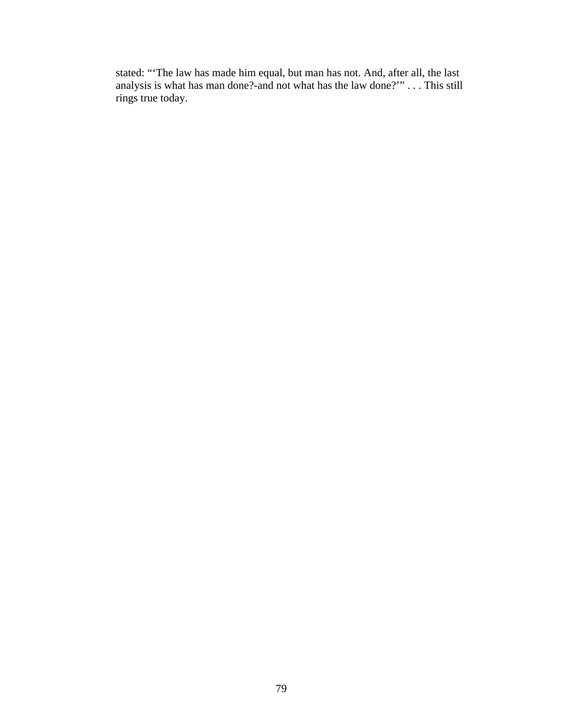stated: "'The law has made him equal, but man has not. And, after all, the last analysis is what has man done?-and not what has the law done?'" . . . This still rings true today.